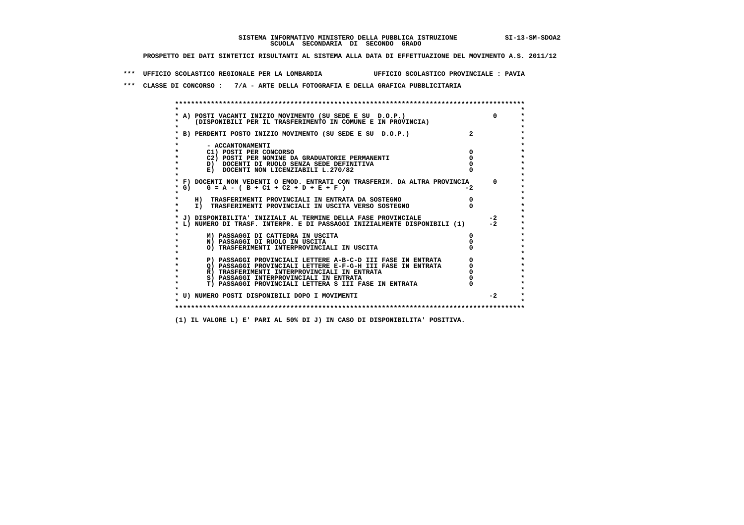SISTEMA INFORMATIVO MINISTERO DELLA PUBBLICA ISTRUZIONE SI-13-SM-SDOA2

SCUOLA SECONDARIA DI SECONDO GRADO

PROSPETTO DEI DATI SINTETICI RISULTANTI AL SISTEMA ALLA DATA DI EFFETTUAZIONE DEL MOVIMENTO A.S. 2011/12

*** UFFICIO SCOLASTICO REGIONALE PER LA LOMBARDIA UFFICIO SCOLASTICO PROVINCIALE : PAVIA

*** CLASSE DI CONCORSO : 7/A - ARTE DELLA FOTOGRAFIA E DELLA GRAFICA PUBBLICITARIA

| Voce | Valore | Totale |
|---|---|---|
| A) POSTI VACANTI INIZIO MOVIMENTO (SU SEDE E SU D.O.P.) (DISPONIBILI PER IL TRASFERIMENTO IN COMUNE E IN PROVINCIA) | | 0 |
| B) PERDENTI POSTO INIZIO MOVIMENTO (SU SEDE E SU D.O.P.) | 2 | |
| - ACCANTONAMENTI | | |
| C1) POSTI PER CONCORSO | 0 | |
| C2) POSTI PER NOMINE DA GRADUATORIE PERMANENTI | 0 | |
| D) DOCENTI DI RUOLO SENZA SEDE DEFINITIVA | 0 | |
| E) DOCENTI NON LICENZIABILI L.270/82 | 0 | |
| F) DOCENTI NON VEDENTI O EMOD. ENTRATI CON TRASFERIM. DA ALTRA PROVINCIA | | 0 |
| G) G = A - ( B + C1 + C2 + D + E + F ) | -2 | |
| H) TRASFERIMENTI PROVINCIALI IN ENTRATA DA SOSTEGNO | 0 | |
| I) TRASFERIMENTI PROVINCIALI IN USCITA VERSO SOSTEGNO | 0 | |
| J) DISPONIBILITA' INIZIALI AL TERMINE DELLA FASE PROVINCIALE | | -2 |
| L) NUMERO DI TRASF. INTERPR. E DI PASSAGGI INIZIALMENTE DISPONIBILI (1) | | -2 |
| M) PASSAGGI DI CATTEDRA IN USCITA | 0 | |
| N) PASSAGGI DI RUOLO IN USCITA | 0 | |
| O) TRASFERIMENTI INTERPROVINCIALI IN USCITA | 0 | |
| P) PASSAGGI PROVINCIALI LETTERE A-B-C-D III FASE IN ENTRATA | 0 | |
| Q) PASSAGGI PROVINCIALI LETTERE E-F-G-H III FASE IN ENTRATA | 0 | |
| R) TRASFERIMENTI INTERPROVINCIALI IN ENTRATA | 0 | |
| S) PASSAGGI INTERPROVINCIALI IN ENTRATA | 0 | |
| T) PASSAGGI PROVINCIALI LETTERA S III FASE IN ENTRATA | 0 | |
| U) NUMERO POSTI DISPONIBILI DOPO I MOVIMENTI | | -2 |

(1) IL VALORE L) E' PARI AL 50% DI J) IN CASO DI DISPONIBILITA' POSITIVA.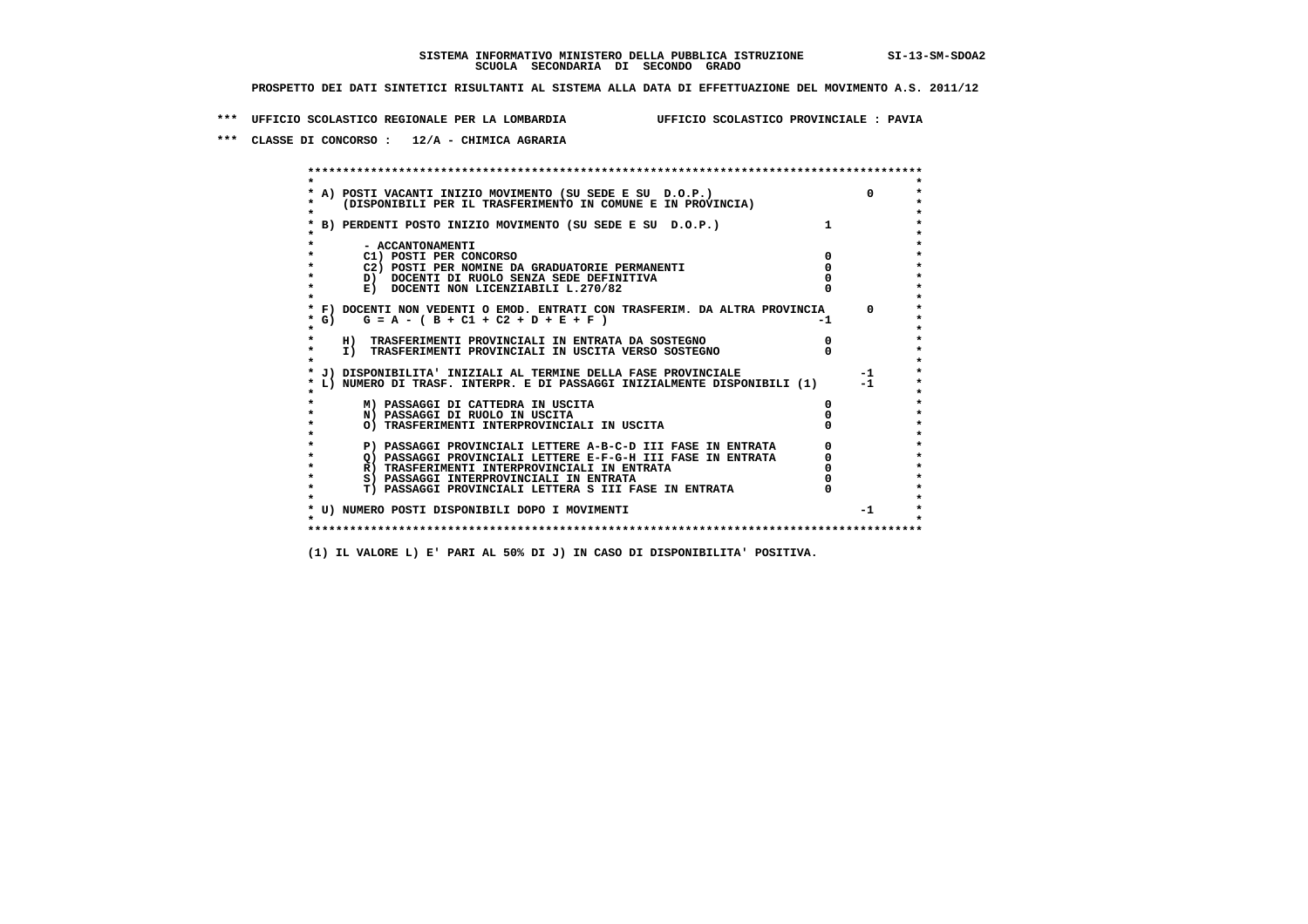**SISTEMA INFORMATIVO MINISTERO DELLA PUBBLICA ISTRUZIONE SI-13-SM-SDOA2**
**SCUOLA SECONDARIA DI SECONDO GRADO**

**PROSPETTO DEI DATI SINTETICI RISULTANTI AL SISTEMA ALLA DATA DI EFFETTUAZIONE DEL MOVIMENTO A.S. 2011/12**

**\*\*\* UFFICIO SCOLASTICO REGIONALE PER LA LOMBARDIA UFFICIO SCOLASTICO PROVINCIALE : PAVIA**

**\*\*\* CLASSE DI CONCORSO : 12/A - CHIMICA AGRARIA**

```
******************************************************************************************
*                                                                                        *
* A) POSTI VACANTI INIZIO MOVIMENTO (SU SEDE E SU  D.O.P.)                      0       *
*    (DISPONIBILI PER IL TRASFERIMENTO IN COMUNE E IN PROVINCIA)                         *
*                                                                                        *
* B) PERDENTI POSTO INIZIO MOVIMENTO (SU SEDE E SU  D.O.P.)             1                 *
*                                                                                        *
*       - ACCANTONAMENTI                                                                 *
*       C1) POSTI PER CONCORSO                                          0                 *
*       C2) POSTI PER NOMINE DA GRADUATORIE PERMANENTI                  0                 *
*       D)  DOCENTI DI RUOLO SENZA SEDE DEFINITIVA                      0                 *
*       E)  DOCENTI NON LICENZIABILI L.270/82                           0                 *
*                                                                                        *
* F) DOCENTI NON VEDENTI O EMOD. ENTRATI CON TRASFERIM. DA ALTRA PROVINCIA      0       *
* G)    G = A - ( B + C1 + C2 + D + E + F )                            -1                 *
*                                                                                        *
*    H)  TRASFERIMENTI PROVINCIALI IN ENTRATA DA SOSTEGNO               0                 *
*    I)  TRASFERIMENTI PROVINCIALI IN USCITA VERSO SOSTEGNO             0                 *
*                                                                                        *
* J) DISPONIBILITA' INIZIALI AL TERMINE DELLA FASE PROVINCIALE                 -1       *
* L) NUMERO DI TRASF. INTERPR. E DI PASSAGGI INIZIALMENTE DISPONIBILI (1)      -1       *
*                                                                                        *
*       M) PASSAGGI DI CATTEDRA IN USCITA                               0                 *
*       N) PASSAGGI DI RUOLO IN USCITA                                  0                 *
*       O) TRASFERIMENTI INTERPROVINCIALI IN USCITA                     0                 *
*                                                                                        *
*       P) PASSAGGI PROVINCIALI LETTERE A-B-C-D III FASE IN ENTRATA     0                 *
*       Q) PASSAGGI PROVINCIALI LETTERE E-F-G-H III FASE IN ENTRATA     0                 *
*       R) TRASFERIMENTI INTERPROVINCIALI IN ENTRATA                    0                 *
*       S) PASSAGGI INTERPROVINCIALI IN ENTRATA                         0                 *
*       T) PASSAGGI PROVINCIALI LETTERA S III FASE IN ENTRATA           0                 *
*                                                                                        *
* U) NUMERO POSTI DISPONIBILI DOPO I MOVIMENTI                                 -1       *
*                                                                                        *
******************************************************************************************
```

**(1) IL VALORE L) E' PARI AL 50% DI J) IN CASO DI DISPONIBILITA' POSITIVA.**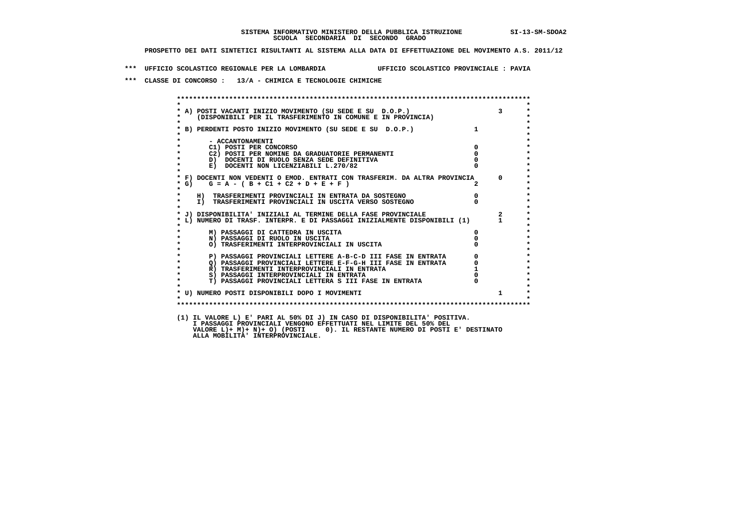SISTEMA INFORMATIVO MINISTERO DELLA PUBBLICA ISTRUZIONE SI-13-SM-SDOA2
SCUOLA SECONDARIA DI SECONDO GRADO

PROSPETTO DEI DATI SINTETICI RISULTANTI AL SISTEMA ALLA DATA DI EFFETTUAZIONE DEL MOVIMENTO A.S. 2011/12

*** UFFICIO SCOLASTICO REGIONALE PER LA LOMBARDIA UFFICIO SCOLASTICO PROVINCIALE : PAVIA

*** CLASSE DI CONCORSO : 13/A - CHIMICA E TECNOLOGIE CHIMICHE

| | | |
|---|---|---|
| A) POSTI VACANTI INIZIO MOVIMENTO (SU SEDE E SU D.O.P.) (DISPONIBILI PER IL TRASFERIMENTO IN COMUNE E IN PROVINCIA) | | 3 |
| B) PERDENTI POSTO INIZIO MOVIMENTO (SU SEDE E SU D.O.P.) | 1 | |
| - ACCANTONAMENTI | | |
| C1) POSTI PER CONCORSO | 0 | |
| C2) POSTI PER NOMINE DA GRADUATORIE PERMANENTI | 0 | |
| D) DOCENTI DI RUOLO SENZA SEDE DEFINITIVA | 0 | |
| E) DOCENTI NON LICENZIABILI L.270/82 | 0 | |
| F) DOCENTI NON VEDENTI O EMOD. ENTRATI CON TRASFERIM. DA ALTRA PROVINCIA | | 0 |
| G) G = A - ( B + C1 + C2 + D + E + F ) | 2 | |
| H) TRASFERIMENTI PROVINCIALI IN ENTRATA DA SOSTEGNO | 0 | |
| I) TRASFERIMENTI PROVINCIALI IN USCITA VERSO SOSTEGNO | 0 | |
| J) DISPONIBILITA' INIZIALI AL TERMINE DELLA FASE PROVINCIALE | | 2 |
| L) NUMERO DI TRASF. INTERPR. E DI PASSAGGI INIZIALMENTE DISPONIBILI (1) | | 1 |
| M) PASSAGGI DI CATTEDRA IN USCITA | 0 | |
| N) PASSAGGI DI RUOLO IN USCITA | 0 | |
| O) TRASFERIMENTI INTERPROVINCIALI IN USCITA | 0 | |
| P) PASSAGGI PROVINCIALI LETTERE A-B-C-D III FASE IN ENTRATA | 0 | |
| Q) PASSAGGI PROVINCIALI LETTERE E-F-G-H III FASE IN ENTRATA | 0 | |
| R) TRASFERIMENTI INTERPROVINCIALI IN ENTRATA | 1 | |
| S) PASSAGGI INTERPROVINCIALI IN ENTRATA | 0 | |
| T) PASSAGGI PROVINCIALI LETTERA S III FASE IN ENTRATA | 0 | |
| U) NUMERO POSTI DISPONIBILI DOPO I MOVIMENTI | | 1 |

(1) IL VALORE L) E' PARI AL 50% DI J) IN CASO DI DISPONIBILITA' POSITIVA.
I PASSAGGI PROVINCIALI VENGONO EFFETTUATI NEL LIMITE DEL 50% DEL
VALORE L)+ M)+ N)+ O) (POSTI 0). IL RESTANTE NUMERO DI POSTI E' DESTINATO
ALLA MOBILITA' INTERPROVINCIALE.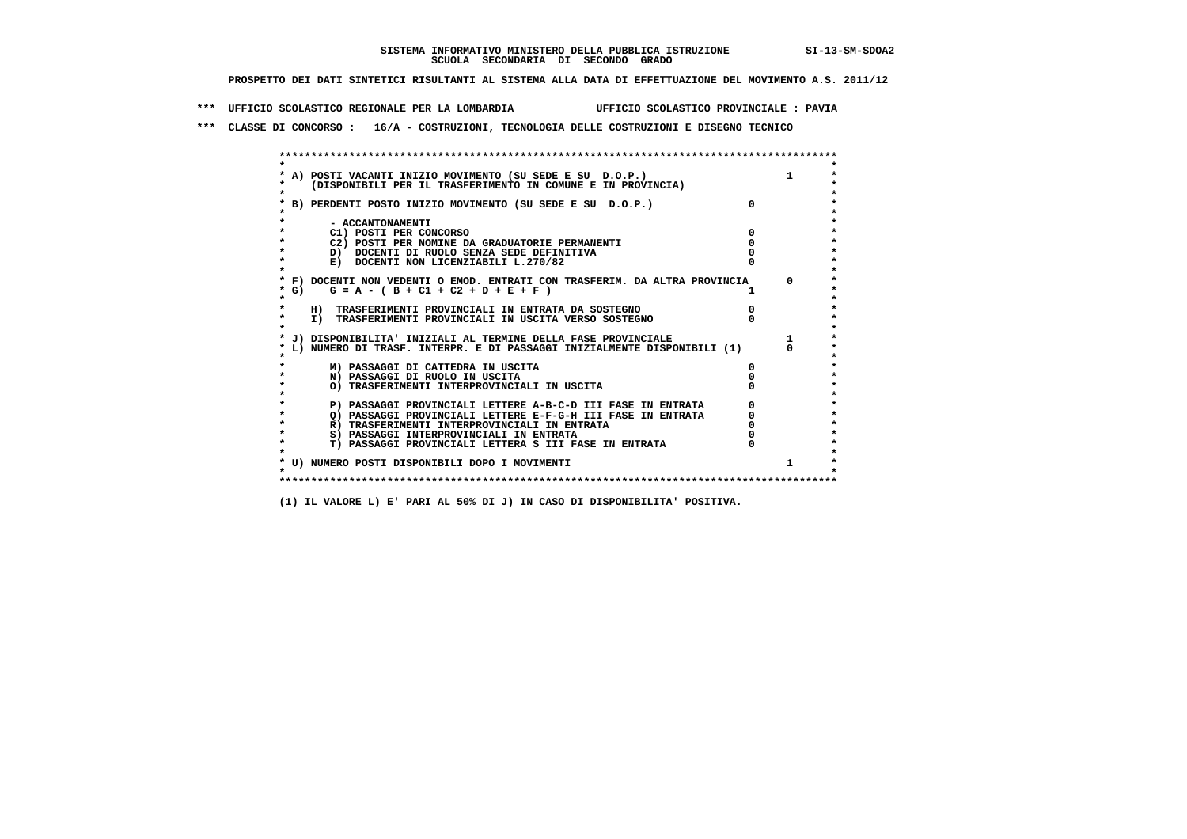SISTEMA INFORMATIVO MINISTERO DELLA PUBBLICA ISTRUZIONE SI-13-SM-SDOA2
SCUOLA SECONDARIA DI SECONDO GRADO

PROSPETTO DEI DATI SINTETICI RISULTANTI AL SISTEMA ALLA DATA DI EFFETTUAZIONE DEL MOVIMENTO A.S. 2011/12

*** UFFICIO SCOLASTICO REGIONALE PER LA LOMBARDIA UFFICIO SCOLASTICO PROVINCIALE : PAVIA

*** CLASSE DI CONCORSO : 16/A - COSTRUZIONI, TECNOLOGIA DELLE COSTRUZIONI E DISEGNO TECNICO

| Voce | Valore | Totale |
|---|---|---|
| A) POSTI VACANTI INIZIO MOVIMENTO (SU SEDE E SU D.O.P.) (DISPONIBILI PER IL TRASFERIMENTO IN COMUNE E IN PROVINCIA) | | 1 |
| B) PERDENTI POSTO INIZIO MOVIMENTO (SU SEDE E SU D.O.P.) | 0 | |
| - ACCANTONAMENTI | | |
| C1) POSTI PER CONCORSO | 0 | |
| C2) POSTI PER NOMINE DA GRADUATORIE PERMANENTI | 0 | |
| D) DOCENTI DI RUOLO SENZA SEDE DEFINITIVA | 0 | |
| E) DOCENTI NON LICENZIABILI L.270/82 | 0 | |
| F) DOCENTI NON VEDENTI O EMOD. ENTRATI CON TRASFERIM. DA ALTRA PROVINCIA | | 0 |
| G) G = A - ( B + C1 + C2 + D + E + F ) | 1 | |
| H) TRASFERIMENTI PROVINCIALI IN ENTRATA DA SOSTEGNO | 0 | |
| I) TRASFERIMENTI PROVINCIALI IN USCITA VERSO SOSTEGNO | 0 | |
| J) DISPONIBILITA' INIZIALI AL TERMINE DELLA FASE PROVINCIALE | | 1 |
| L) NUMERO DI TRASF. INTERPR. E DI PASSAGGI INIZIALMENTE DISPONIBILI (1) | | 0 |
| M) PASSAGGI DI CATTEDRA IN USCITA | 0 | |
| N) PASSAGGI DI RUOLO IN USCITA | 0 | |
| O) TRASFERIMENTI INTERPROVINCIALI IN USCITA | 0 | |
| P) PASSAGGI PROVINCIALI LETTERE A-B-C-D III FASE IN ENTRATA | 0 | |
| Q) PASSAGGI PROVINCIALI LETTERE E-F-G-H III FASE IN ENTRATA | 0 | |
| R) TRASFERIMENTI INTERPROVINCIALI IN ENTRATA | 0 | |
| S) PASSAGGI INTERPROVINCIALI IN ENTRATA | 0 | |
| T) PASSAGGI PROVINCIALI LETTERA S III FASE IN ENTRATA | 0 | |
| U) NUMERO POSTI DISPONIBILI DOPO I MOVIMENTI | | 1 |

(1) IL VALORE L) E' PARI AL 50% DI J) IN CASO DI DISPONIBILITA' POSITIVA.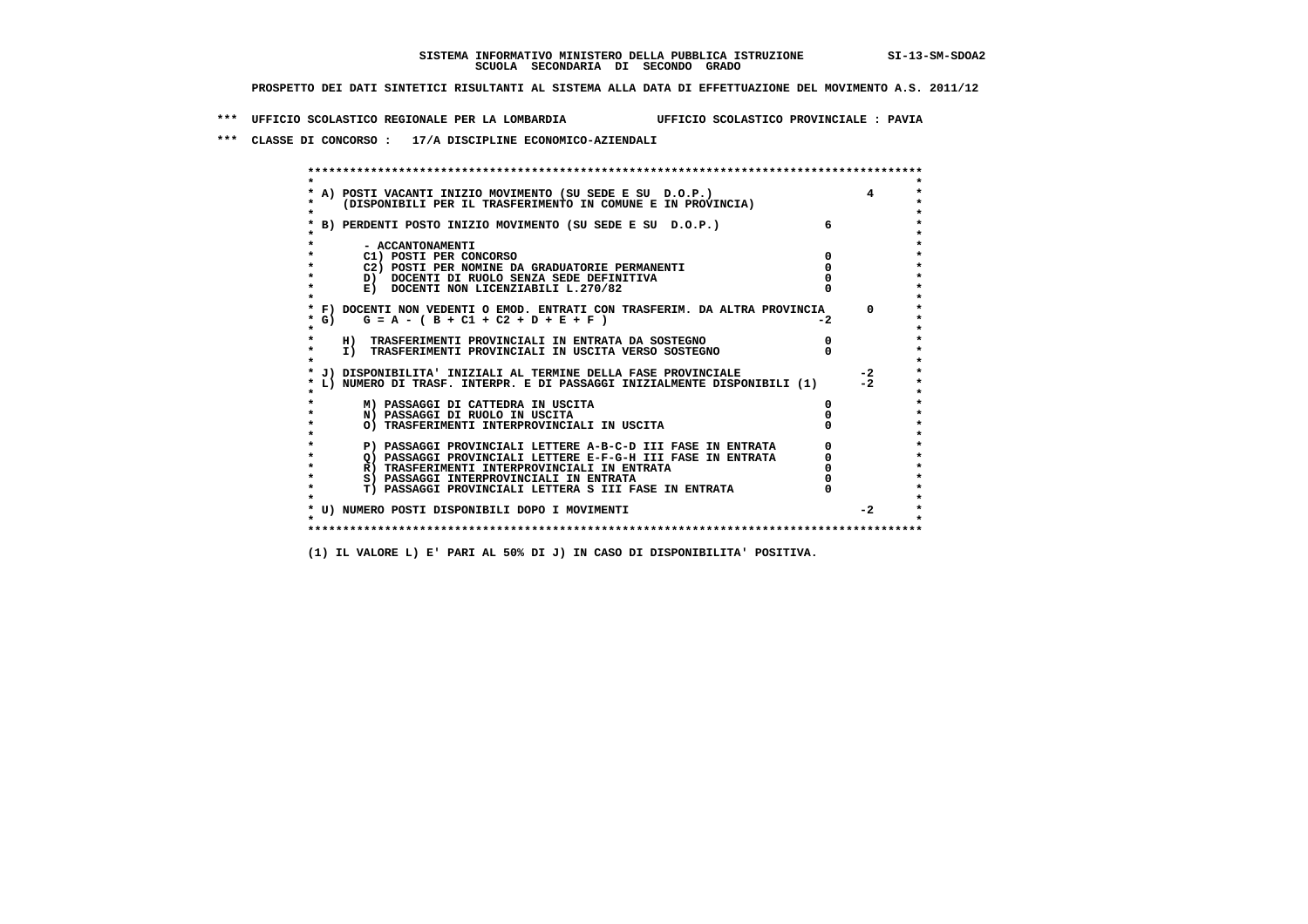**SISTEMA INFORMATIVO MINISTERO DELLA PUBBLICA ISTRUZIONE SI-13-SM-SDOA2**
**SCUOLA SECONDARIA DI SECONDO GRADO**

**PROSPETTO DEI DATI SINTETICI RISULTANTI AL SISTEMA ALLA DATA DI EFFETTUAZIONE DEL MOVIMENTO A.S. 2011/12**

**\*\*\* UFFICIO SCOLASTICO REGIONALE PER LA LOMBARDIA UFFICIO SCOLASTICO PROVINCIALE : PAVIA**

**\*\*\* CLASSE DI CONCORSO : 17/A DISCIPLINE ECONOMICO-AZIENDALI**

```
*****************************************************************************************
*                                                                                       *
* A) POSTI VACANTI INIZIO MOVIMENTO (SU SEDE E SU  D.O.P.)                       4      *
*     (DISPONIBILI PER IL TRASFERIMENTO IN COMUNE E IN PROVINCIA)                       *
*                                                                                       *
* B) PERDENTI POSTO INIZIO MOVIMENTO (SU SEDE E SU  D.O.P.)              6              *
*                                                                                       *
*       - ACCANTONAMENTI                                                                *
*       C1) POSTI PER CONCORSO                                           0              *
*       C2) POSTI PER NOMINE DA GRADUATORIE PERMANENTI                   0              *
*       D)  DOCENTI DI RUOLO SENZA SEDE DEFINITIVA                       0              *
*       E)  DOCENTI NON LICENZIABILI L.270/82                            0              *
*                                                                                       *
* F) DOCENTI NON VEDENTI O EMOD. ENTRATI CON TRASFERIM. DA ALTRA PROVINCIA      0      *
* G)    G = A - ( B + C1 + C2 + D + E + F )                             -2              *
*                                                                                       *
*    H)  TRASFERIMENTI PROVINCIALI IN ENTRATA DA SOSTEGNO                0              *
*    I)  TRASFERIMENTI PROVINCIALI IN USCITA VERSO SOSTEGNO              0              *
*                                                                                       *
* J) DISPONIBILITA' INIZIALI AL TERMINE DELLA FASE PROVINCIALE                  -2      *
* L) NUMERO DI TRASF. INTERPR. E DI PASSAGGI INIZIALMENTE DISPONIBILI (1)       -2      *
*                                                                                       *
*       M) PASSAGGI DI CATTEDRA IN USCITA                                0              *
*       N) PASSAGGI DI RUOLO IN USCITA                                   0              *
*       O) TRASFERIMENTI INTERPROVINCIALI IN USCITA                      0              *
*                                                                                       *
*       P) PASSAGGI PROVINCIALI LETTERE A-B-C-D III FASE IN ENTRATA      0              *
*       Q) PASSAGGI PROVINCIALI LETTERE E-F-G-H III FASE IN ENTRATA      0              *
*       R) TRASFERIMENTI INTERPROVINCIALI IN ENTRATA                     0              *
*       S) PASSAGGI INTERPROVINCIALI IN ENTRATA                          0              *
*       T) PASSAGGI PROVINCIALI LETTERA S III FASE IN ENTRATA            0              *
*                                                                                       *
* U) NUMERO POSTI DISPONIBILI DOPO I MOVIMENTI                                  -2      *
*                                                                                       *
*****************************************************************************************
```

(1) IL VALORE L) E' PARI AL 50% DI J) IN CASO DI DISPONIBILITA' POSITIVA.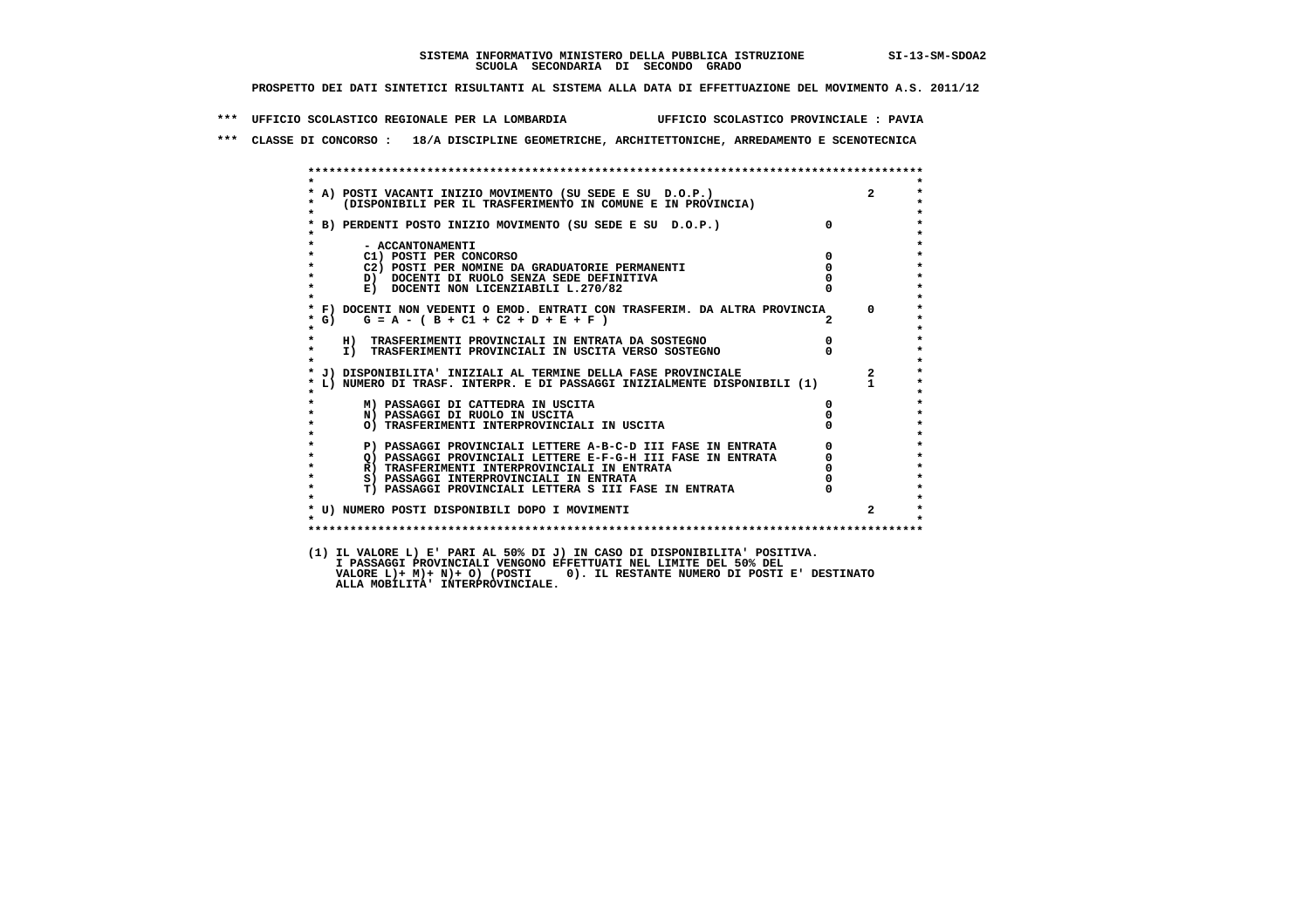**SISTEMA INFORMATIVO MINISTERO DELLA PUBBLICA ISTRUZIONE SI-13-SM-SDOA2**
**SCUOLA SECONDARIA DI SECONDO GRADO**

**PROSPETTO DEI DATI SINTETICI RISULTANTI AL SISTEMA ALLA DATA DI EFFETTUAZIONE DEL MOVIMENTO A.S. 2011/12**

**\*\*\* UFFICIO SCOLASTICO REGIONALE PER LA LOMBARDIA UFFICIO SCOLASTICO PROVINCIALE : PAVIA**

**\*\*\* CLASSE DI CONCORSO : 18/A DISCIPLINE GEOMETRICHE, ARCHITETTONICHE, ARREDAMENTO E SCENOTECNICA**

| Voce | | |
|---|---|---|
| A) POSTI VACANTI INIZIO MOVIMENTO (SU SEDE E SU D.O.P.) (DISPONIBILI PER IL TRASFERIMENTO IN COMUNE E IN PROVINCIA) | | 2 |
| B) PERDENTI POSTO INIZIO MOVIMENTO (SU SEDE E SU D.O.P.) | 0 | |
| - ACCANTONAMENTI | | |
| C1) POSTI PER CONCORSO | 0 | |
| C2) POSTI PER NOMINE DA GRADUATORIE PERMANENTI | 0 | |
| D) DOCENTI DI RUOLO SENZA SEDE DEFINITIVA | 0 | |
| E) DOCENTI NON LICENZIABILI L.270/82 | 0 | |
| F) DOCENTI NON VEDENTI O EMOD. ENTRATI CON TRASFERIM. DA ALTRA PROVINCIA | | 0 |
| G) G = A - ( B + C1 + C2 + D + E + F ) | 2 | |
| H) TRASFERIMENTI PROVINCIALI IN ENTRATA DA SOSTEGNO | 0 | |
| I) TRASFERIMENTI PROVINCIALI IN USCITA VERSO SOSTEGNO | 0 | |
| J) DISPONIBILITA' INIZIALI AL TERMINE DELLA FASE PROVINCIALE | | 2 |
| L) NUMERO DI TRASF. INTERPR. E DI PASSAGGI INIZIALMENTE DISPONIBILI (1) | | 1 |
| M) PASSAGGI DI CATTEDRA IN USCITA | 0 | |
| N) PASSAGGI DI RUOLO IN USCITA | 0 | |
| O) TRASFERIMENTI INTERPROVINCIALI IN USCITA | 0 | |
| P) PASSAGGI PROVINCIALI LETTERE A-B-C-D III FASE IN ENTRATA | 0 | |
| Q) PASSAGGI PROVINCIALI LETTERE E-F-G-H III FASE IN ENTRATA | 0 | |
| R) TRASFERIMENTI INTERPROVINCIALI IN ENTRATA | 0 | |
| S) PASSAGGI INTERPROVINCIALI IN ENTRATA | 0 | |
| T) PASSAGGI PROVINCIALI LETTERA S III FASE IN ENTRATA | 0 | |
| U) NUMERO POSTI DISPONIBILI DOPO I MOVIMENTI | | 2 |

(1) IL VALORE L) E' PARI AL 50% DI J) IN CASO DI DISPONIBILITA' POSITIVA.
I PASSAGGI PROVINCIALI VENGONO EFFETTUATI NEL LIMITE DEL 50% DEL
VALORE L)+ M)+ N)+ O) (POSTI 0). IL RESTANTE NUMERO DI POSTI E' DESTINATO
ALLA MOBILITA' INTERPROVINCIALE.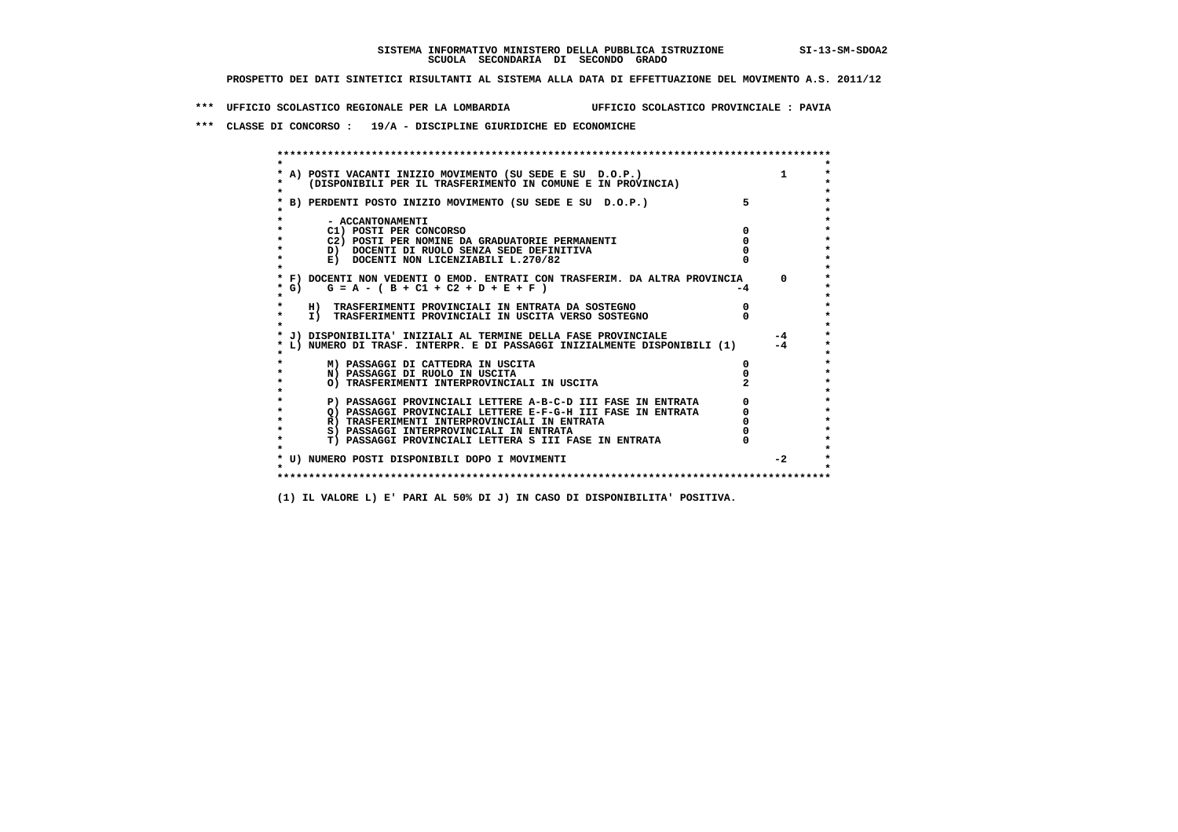**SISTEMA INFORMATIVO MINISTERO DELLA PUBBLICA ISTRUZIONE SI-13-SM-SDOA2**
**SCUOLA SECONDARIA DI SECONDO GRADO**

**PROSPETTO DEI DATI SINTETICI RISULTANTI AL SISTEMA ALLA DATA DI EFFETTUAZIONE DEL MOVIMENTO A.S. 2011/12**

**\*\*\* UFFICIO SCOLASTICO REGIONALE PER LA LOMBARDIA UFFICIO SCOLASTICO PROVINCIALE : PAVIA**

**\*\*\* CLASSE DI CONCORSO : 19/A - DISCIPLINE GIURIDICHE ED ECONOMICHE**

| Voce | | |
|---|---|---|
| A) POSTI VACANTI INIZIO MOVIMENTO (SU SEDE E SU D.O.P.) (DISPONIBILI PER IL TRASFERIMENTO IN COMUNE E IN PROVINCIA) | | 1 |
| B) PERDENTI POSTO INIZIO MOVIMENTO (SU SEDE E SU D.O.P.) | 5 | |
| - ACCANTONAMENTI | | |
| C1) POSTI PER CONCORSO | 0 | |
| C2) POSTI PER NOMINE DA GRADUATORIE PERMANENTI | 0 | |
| D) DOCENTI DI RUOLO SENZA SEDE DEFINITIVA | 0 | |
| E) DOCENTI NON LICENZIABILI L.270/82 | 0 | |
| F) DOCENTI NON VEDENTI O EMOD. ENTRATI CON TRASFERIM. DA ALTRA PROVINCIA | | 0 |
| G) G = A - ( B + C1 + C2 + D + E + F ) | -4 | |
| H) TRASFERIMENTI PROVINCIALI IN ENTRATA DA SOSTEGNO | 0 | |
| I) TRASFERIMENTI PROVINCIALI IN USCITA VERSO SOSTEGNO | 0 | |
| J) DISPONIBILITA' INIZIALI AL TERMINE DELLA FASE PROVINCIALE | | -4 |
| L) NUMERO DI TRASF. INTERPR. E DI PASSAGGI INIZIALMENTE DISPONIBILI (1) | | -4 |
| M) PASSAGGI DI CATTEDRA IN USCITA | 0 | |
| N) PASSAGGI DI RUOLO IN USCITA | 0 | |
| O) TRASFERIMENTI INTERPROVINCIALI IN USCITA | 2 | |
| P) PASSAGGI PROVINCIALI LETTERE A-B-C-D III FASE IN ENTRATA | 0 | |
| Q) PASSAGGI PROVINCIALI LETTERE E-F-G-H III FASE IN ENTRATA | 0 | |
| R) TRASFERIMENTI INTERPROVINCIALI IN ENTRATA | 0 | |
| S) PASSAGGI INTERPROVINCIALI IN ENTRATA | 0 | |
| T) PASSAGGI PROVINCIALI LETTERA S III FASE IN ENTRATA | 0 | |
| U) NUMERO POSTI DISPONIBILI DOPO I MOVIMENTI | | -2 |

**(1) IL VALORE L) E' PARI AL 50% DI J) IN CASO DI DISPONIBILITA' POSITIVA.**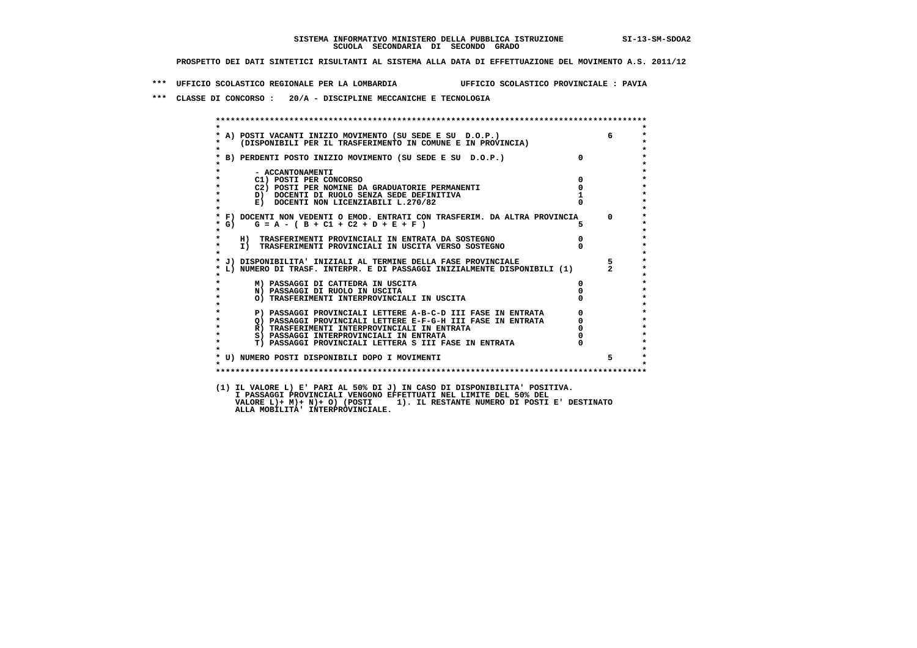**SISTEMA INFORMATIVO MINISTERO DELLA PUBBLICA ISTRUZIONE SI-13-SM-SDOA2**
**SCUOLA SECONDARIA DI SECONDO GRADO**

**PROSPETTO DEI DATI SINTETICI RISULTANTI AL SISTEMA ALLA DATA DI EFFETTUAZIONE DEL MOVIMENTO A.S. 2011/12**

**\*\*\* UFFICIO SCOLASTICO REGIONALE PER LA LOMBARDIA UFFICIO SCOLASTICO PROVINCIALE : PAVIA**

**\*\*\* CLASSE DI CONCORSO : 20/A - DISCIPLINE MECCANICHE E TECNOLOGIA**

| Voce | | |
|---|---|---|
| A) POSTI VACANTI INIZIO MOVIMENTO (SU SEDE E SU D.O.P.) (DISPONIBILI PER IL TRASFERIMENTO IN COMUNE E IN PROVINCIA) | | 6 |
| B) PERDENTI POSTO INIZIO MOVIMENTO (SU SEDE E SU D.O.P.) | 0 | |
| - ACCANTONAMENTI | | |
| C1) POSTI PER CONCORSO | 0 | |
| C2) POSTI PER NOMINE DA GRADUATORIE PERMANENTI | 0 | |
| D) DOCENTI DI RUOLO SENZA SEDE DEFINITIVA | 1 | |
| E) DOCENTI NON LICENZIABILI L.270/82 | 0 | |
| F) DOCENTI NON VEDENTI O EMOD. ENTRATI CON TRASFERIM. DA ALTRA PROVINCIA | | 0 |
| G) G = A - ( B + C1 + C2 + D + E + F ) | 5 | |
| H) TRASFERIMENTI PROVINCIALI IN ENTRATA DA SOSTEGNO | 0 | |
| I) TRASFERIMENTI PROVINCIALI IN USCITA VERSO SOSTEGNO | 0 | |
| J) DISPONIBILITA' INIZIALI AL TERMINE DELLA FASE PROVINCIALE | | 5 |
| L) NUMERO DI TRASF. INTERPR. E DI PASSAGGI INIZIALMENTE DISPONIBILI (1) | | 2 |
| M) PASSAGGI DI CATTEDRA IN USCITA | 0 | |
| N) PASSAGGI DI RUOLO IN USCITA | 0 | |
| O) TRASFERIMENTI INTERPROVINCIALI IN USCITA | 0 | |
| P) PASSAGGI PROVINCIALI LETTERE A-B-C-D III FASE IN ENTRATA | 0 | |
| Q) PASSAGGI PROVINCIALI LETTERE E-F-G-H III FASE IN ENTRATA | 0 | |
| R) TRASFERIMENTI INTERPROVINCIALI IN ENTRATA | 0 | |
| S) PASSAGGI INTERPROVINCIALI IN ENTRATA | 0 | |
| T) PASSAGGI PROVINCIALI LETTERA S III FASE IN ENTRATA | 0 | |
| U) NUMERO POSTI DISPONIBILI DOPO I MOVIMENTI | | 5 |

(1) IL VALORE L) E' PARI AL 50% DI J) IN CASO DI DISPONIBILITA' POSITIVA.
I PASSAGGI PROVINCIALI VENGONO EFFETTUATI NEL LIMITE DEL 50% DEL
VALORE L)+ M)+ N)+ O) (POSTI 1). IL RESTANTE NUMERO DI POSTI E' DESTINATO
ALLA MOBILITA' INTERPROVINCIALE.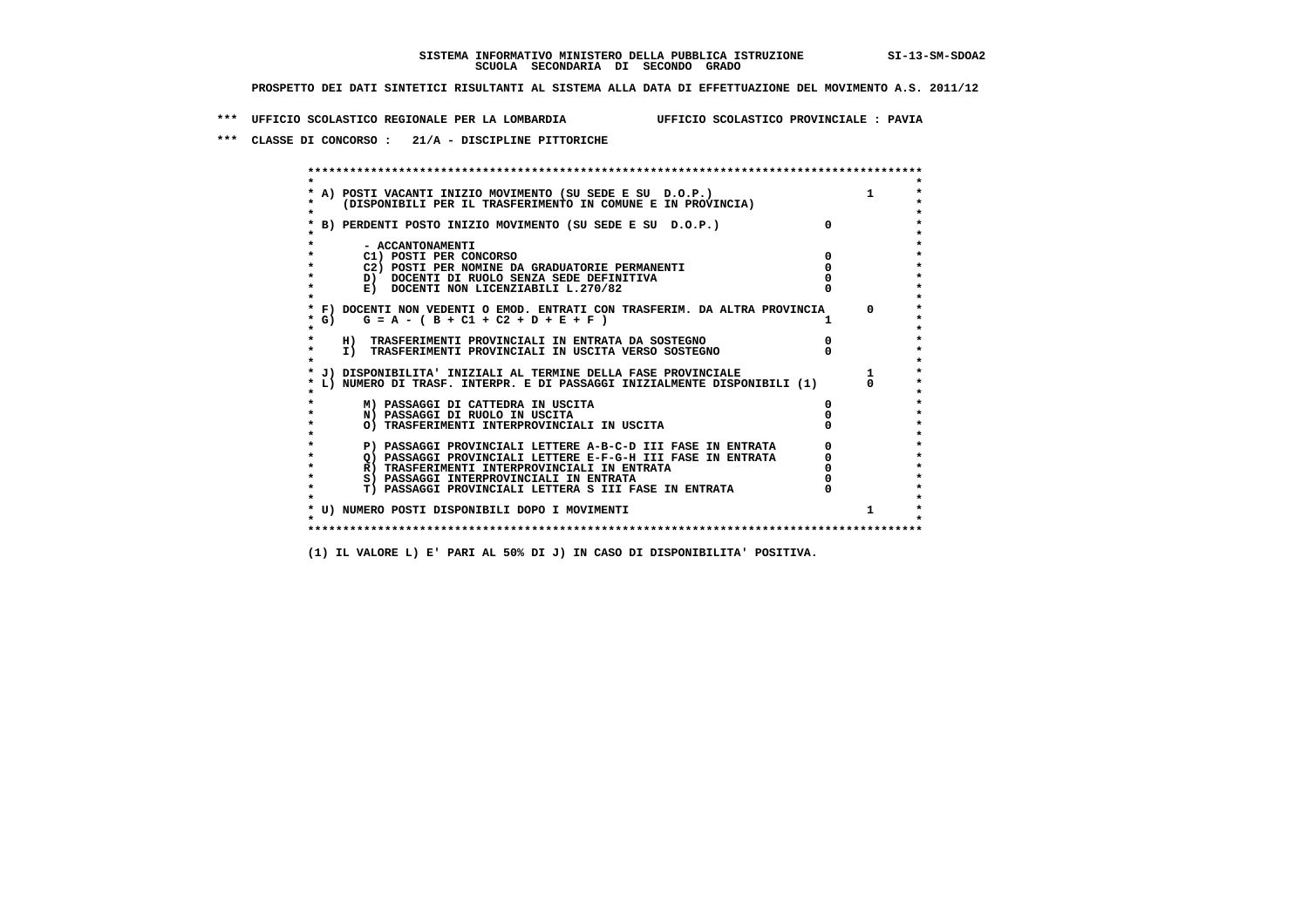SISTEMA INFORMATIVO MINISTERO DELLA PUBBLICA ISTRUZIONE SI-13-SM-SDOA2
SCUOLA SECONDARIA DI SECONDO GRADO

PROSPETTO DEI DATI SINTETICI RISULTANTI AL SISTEMA ALLA DATA DI EFFETTUAZIONE DEL MOVIMENTO A.S. 2011/12

*** UFFICIO SCOLASTICO REGIONALE PER LA LOMBARDIA UFFICIO SCOLASTICO PROVINCIALE : PAVIA

*** CLASSE DI CONCORSO : 21/A - DISCIPLINE PITTORICHE

```
* A) POSTI VACANTI INIZIO MOVIMENTO (SU SEDE E SU  D.O.P.)                           1
*     (DISPONIBILI PER IL TRASFERIMENTO IN COMUNE E IN PROVINCIA)
*
* B) PERDENTI POSTO INIZIO MOVIMENTO (SU SEDE E SU  D.O.P.)                 0
*
*       - ACCANTONAMENTI
*       C1) POSTI PER CONCORSO                                              0
*       C2) POSTI PER NOMINE DA GRADUATORIE PERMANENTI                      0
*       D)  DOCENTI DI RUOLO SENZA SEDE DEFINITIVA                          0
*       E)  DOCENTI NON LICENZIABILI L.270/82                               0
*
* F) DOCENTI NON VEDENTI O EMOD. ENTRATI CON TRASFERIM. DA ALTRA PROVINCIA       0
* G)    G = A - ( B + C1 + C2 + D + E + F )                                 1
*
*    H)  TRASFERIMENTI PROVINCIALI IN ENTRATA DA SOSTEGNO                   0
*    I)  TRASFERIMENTI PROVINCIALI IN USCITA VERSO SOSTEGNO                 0
*
* J) DISPONIBILITA' INIZIALI AL TERMINE DELLA FASE PROVINCIALE                   1
* L) NUMERO DI TRASF. INTERPR. E DI PASSAGGI INIZIALMENTE DISPONIBILI (1)        0
*
*       M) PASSAGGI DI CATTEDRA IN USCITA                                   0
*       N) PASSAGGI DI RUOLO IN USCITA                                      0
*       O) TRASFERIMENTI INTERPROVINCIALI IN USCITA                         0
*
*       P) PASSAGGI PROVINCIALI LETTERE A-B-C-D III FASE IN ENTRATA         0
*       Q) PASSAGGI PROVINCIALI LETTERE E-F-G-H III FASE IN ENTRATA         0
*       R) TRASFERIMENTI INTERPROVINCIALI IN ENTRATA                        0
*       S) PASSAGGI INTERPROVINCIALI IN ENTRATA                             0
*       T) PASSAGGI PROVINCIALI LETTERA S III FASE IN ENTRATA               0
*
* U) NUMERO POSTI DISPONIBILI DOPO I MOVIMENTI                                   1
```

(1) IL VALORE L) E' PARI AL 50% DI J) IN CASO DI DISPONIBILITA' POSITIVA.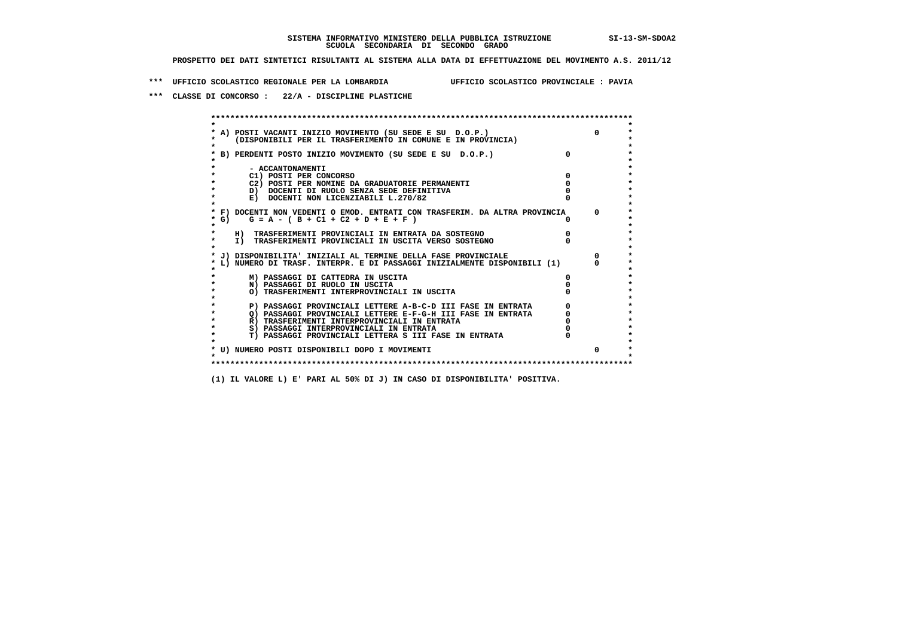**SISTEMA INFORMATIVO MINISTERO DELLA PUBBLICA ISTRUZIONE SI-13-SM-SDOA2**
**SCUOLA SECONDARIA DI SECONDO GRADO**

**PROSPETTO DEI DATI SINTETICI RISULTANTI AL SISTEMA ALLA DATA DI EFFETTUAZIONE DEL MOVIMENTO A.S. 2011/12**

**\*\*\* UFFICIO SCOLASTICO REGIONALE PER LA LOMBARDIA UFFICIO SCOLASTICO PROVINCIALE : PAVIA**

**\*\*\* CLASSE DI CONCORSO : 22/A - DISCIPLINE PLASTICHE**

```
******************************************************************************************
*                                                                                        *
* A) POSTI VACANTI INIZIO MOVIMENTO (SU SEDE E SU  D.O.P.)                      0        *
*     (DISPONIBILI PER IL TRASFERIMENTO IN COMUNE E IN PROVINCIA)                        *
*                                                                                        *
* B) PERDENTI POSTO INIZIO MOVIMENTO (SU SEDE E SU  D.O.P.)              0               *
*                                                                                        *
*       - ACCANTONAMENTI                                                                 *
*       C1) POSTI PER CONCORSO                                            0               *
*       C2) POSTI PER NOMINE DA GRADUATORIE PERMANENTI                    0               *
*       D)  DOCENTI DI RUOLO SENZA SEDE DEFINITIVA                        0               *
*       E)  DOCENTI NON LICENZIABILI L.270/82                             0               *
*                                                                                        *
* F) DOCENTI NON VEDENTI O EMOD. ENTRATI CON TRASFERIM. DA ALTRA PROVINCIA      0        *
* G)    G = A - ( B + C1 + C2 + D + E + F )                               0               *
*                                                                                        *
*    H)  TRASFERIMENTI PROVINCIALI IN ENTRATA DA SOSTEGNO                 0               *
*    I)  TRASFERIMENTI PROVINCIALI IN USCITA VERSO SOSTEGNO               0               *
*                                                                                        *
* J) DISPONIBILITA' INIZIALI AL TERMINE DELLA FASE PROVINCIALE                  0        *
* L) NUMERO DI TRASF. INTERPR. E DI PASSAGGI INIZIALMENTE DISPONIBILI (1)       0        *
*                                                                                        *
*       M) PASSAGGI DI CATTEDRA IN USCITA                                 0               *
*       N) PASSAGGI DI RUOLO IN USCITA                                    0               *
*       O) TRASFERIMENTI INTERPROVINCIALI IN USCITA                       0               *
*                                                                                        *
*       P) PASSAGGI PROVINCIALI LETTERE A-B-C-D III FASE IN ENTRATA       0               *
*       Q) PASSAGGI PROVINCIALI LETTERE E-F-G-H III FASE IN ENTRATA       0               *
*       R) TRASFERIMENTI INTERPROVINCIALI IN ENTRATA                      0               *
*       S) PASSAGGI INTERPROVINCIALI IN ENTRATA                           0               *
*       T) PASSAGGI PROVINCIALI LETTERA S III FASE IN ENTRATA             0               *
*                                                                                        *
* U) NUMERO POSTI DISPONIBILI DOPO I MOVIMENTI                                  0        *
*                                                                                        *
******************************************************************************************
```

**(1) IL VALORE L) E' PARI AL 50% DI J) IN CASO DI DISPONIBILITA' POSITIVA.**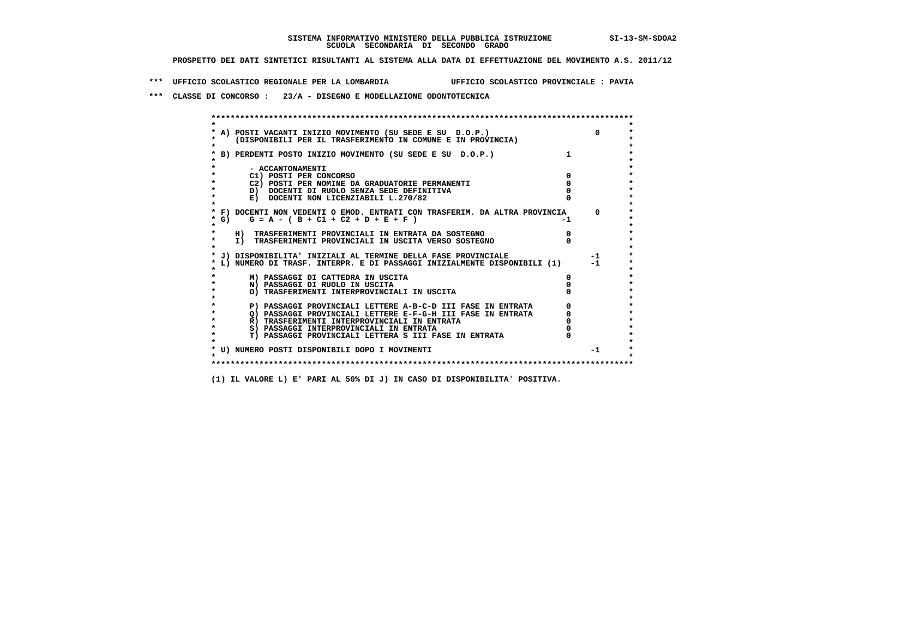**SISTEMA INFORMATIVO MINISTERO DELLA PUBBLICA ISTRUZIONE** SI-13-SM-SDOA2
**SCUOLA SECONDARIA DI SECONDO GRADO**

**PROSPETTO DEI DATI SINTETICI RISULTANTI AL SISTEMA ALLA DATA DI EFFETTUAZIONE DEL MOVIMENTO A.S. 2011/12**

**\*\*\* UFFICIO SCOLASTICO REGIONALE PER LA LOMBARDIA UFFICIO SCOLASTICO PROVINCIALE : PAVIA**

**\*\*\* CLASSE DI CONCORSO : 23/A - DISEGNO E MODELLAZIONE ODONTOTECNICA**

| Voce | | |
|---|---|---|
| A) POSTI VACANTI INIZIO MOVIMENTO (SU SEDE E SU D.O.P.) (DISPONIBILI PER IL TRASFERIMENTO IN COMUNE E IN PROVINCIA) | | 0 |
| B) PERDENTI POSTO INIZIO MOVIMENTO (SU SEDE E SU D.O.P.) | 1 | |
| - ACCANTONAMENTI | | |
| C1) POSTI PER CONCORSO | 0 | |
| C2) POSTI PER NOMINE DA GRADUATORIE PERMANENTI | 0 | |
| D) DOCENTI DI RUOLO SENZA SEDE DEFINITIVA | 0 | |
| E) DOCENTI NON LICENZIABILI L.270/82 | 0 | |
| F) DOCENTI NON VEDENTI O EMOD. ENTRATI CON TRASFERIM. DA ALTRA PROVINCIA | | 0 |
| G) G = A - ( B + C1 + C2 + D + E + F ) | -1 | |
| H) TRASFERIMENTI PROVINCIALI IN ENTRATA DA SOSTEGNO | 0 | |
| I) TRASFERIMENTI PROVINCIALI IN USCITA VERSO SOSTEGNO | 0 | |
| J) DISPONIBILITA' INIZIALI AL TERMINE DELLA FASE PROVINCIALE | | -1 |
| L) NUMERO DI TRASF. INTERPR. E DI PASSAGGI INIZIALMENTE DISPONIBILI (1) | | -1 |
| M) PASSAGGI DI CATTEDRA IN USCITA | 0 | |
| N) PASSAGGI DI RUOLO IN USCITA | 0 | |
| O) TRASFERIMENTI INTERPROVINCIALI IN USCITA | 0 | |
| P) PASSAGGI PROVINCIALI LETTERE A-B-C-D III FASE IN ENTRATA | 0 | |
| Q) PASSAGGI PROVINCIALI LETTERE E-F-G-H III FASE IN ENTRATA | 0 | |
| R) TRASFERIMENTI INTERPROVINCIALI IN ENTRATA | 0 | |
| S) PASSAGGI INTERPROVINCIALI IN ENTRATA | 0 | |
| T) PASSAGGI PROVINCIALI LETTERA S III FASE IN ENTRATA | 0 | |
| U) NUMERO POSTI DISPONIBILI DOPO I MOVIMENTI | | -1 |

**(1) IL VALORE L) E' PARI AL 50% DI J) IN CASO DI DISPONIBILITA' POSITIVA.**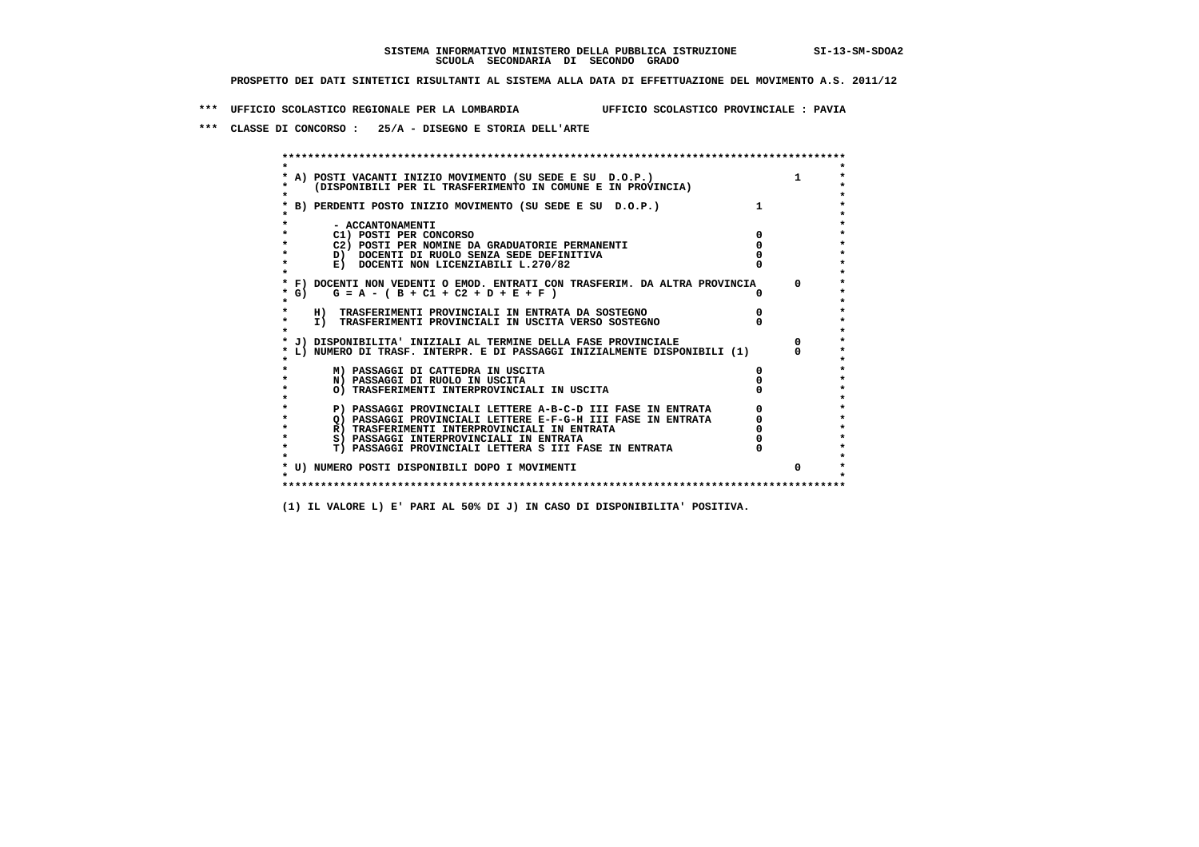SISTEMA INFORMATIVO MINISTERO DELLA PUBBLICA ISTRUZIONE SI-13-SM-SDOA2
SCUOLA SECONDARIA DI SECONDO GRADO

PROSPETTO DEI DATI SINTETICI RISULTANTI AL SISTEMA ALLA DATA DI EFFETTUAZIONE DEL MOVIMENTO A.S. 2011/12

*** UFFICIO SCOLASTICO REGIONALE PER LA LOMBARDIA UFFICIO SCOLASTICO PROVINCIALE : PAVIA

*** CLASSE DI CONCORSO : 25/A - DISEGNO E STORIA DELL'ARTE

| | | |
|---|---|---|
| A) POSTI VACANTI INIZIO MOVIMENTO (SU SEDE E SU D.O.P.) (DISPONIBILI PER IL TRASFERIMENTO IN COMUNE E IN PROVINCIA) | | 1 |
| B) PERDENTI POSTO INIZIO MOVIMENTO (SU SEDE E SU D.O.P.) | 1 | |
| - ACCANTONAMENTI | | |
| C1) POSTI PER CONCORSO | 0 | |
| C2) POSTI PER NOMINE DA GRADUATORIE PERMANENTI | 0 | |
| D) DOCENTI DI RUOLO SENZA SEDE DEFINITIVA | 0 | |
| E) DOCENTI NON LICENZIABILI L.270/82 | 0 | |
| F) DOCENTI NON VEDENTI O EMOD. ENTRATI CON TRASFERIM. DA ALTRA PROVINCIA | | 0 |
| G) G = A - ( B + C1 + C2 + D + E + F ) | 0 | |
| H) TRASFERIMENTI PROVINCIALI IN ENTRATA DA SOSTEGNO | 0 | |
| I) TRASFERIMENTI PROVINCIALI IN USCITA VERSO SOSTEGNO | 0 | |
| J) DISPONIBILITA' INIZIALI AL TERMINE DELLA FASE PROVINCIALE | | 0 |
| L) NUMERO DI TRASF. INTERPR. E DI PASSAGGI INIZIALMENTE DISPONIBILI (1) | | 0 |
| M) PASSAGGI DI CATTEDRA IN USCITA | 0 | |
| N) PASSAGGI DI RUOLO IN USCITA | 0 | |
| O) TRASFERIMENTI INTERPROVINCIALI IN USCITA | 0 | |
| P) PASSAGGI PROVINCIALI LETTERE A-B-C-D III FASE IN ENTRATA | 0 | |
| Q) PASSAGGI PROVINCIALI LETTERE E-F-G-H III FASE IN ENTRATA | 0 | |
| R) TRASFERIMENTI INTERPROVINCIALI IN ENTRATA | 0 | |
| S) PASSAGGI INTERPROVINCIALI IN ENTRATA | 0 | |
| T) PASSAGGI PROVINCIALI LETTERA S III FASE IN ENTRATA | 0 | |
| U) NUMERO POSTI DISPONIBILI DOPO I MOVIMENTI | | 0 |

(1) IL VALORE L) E' PARI AL 50% DI J) IN CASO DI DISPONIBILITA' POSITIVA.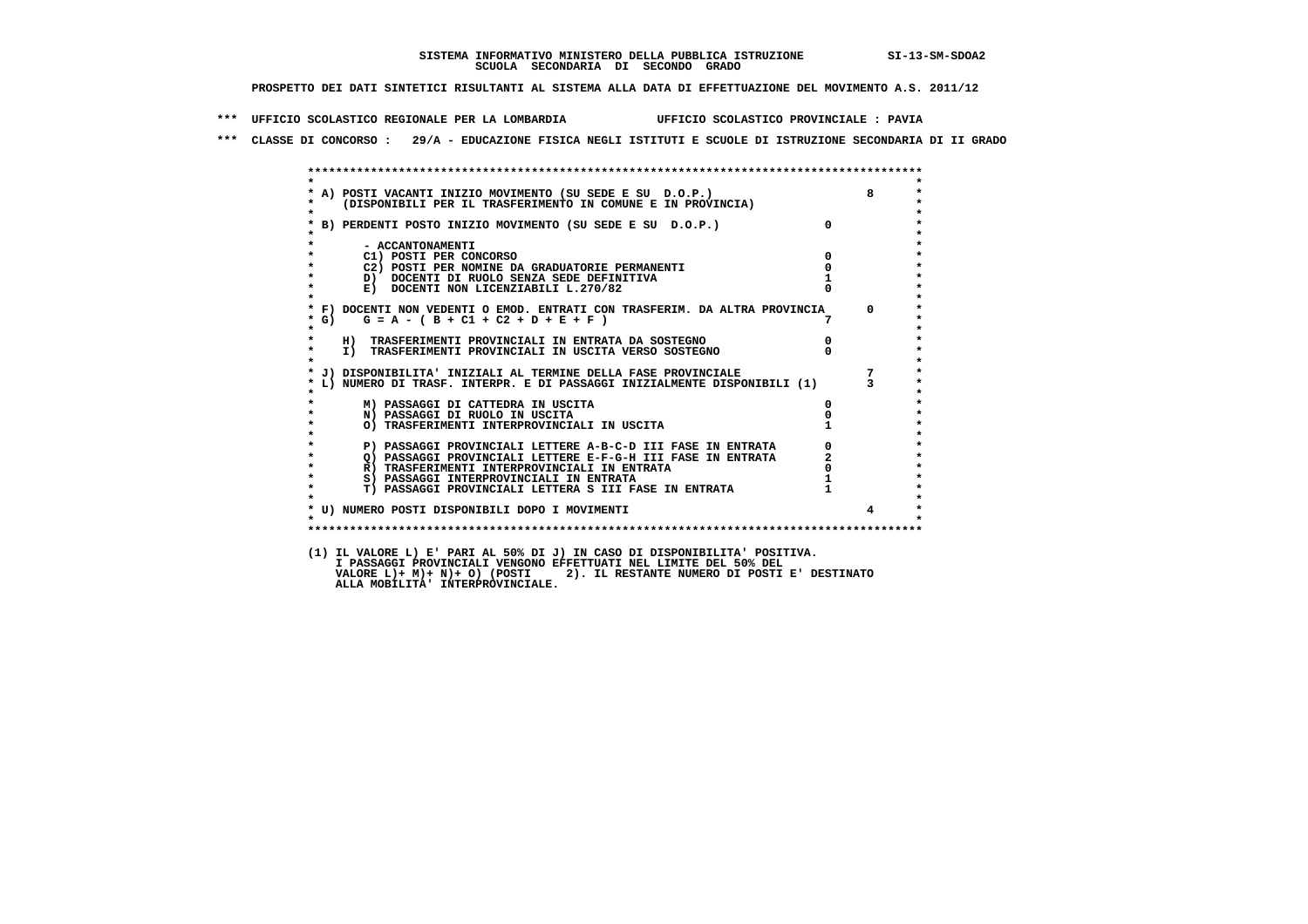SISTEMA INFORMATIVO MINISTERO DELLA PUBBLICA ISTRUZIONE SI-13-SM-SDOA2
SCUOLA SECONDARIA DI SECONDO GRADO

PROSPETTO DEI DATI SINTETICI RISULTANTI AL SISTEMA ALLA DATA DI EFFETTUAZIONE DEL MOVIMENTO A.S. 2011/12

*** UFFICIO SCOLASTICO REGIONALE PER LA LOMBARDIA UFFICIO SCOLASTICO PROVINCIALE : PAVIA

*** CLASSE DI CONCORSO : 29/A - EDUCAZIONE FISICA NEGLI ISTITUTI E SCUOLE DI ISTRUZIONE SECONDARIA DI II GRADO

| Voce | | |
|---|---|---|
| A) POSTI VACANTI INIZIO MOVIMENTO (SU SEDE E SU D.O.P.) (DISPONIBILI PER IL TRASFERIMENTO IN COMUNE E IN PROVINCIA) | | 8 |
| B) PERDENTI POSTO INIZIO MOVIMENTO (SU SEDE E SU D.O.P.) | 0 | |
| - ACCANTONAMENTI | | |
| C1) POSTI PER CONCORSO | 0 | |
| C2) POSTI PER NOMINE DA GRADUATORIE PERMANENTI | 0 | |
| D) DOCENTI DI RUOLO SENZA SEDE DEFINITIVA | 1 | |
| E) DOCENTI NON LICENZIABILI L.270/82 | 0 | |
| F) DOCENTI NON VEDENTI O EMOD. ENTRATI CON TRASFERIM. DA ALTRA PROVINCIA | | 0 |
| G) G = A - ( B + C1 + C2 + D + E + F ) | 7 | |
| H) TRASFERIMENTI PROVINCIALI IN ENTRATA DA SOSTEGNO | 0 | |
| I) TRASFERIMENTI PROVINCIALI IN USCITA VERSO SOSTEGNO | 0 | |
| J) DISPONIBILITA' INIZIALI AL TERMINE DELLA FASE PROVINCIALE | | 7 |
| L) NUMERO DI TRASF. INTERPR. E DI PASSAGGI INIZIALMENTE DISPONIBILI (1) | | 3 |
| M) PASSAGGI DI CATTEDRA IN USCITA | 0 | |
| N) PASSAGGI DI RUOLO IN USCITA | 0 | |
| O) TRASFERIMENTI INTERPROVINCIALI IN USCITA | 1 | |
| P) PASSAGGI PROVINCIALI LETTERE A-B-C-D III FASE IN ENTRATA | 0 | |
| Q) PASSAGGI PROVINCIALI LETTERE E-F-G-H III FASE IN ENTRATA | 2 | |
| R) TRASFERIMENTI INTERPROVINCIALI IN ENTRATA | 0 | |
| S) PASSAGGI INTERPROVINCIALI IN ENTRATA | 1 | |
| T) PASSAGGI PROVINCIALI LETTERA S III FASE IN ENTRATA | 1 | |
| U) NUMERO POSTI DISPONIBILI DOPO I MOVIMENTI | | 4 |

(1) IL VALORE L) E' PARI AL 50% DI J) IN CASO DI DISPONIBILITA' POSITIVA.
I PASSAGGI PROVINCIALI VENGONO EFFETTUATI NEL LIMITE DEL 50% DEL
VALORE L)+ M)+ N)+ O) (POSTI 2). IL RESTANTE NUMERO DI POSTI E' DESTINATO
ALLA MOBILITA' INTERPROVINCIALE.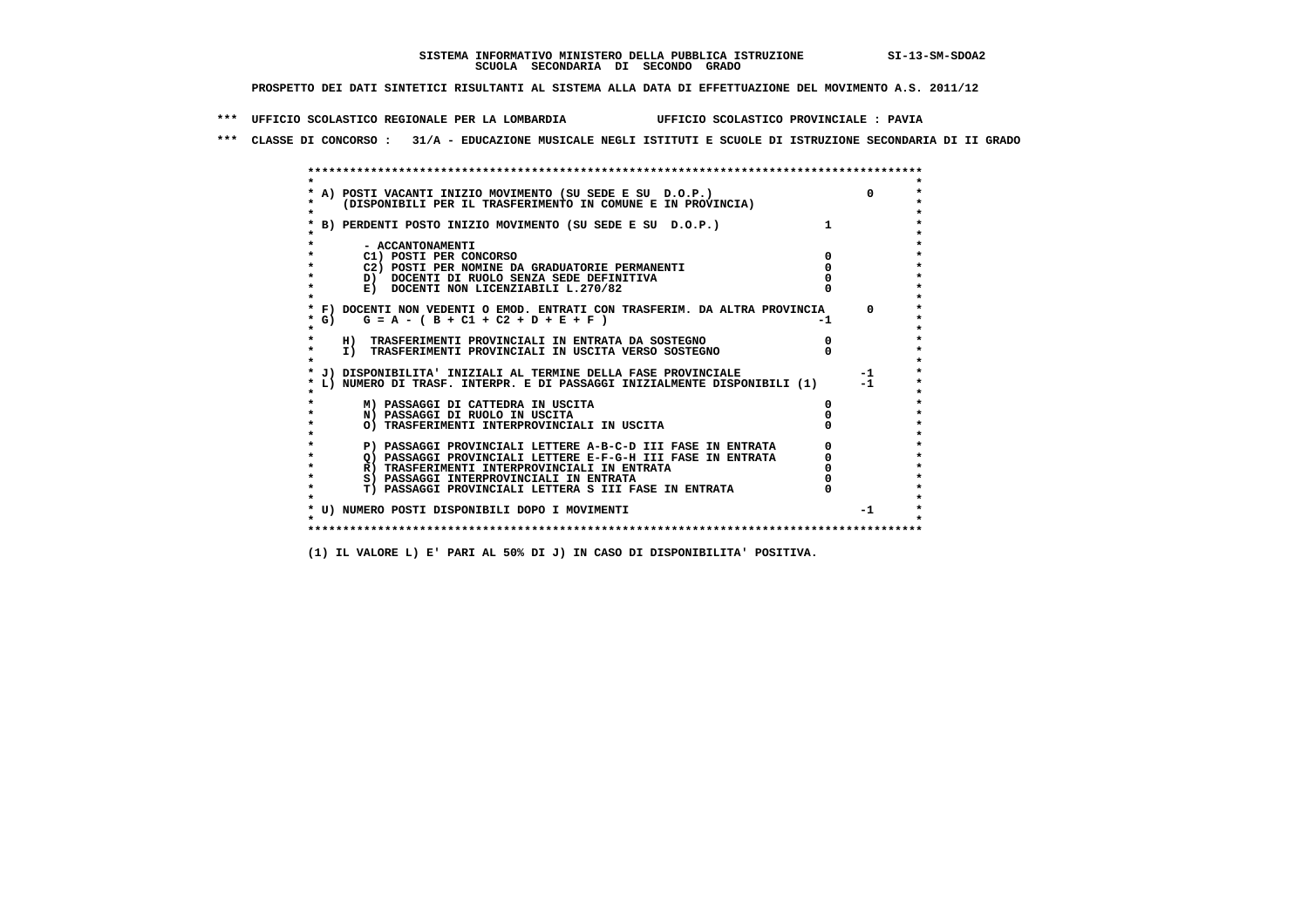**SISTEMA INFORMATIVO MINISTERO DELLA PUBBLICA ISTRUZIONE SI-13-SM-SDOA2**
**SCUOLA SECONDARIA DI SECONDO GRADO**

**PROSPETTO DEI DATI SINTETICI RISULTANTI AL SISTEMA ALLA DATA DI EFFETTUAZIONE DEL MOVIMENTO A.S. 2011/12**

**\*\*\* UFFICIO SCOLASTICO REGIONALE PER LA LOMBARDIA UFFICIO SCOLASTICO PROVINCIALE : PAVIA**

**\*\*\* CLASSE DI CONCORSO : 31/A - EDUCAZIONE MUSICALE NEGLI ISTITUTI E SCUOLE DI ISTRUZIONE SECONDARIA DI II GRADO**

| | | |
|---|---|---|
| A) POSTI VACANTI INIZIO MOVIMENTO (SU SEDE E SU D.O.P.) (DISPONIBILI PER IL TRASFERIMENTO IN COMUNE E IN PROVINCIA) | | 0 |
| B) PERDENTI POSTO INIZIO MOVIMENTO (SU SEDE E SU D.O.P.) | 1 | |
| - ACCANTONAMENTI | | |
| C1) POSTI PER CONCORSO | 0 | |
| C2) POSTI PER NOMINE DA GRADUATORIE PERMANENTI | 0 | |
| D) DOCENTI DI RUOLO SENZA SEDE DEFINITIVA | 0 | |
| E) DOCENTI NON LICENZIABILI L.270/82 | 0 | |
| F) DOCENTI NON VEDENTI O EMOD. ENTRATI CON TRASFERIM. DA ALTRA PROVINCIA | | 0 |
| G) G = A - ( B + C1 + C2 + D + E + F ) | -1 | |
| H) TRASFERIMENTI PROVINCIALI IN ENTRATA DA SOSTEGNO | 0 | |
| I) TRASFERIMENTI PROVINCIALI IN USCITA VERSO SOSTEGNO | 0 | |
| J) DISPONIBILITA' INIZIALI AL TERMINE DELLA FASE PROVINCIALE | | -1 |
| L) NUMERO DI TRASF. INTERPR. E DI PASSAGGI INIZIALMENTE DISPONIBILI (1) | | -1 |
| M) PASSAGGI DI CATTEDRA IN USCITA | 0 | |
| N) PASSAGGI DI RUOLO IN USCITA | 0 | |
| O) TRASFERIMENTI INTERPROVINCIALI IN USCITA | 0 | |
| P) PASSAGGI PROVINCIALI LETTERE A-B-C-D III FASE IN ENTRATA | 0 | |
| Q) PASSAGGI PROVINCIALI LETTERE E-F-G-H III FASE IN ENTRATA | 0 | |
| R) TRASFERIMENTI INTERPROVINCIALI IN ENTRATA | 0 | |
| S) PASSAGGI INTERPROVINCIALI IN ENTRATA | 0 | |
| T) PASSAGGI PROVINCIALI LETTERA S III FASE IN ENTRATA | 0 | |
| U) NUMERO POSTI DISPONIBILI DOPO I MOVIMENTI | | -1 |

**(1) IL VALORE L) E' PARI AL 50% DI J) IN CASO DI DISPONIBILITA' POSITIVA.**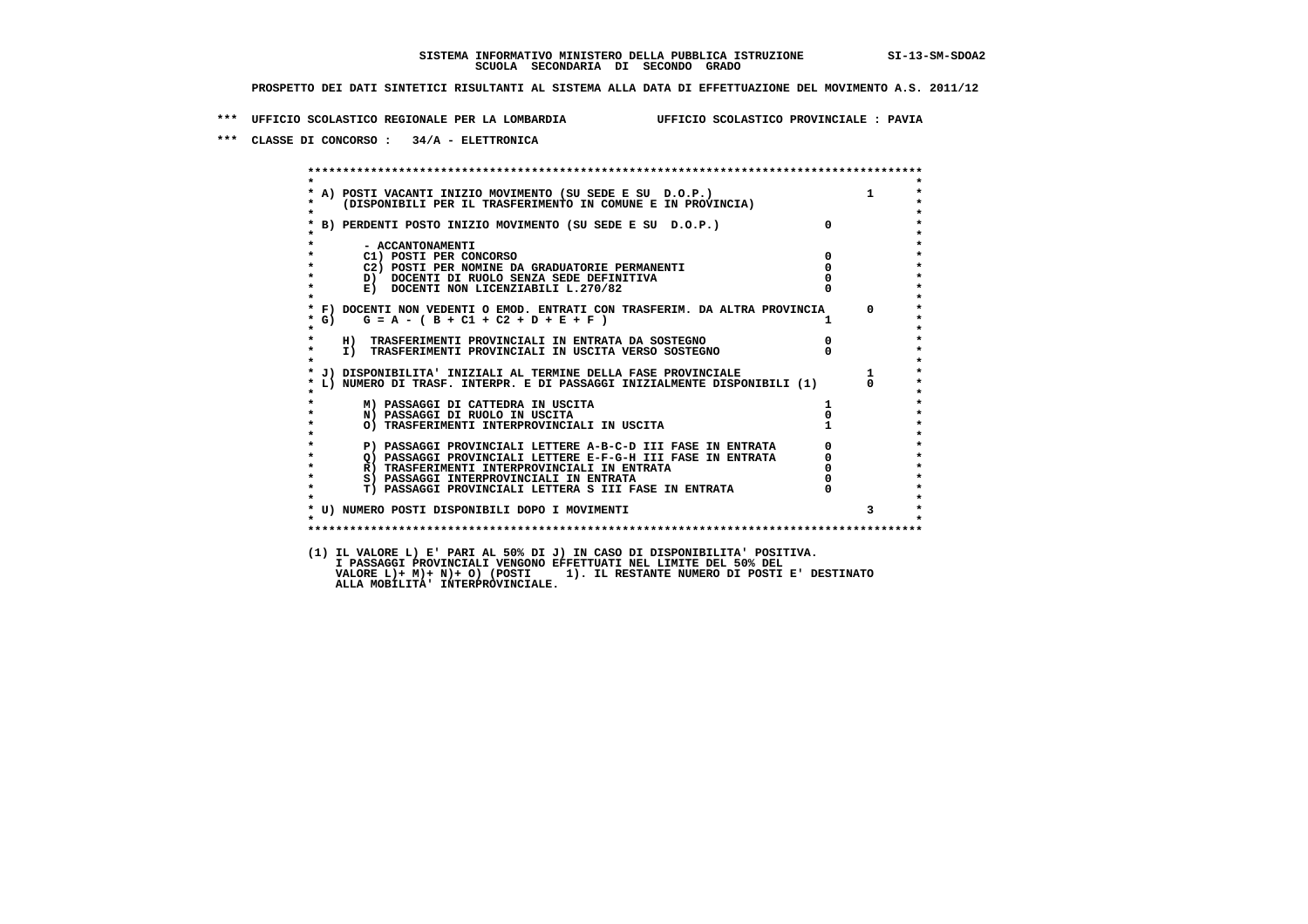**SISTEMA INFORMATIVO MINISTERO DELLA PUBBLICA ISTRUZIONE SI-13-SM-SDOA2**
**SCUOLA SECONDARIA DI SECONDO GRADO**

**PROSPETTO DEI DATI SINTETICI RISULTANTI AL SISTEMA ALLA DATA DI EFFETTUAZIONE DEL MOVIMENTO A.S. 2011/12**

**\*\*\* UFFICIO SCOLASTICO REGIONALE PER LA LOMBARDIA UFFICIO SCOLASTICO PROVINCIALE : PAVIA**

**\*\*\* CLASSE DI CONCORSO : 34/A - ELETTRONICA**

| Voce | | |
|---|---|---|
| A) POSTI VACANTI INIZIO MOVIMENTO (SU SEDE E SU D.O.P.) (DISPONIBILI PER IL TRASFERIMENTO IN COMUNE E IN PROVINCIA) | | 1 |
| B) PERDENTI POSTO INIZIO MOVIMENTO (SU SEDE E SU D.O.P.) | 0 | |
| - ACCANTONAMENTI | | |
| C1) POSTI PER CONCORSO | 0 | |
| C2) POSTI PER NOMINE DA GRADUATORIE PERMANENTI | 0 | |
| D) DOCENTI DI RUOLO SENZA SEDE DEFINITIVA | 0 | |
| E) DOCENTI NON LICENZIABILI L.270/82 | 0 | |
| F) DOCENTI NON VEDENTI O EMOD. ENTRATI CON TRASFERIM. DA ALTRA PROVINCIA | | 0 |
| G) G = A - ( B + C1 + C2 + D + E + F ) | 1 | |
| H) TRASFERIMENTI PROVINCIALI IN ENTRATA DA SOSTEGNO | 0 | |
| I) TRASFERIMENTI PROVINCIALI IN USCITA VERSO SOSTEGNO | 0 | |
| J) DISPONIBILITA' INIZIALI AL TERMINE DELLA FASE PROVINCIALE | | 1 |
| L) NUMERO DI TRASF. INTERPR. E DI PASSAGGI INIZIALMENTE DISPONIBILI (1) | | 0 |
| M) PASSAGGI DI CATTEDRA IN USCITA | 1 | |
| N) PASSAGGI DI RUOLO IN USCITA | 0 | |
| O) TRASFERIMENTI INTERPROVINCIALI IN USCITA | 1 | |
| P) PASSAGGI PROVINCIALI LETTERE A-B-C-D III FASE IN ENTRATA | 0 | |
| Q) PASSAGGI PROVINCIALI LETTERE E-F-G-H III FASE IN ENTRATA | 0 | |
| R) TRASFERIMENTI INTERPROVINCIALI IN ENTRATA | 0 | |
| S) PASSAGGI INTERPROVINCIALI IN ENTRATA | 0 | |
| T) PASSAGGI PROVINCIALI LETTERA S III FASE IN ENTRATA | 0 | |
| U) NUMERO POSTI DISPONIBILI DOPO I MOVIMENTI | | 3 |

(1) IL VALORE L) E' PARI AL 50% DI J) IN CASO DI DISPONIBILITA' POSITIVA.
I PASSAGGI PROVINCIALI VENGONO EFFETTUATI NEL LIMITE DEL 50% DEL
VALORE L)+ M)+ N)+ O) (POSTI 1). IL RESTANTE NUMERO DI POSTI E' DESTINATO
ALLA MOBILITA' INTERPROVINCIALE.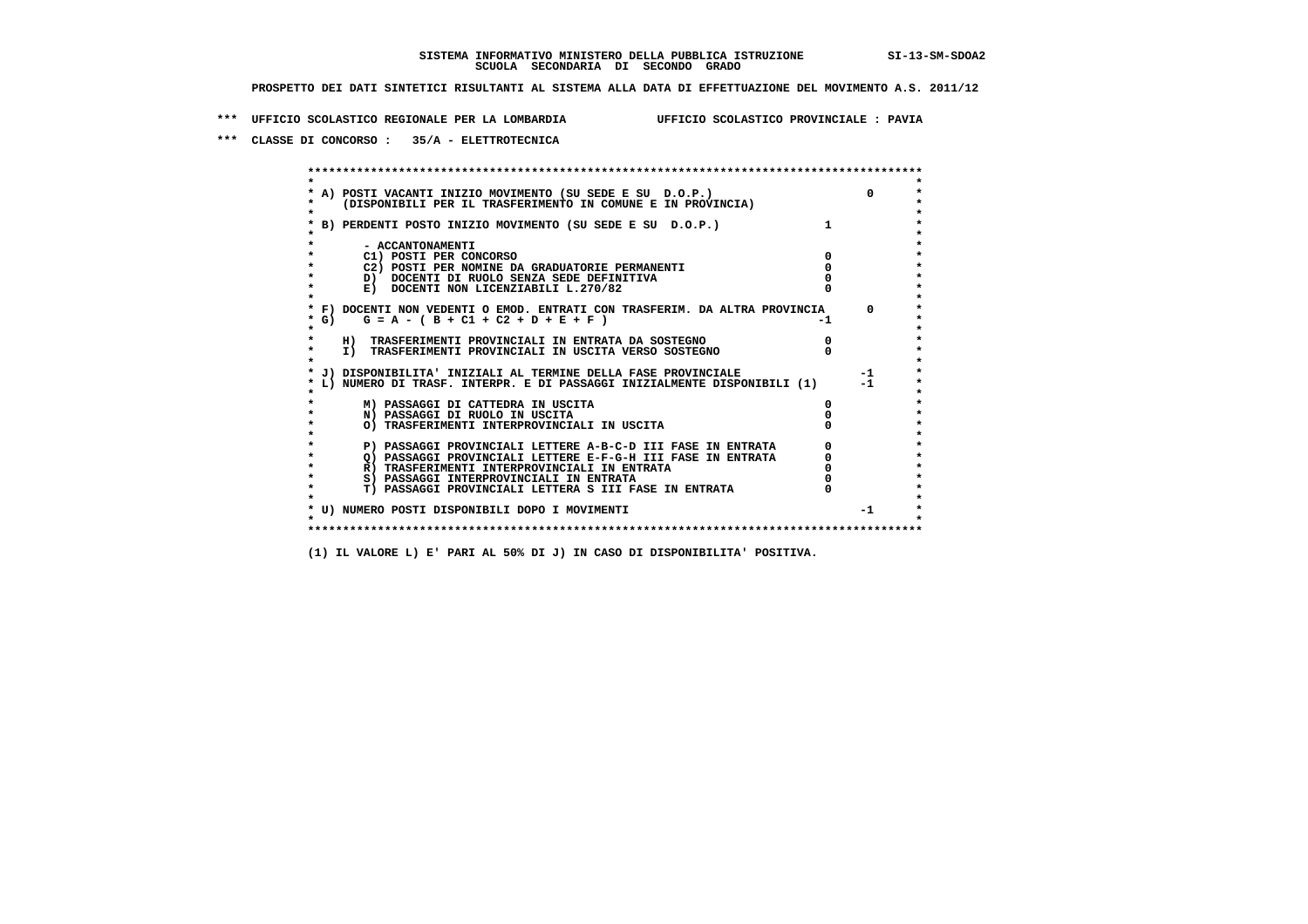**SISTEMA INFORMATIVO MINISTERO DELLA PUBBLICA ISTRUZIONE SI-13-SM-SDOA2**
**SCUOLA SECONDARIA DI SECONDO GRADO**

**PROSPETTO DEI DATI SINTETICI RISULTANTI AL SISTEMA ALLA DATA DI EFFETTUAZIONE DEL MOVIMENTO A.S. 2011/12**

**\*\*\* UFFICIO SCOLASTICO REGIONALE PER LA LOMBARDIA UFFICIO SCOLASTICO PROVINCIALE : PAVIA**

**\*\*\* CLASSE DI CONCORSO : 35/A - ELETTROTECNICA**

```
A) POSTI VACANTI INIZIO MOVIMENTO (SU SEDE E SU  D.O.P.)                          0
   (DISPONIBILI PER IL TRASFERIMENTO IN COMUNE E IN PROVINCIA)

B) PERDENTI POSTO INIZIO MOVIMENTO (SU SEDE E SU  D.O.P.)              1

     - ACCANTONAMENTI
     C1) POSTI PER CONCORSO                                            0
     C2) POSTI PER NOMINE DA GRADUATORIE PERMANENTI                    0
     D)  DOCENTI DI RUOLO SENZA SEDE DEFINITIVA                        0
     E)  DOCENTI NON LICENZIABILI L.270/82                             0

F) DOCENTI NON VEDENTI O EMOD. ENTRATI CON TRASFERIM. DA ALTRA PROVINCIA          0
G)    G = A - ( B + C1 + C2 + D + E + F )                             -1

   H)  TRASFERIMENTI PROVINCIALI IN ENTRATA DA SOSTEGNO                0
   I)  TRASFERIMENTI PROVINCIALI IN USCITA VERSO SOSTEGNO              0

J) DISPONIBILITA' INIZIALI AL TERMINE DELLA FASE PROVINCIALE                     -1
L) NUMERO DI TRASF. INTERPR. E DI PASSAGGI INIZIALMENTE DISPONIBILI (1)          -1

     M) PASSAGGI DI CATTEDRA IN USCITA                                 0
     N) PASSAGGI DI RUOLO IN USCITA                                    0
     O) TRASFERIMENTI INTERPROVINCIALI IN USCITA                       0

     P) PASSAGGI PROVINCIALI LETTERE A-B-C-D III FASE IN ENTRATA       0
     Q) PASSAGGI PROVINCIALI LETTERE E-F-G-H III FASE IN ENTRATA       0
     R) TRASFERIMENTI INTERPROVINCIALI IN ENTRATA                      0
     S) PASSAGGI INTERPROVINCIALI IN ENTRATA                           0
     T) PASSAGGI PROVINCIALI LETTERA S III FASE IN ENTRATA             0

U) NUMERO POSTI DISPONIBILI DOPO I MOVIMENTI                                     -1
```

**(1) IL VALORE L) E' PARI AL 50% DI J) IN CASO DI DISPONIBILITA' POSITIVA.**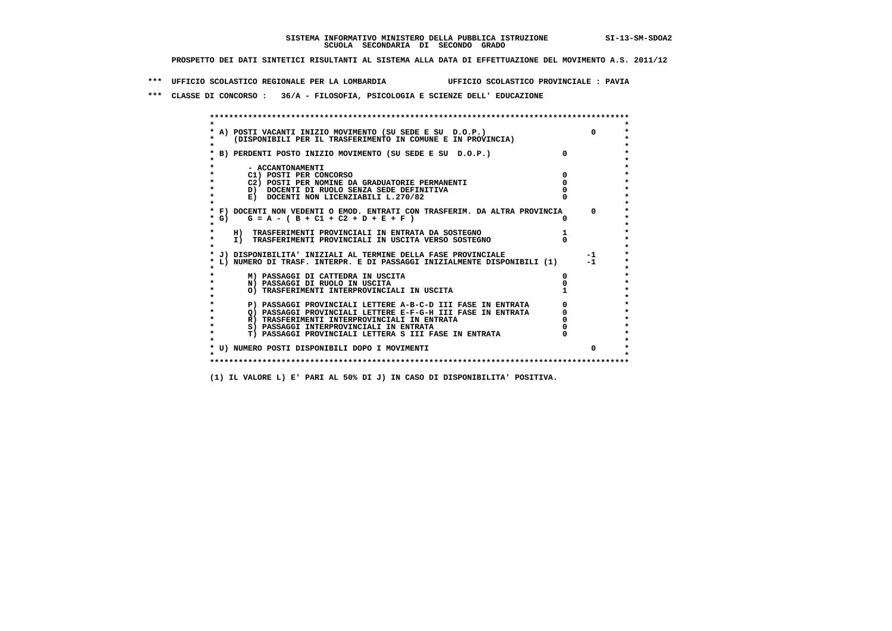**SISTEMA INFORMATIVO MINISTERO DELLA PUBBLICA ISTRUZIONE SI-13-SM-SDOA2**
**SCUOLA SECONDARIA DI SECONDO GRADO**

**PROSPETTO DEI DATI SINTETICI RISULTANTI AL SISTEMA ALLA DATA DI EFFETTUAZIONE DEL MOVIMENTO A.S. 2011/12**

**\*\*\* UFFICIO SCOLASTICO REGIONALE PER LA LOMBARDIA UFFICIO SCOLASTICO PROVINCIALE : PAVIA**

**\*\*\* CLASSE DI CONCORSO : 36/A - FILOSOFIA, PSICOLOGIA E SCIENZE DELL' EDUCAZIONE**

| Voce | | |
|---|---|---|
| A) POSTI VACANTI INIZIO MOVIMENTO (SU SEDE E SU D.O.P.) (DISPONIBILI PER IL TRASFERIMENTO IN COMUNE E IN PROVINCIA) | | 0 |
| B) PERDENTI POSTO INIZIO MOVIMENTO (SU SEDE E SU D.O.P.) | 0 | |
| - ACCANTONAMENTI | | |
| C1) POSTI PER CONCORSO | 0 | |
| C2) POSTI PER NOMINE DA GRADUATORIE PERMANENTI | 0 | |
| D) DOCENTI DI RUOLO SENZA SEDE DEFINITIVA | 0 | |
| E) DOCENTI NON LICENZIABILI L.270/82 | 0 | |
| F) DOCENTI NON VEDENTI O EMOD. ENTRATI CON TRASFERIM. DA ALTRA PROVINCIA | | 0 |
| G) G = A - ( B + C1 + C2 + D + E + F ) | 0 | |
| H) TRASFERIMENTI PROVINCIALI IN ENTRATA DA SOSTEGNO | 1 | |
| I) TRASFERIMENTI PROVINCIALI IN USCITA VERSO SOSTEGNO | 0 | |
| J) DISPONIBILITA' INIZIALI AL TERMINE DELLA FASE PROVINCIALE | | -1 |
| L) NUMERO DI TRASF. INTERPR. E DI PASSAGGI INIZIALMENTE DISPONIBILI (1) | | -1 |
| M) PASSAGGI DI CATTEDRA IN USCITA | 0 | |
| N) PASSAGGI DI RUOLO IN USCITA | 0 | |
| O) TRASFERIMENTI INTERPROVINCIALI IN USCITA | 1 | |
| P) PASSAGGI PROVINCIALI LETTERE A-B-C-D III FASE IN ENTRATA | 0 | |
| Q) PASSAGGI PROVINCIALI LETTERE E-F-G-H III FASE IN ENTRATA | 0 | |
| R) TRASFERIMENTI INTERPROVINCIALI IN ENTRATA | 0 | |
| S) PASSAGGI INTERPROVINCIALI IN ENTRATA | 0 | |
| T) PASSAGGI PROVINCIALI LETTERA S III FASE IN ENTRATA | 0 | |
| U) NUMERO POSTI DISPONIBILI DOPO I MOVIMENTI | | 0 |

**(1) IL VALORE L) E' PARI AL 50% DI J) IN CASO DI DISPONIBILITA' POSITIVA.**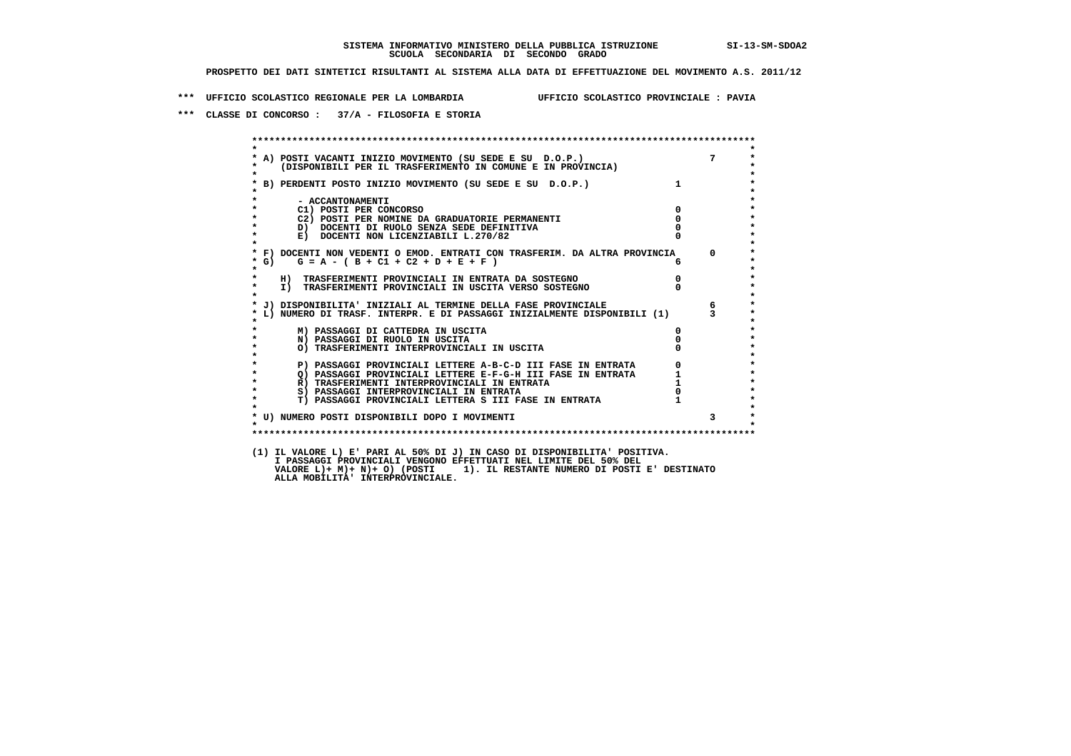SISTEMA INFORMATIVO MINISTERO DELLA PUBBLICA ISTRUZIONE SI-13-SM-SDOA2
SCUOLA SECONDARIA DI SECONDO GRADO

PROSPETTO DEI DATI SINTETICI RISULTANTI AL SISTEMA ALLA DATA DI EFFETTUAZIONE DEL MOVIMENTO A.S. 2011/12

*** UFFICIO SCOLASTICO REGIONALE PER LA LOMBARDIA UFFICIO SCOLASTICO PROVINCIALE : PAVIA

*** CLASSE DI CONCORSO : 37/A - FILOSOFIA E STORIA

| Voce | | |
|---|---|---|
| A) POSTI VACANTI INIZIO MOVIMENTO (SU SEDE E SU D.O.P.) (DISPONIBILI PER IL TRASFERIMENTO IN COMUNE E IN PROVINCIA) | | 7 |
| B) PERDENTI POSTO INIZIO MOVIMENTO (SU SEDE E SU D.O.P.) | 1 | |
| - ACCANTONAMENTI | | |
| C1) POSTI PER CONCORSO | 0 | |
| C2) POSTI PER NOMINE DA GRADUATORIE PERMANENTI | 0 | |
| D) DOCENTI DI RUOLO SENZA SEDE DEFINITIVA | 0 | |
| E) DOCENTI NON LICENZIABILI L.270/82 | 0 | |
| F) DOCENTI NON VEDENTI O EMOD. ENTRATI CON TRASFERIM. DA ALTRA PROVINCIA | | 0 |
| G) G = A - ( B + C1 + C2 + D + E + F ) | 6 | |
| H) TRASFERIMENTI PROVINCIALI IN ENTRATA DA SOSTEGNO | 0 | |
| I) TRASFERIMENTI PROVINCIALI IN USCITA VERSO SOSTEGNO | 0 | |
| J) DISPONIBILITA' INIZIALI AL TERMINE DELLA FASE PROVINCIALE | | 6 |
| L) NUMERO DI TRASF. INTERPR. E DI PASSAGGI INIZIALMENTE DISPONIBILI (1) | | 3 |
| M) PASSAGGI DI CATTEDRA IN USCITA | 0 | |
| N) PASSAGGI DI RUOLO IN USCITA | 0 | |
| O) TRASFERIMENTI INTERPROVINCIALI IN USCITA | 0 | |
| P) PASSAGGI PROVINCIALI LETTERE A-B-C-D III FASE IN ENTRATA | 0 | |
| Q) PASSAGGI PROVINCIALI LETTERE E-F-G-H III FASE IN ENTRATA | 1 | |
| R) TRASFERIMENTI INTERPROVINCIALI IN ENTRATA | 1 | |
| S) PASSAGGI INTERPROVINCIALI IN ENTRATA | 0 | |
| T) PASSAGGI PROVINCIALI LETTERA S III FASE IN ENTRATA | 1 | |
| U) NUMERO POSTI DISPONIBILI DOPO I MOVIMENTI | | 3 |

(1) IL VALORE L) E' PARI AL 50% DI J) IN CASO DI DISPONIBILITA' POSITIVA.
I PASSAGGI PROVINCIALI VENGONO EFFETTUATI NEL LIMITE DEL 50% DEL
VALORE L)+ M)+ N)+ O) (POSTI 1). IL RESTANTE NUMERO DI POSTI E' DESTINATO
ALLA MOBILITA' INTERPROVINCIALE.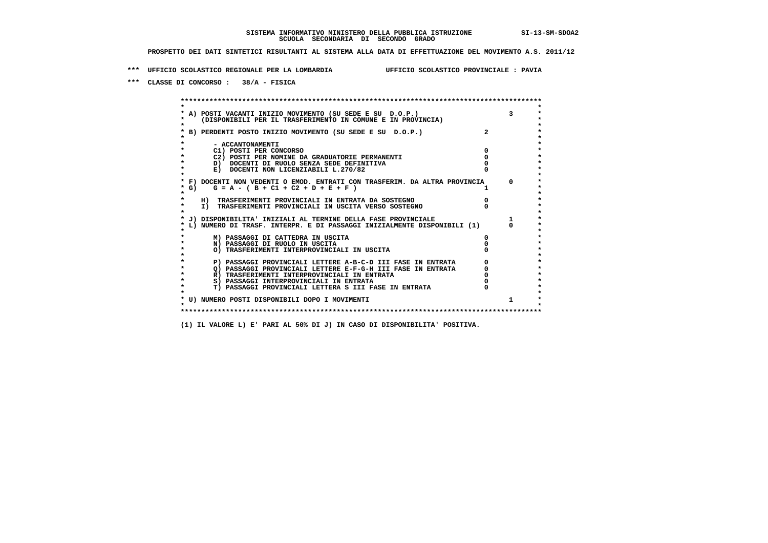**SISTEMA INFORMATIVO MINISTERO DELLA PUBBLICA ISTRUZIONE SI-13-SM-SDOA2**
**SCUOLA SECONDARIA DI SECONDO GRADO**

**PROSPETTO DEI DATI SINTETICI RISULTANTI AL SISTEMA ALLA DATA DI EFFETTUAZIONE DEL MOVIMENTO A.S. 2011/12**

**\*\*\* UFFICIO SCOLASTICO REGIONALE PER LA LOMBARDIA UFFICIO SCOLASTICO PROVINCIALE : PAVIA**

**\*\*\* CLASSE DI CONCORSO : 38/A - FISICA**

| Voce | | |
|---|---|---|
| A) POSTI VACANTI INIZIO MOVIMENTO (SU SEDE E SU D.O.P.) (DISPONIBILI PER IL TRASFERIMENTO IN COMUNE E IN PROVINCIA) | | 3 |
| B) PERDENTI POSTO INIZIO MOVIMENTO (SU SEDE E SU D.O.P.) | 2 | |
| - ACCANTONAMENTI | | |
| C1) POSTI PER CONCORSO | 0 | |
| C2) POSTI PER NOMINE DA GRADUATORIE PERMANENTI | 0 | |
| D) DOCENTI DI RUOLO SENZA SEDE DEFINITIVA | 0 | |
| E) DOCENTI NON LICENZIABILI L.270/82 | 0 | |
| F) DOCENTI NON VEDENTI O EMOD. ENTRATI CON TRASFERIM. DA ALTRA PROVINCIA | | 0 |
| G) G = A - ( B + C1 + C2 + D + E + F ) | 1 | |
| H) TRASFERIMENTI PROVINCIALI IN ENTRATA DA SOSTEGNO | 0 | |
| I) TRASFERIMENTI PROVINCIALI IN USCITA VERSO SOSTEGNO | 0 | |
| J) DISPONIBILITA' INIZIALI AL TERMINE DELLA FASE PROVINCIALE | | 1 |
| L) NUMERO DI TRASF. INTERPR. E DI PASSAGGI INIZIALMENTE DISPONIBILI (1) | | 0 |
| M) PASSAGGI DI CATTEDRA IN USCITA | 0 | |
| N) PASSAGGI DI RUOLO IN USCITA | 0 | |
| O) TRASFERIMENTI INTERPROVINCIALI IN USCITA | 0 | |
| P) PASSAGGI PROVINCIALI LETTERE A-B-C-D III FASE IN ENTRATA | 0 | |
| Q) PASSAGGI PROVINCIALI LETTERE E-F-G-H III FASE IN ENTRATA | 0 | |
| R) TRASFERIMENTI INTERPROVINCIALI IN ENTRATA | 0 | |
| S) PASSAGGI INTERPROVINCIALI IN ENTRATA | 0 | |
| T) PASSAGGI PROVINCIALI LETTERA S III FASE IN ENTRATA | 0 | |
| U) NUMERO POSTI DISPONIBILI DOPO I MOVIMENTI | | 1 |

(1) IL VALORE L) E' PARI AL 50% DI J) IN CASO DI DISPONIBILITA' POSITIVA.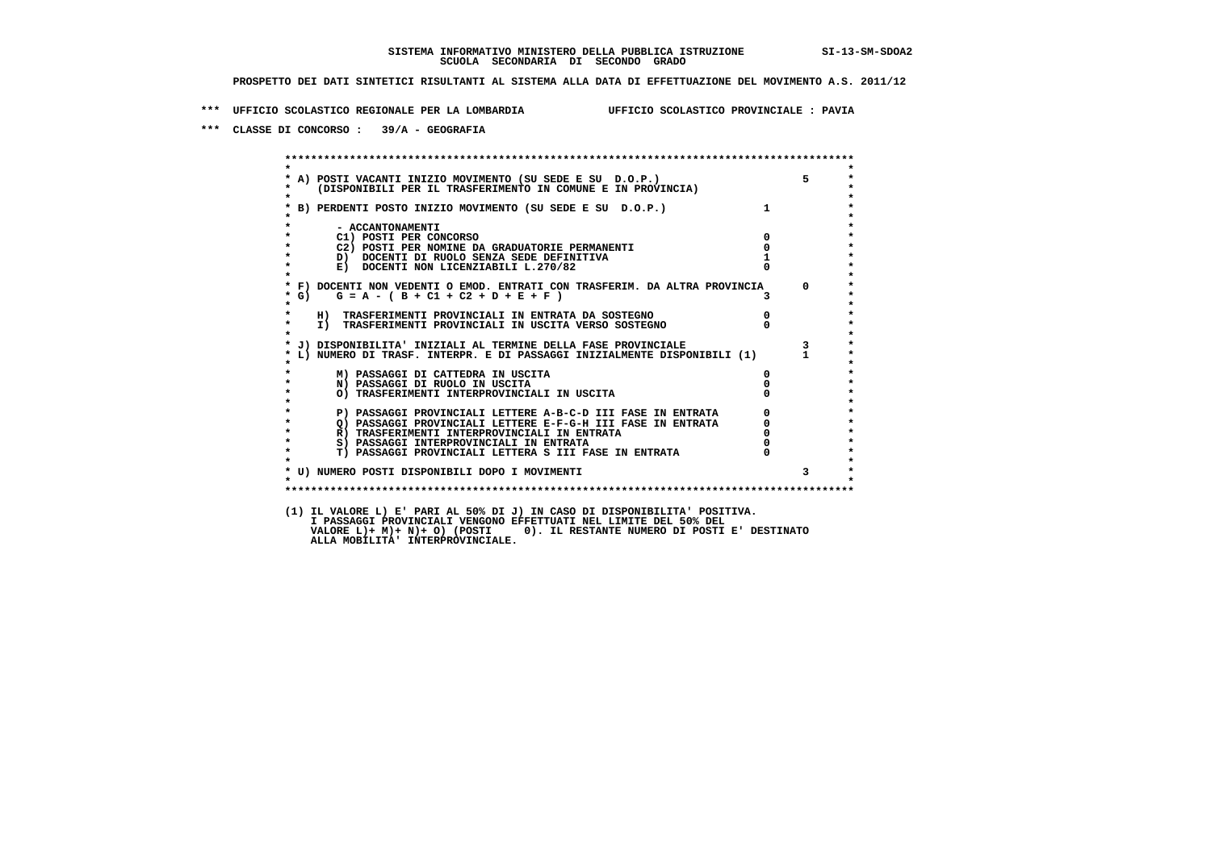SISTEMA INFORMATIVO MINISTERO DELLA PUBBLICA ISTRUZIONE SI-13-SM-SDOA2
SCUOLA SECONDARIA DI SECONDO GRADO

PROSPETTO DEI DATI SINTETICI RISULTANTI AL SISTEMA ALLA DATA DI EFFETTUAZIONE DEL MOVIMENTO A.S. 2011/12

*** UFFICIO SCOLASTICO REGIONALE PER LA LOMBARDIA UFFICIO SCOLASTICO PROVINCIALE : PAVIA

*** CLASSE DI CONCORSO : 39/A - GEOGRAFIA

| Voce | | |
|---|---|---|
| A) POSTI VACANTI INIZIO MOVIMENTO (SU SEDE E SU D.O.P.) (DISPONIBILI PER IL TRASFERIMENTO IN COMUNE E IN PROVINCIA) | | 5 |
| B) PERDENTI POSTO INIZIO MOVIMENTO (SU SEDE E SU D.O.P.) | 1 | |
| - ACCANTONAMENTI | | |
| C1) POSTI PER CONCORSO | 0 | |
| C2) POSTI PER NOMINE DA GRADUATORIE PERMANENTI | 0 | |
| D) DOCENTI DI RUOLO SENZA SEDE DEFINITIVA | 1 | |
| E) DOCENTI NON LICENZIABILI L.270/82 | 0 | |
| F) DOCENTI NON VEDENTI O EMOD. ENTRATI CON TRASFERIM. DA ALTRA PROVINCIA | | 0 |
| G) G = A - ( B + C1 + C2 + D + E + F ) | 3 | |
| H) TRASFERIMENTI PROVINCIALI IN ENTRATA DA SOSTEGNO | 0 | |
| I) TRASFERIMENTI PROVINCIALI IN USCITA VERSO SOSTEGNO | 0 | |
| J) DISPONIBILITA' INIZIALI AL TERMINE DELLA FASE PROVINCIALE | | 3 |
| L) NUMERO DI TRASF. INTERPR. E DI PASSAGGI INIZIALMENTE DISPONIBILI (1) | | 1 |
| M) PASSAGGI DI CATTEDRA IN USCITA | 0 | |
| N) PASSAGGI DI RUOLO IN USCITA | 0 | |
| O) TRASFERIMENTI INTERPROVINCIALI IN USCITA | 0 | |
| P) PASSAGGI PROVINCIALI LETTERE A-B-C-D III FASE IN ENTRATA | 0 | |
| Q) PASSAGGI PROVINCIALI LETTERE E-F-G-H III FASE IN ENTRATA | 0 | |
| R) TRASFERIMENTI INTERPROVINCIALI IN ENTRATA | 0 | |
| S) PASSAGGI INTERPROVINCIALI IN ENTRATA | 0 | |
| T) PASSAGGI PROVINCIALI LETTERA S III FASE IN ENTRATA | 0 | |
| U) NUMERO POSTI DISPONIBILI DOPO I MOVIMENTI | | 3 |

(1) IL VALORE L) E' PARI AL 50% DI J) IN CASO DI DISPONIBILITA' POSITIVA.
I PASSAGGI PROVINCIALI VENGONO EFFETTUATI NEL LIMITE DEL 50% DEL
VALORE L)+ M)+ N)+ O) (POSTI 0). IL RESTANTE NUMERO DI POSTI E' DESTINATO
ALLA MOBILITA' INTERPROVINCIALE.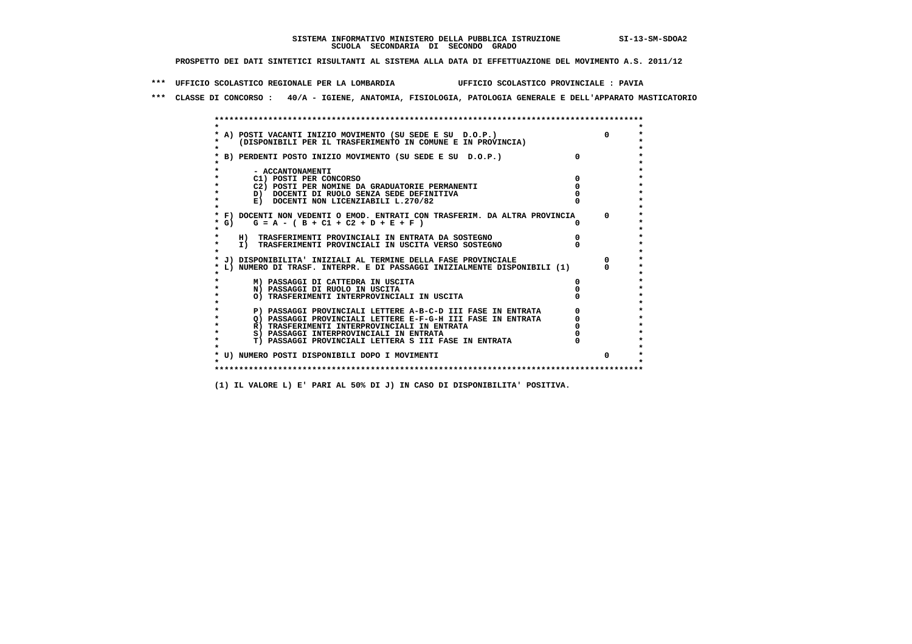**SISTEMA INFORMATIVO MINISTERO DELLA PUBBLICA ISTRUZIONE SI-13-SM-SDOA2**
**SCUOLA SECONDARIA DI SECONDO GRADO**

**PROSPETTO DEI DATI SINTETICI RISULTANTI AL SISTEMA ALLA DATA DI EFFETTUAZIONE DEL MOVIMENTO A.S. 2011/12**

**\*\*\* UFFICIO SCOLASTICO REGIONALE PER LA LOMBARDIA UFFICIO SCOLASTICO PROVINCIALE : PAVIA**

**\*\*\* CLASSE DI CONCORSO : 40/A - IGIENE, ANATOMIA, FISIOLOGIA, PATOLOGIA GENERALE E DELL'APPARATO MASTICATORIO**

```
******************************************************************************************
*                                                                                        *
* A) POSTI VACANTI INIZIO MOVIMENTO (SU SEDE E SU  D.O.P.)                        0      *
*    (DISPONIBILI PER IL TRASFERIMENTO IN COMUNE E IN PROVINCIA)                         *
*                                                                                        *
* B) PERDENTI POSTO INIZIO MOVIMENTO (SU SEDE E SU  D.O.P.)              0               *
*                                                                                        *
*       - ACCANTONAMENTI                                                                 *
*       C1) POSTI PER CONCORSO                                           0               *
*       C2) POSTI PER NOMINE DA GRADUATORIE PERMANENTI                   0               *
*       D)  DOCENTI DI RUOLO SENZA SEDE DEFINITIVA                       0               *
*       E)  DOCENTI NON LICENZIABILI L.270/82                            0               *
*                                                                                        *
* F) DOCENTI NON VEDENTI O EMOD. ENTRATI CON TRASFERIM. DA ALTRA PROVINCIA      0        *
* G)    G = A - ( B + C1 + C2 + D + E + F )                              0               *
*                                                                                        *
*    H)  TRASFERIMENTI PROVINCIALI IN ENTRATA DA SOSTEGNO                0               *
*    I)  TRASFERIMENTI PROVINCIALI IN USCITA VERSO SOSTEGNO              0               *
*                                                                                        *
* J) DISPONIBILITA' INIZIALI AL TERMINE DELLA FASE PROVINCIALE                  0        *
* L) NUMERO DI TRASF. INTERPR. E DI PASSAGGI INIZIALMENTE DISPONIBILI (1)       0        *
*                                                                                        *
*       M) PASSAGGI DI CATTEDRA IN USCITA                                0               *
*       N) PASSAGGI DI RUOLO IN USCITA                                   0               *
*       O) TRASFERIMENTI INTERPROVINCIALI IN USCITA                      0               *
*                                                                                        *
*       P) PASSAGGI PROVINCIALI LETTERE A-B-C-D III FASE IN ENTRATA      0               *
*       Q) PASSAGGI PROVINCIALI LETTERE E-F-G-H III FASE IN ENTRATA      0               *
*       R) TRASFERIMENTI INTERPROVINCIALI IN ENTRATA                     0               *
*       S) PASSAGGI INTERPROVINCIALI IN ENTRATA                          0               *
*       T) PASSAGGI PROVINCIALI LETTERA S III FASE IN ENTRATA            0               *
*                                                                                        *
* U) NUMERO POSTI DISPONIBILI DOPO I MOVIMENTI                                  0        *
*                                                                                        *
******************************************************************************************
```

**(1) IL VALORE L) E' PARI AL 50% DI J) IN CASO DI DISPONIBILITA' POSITIVA.**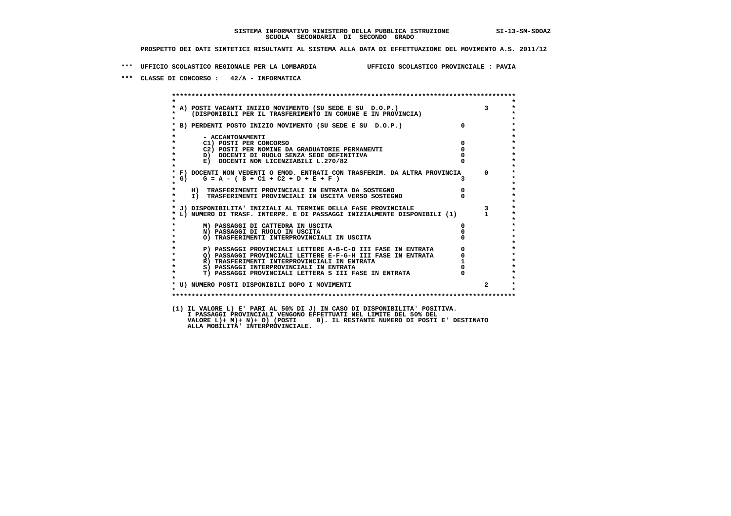**SISTEMA INFORMATIVO MINISTERO DELLA PUBBLICA ISTRUZIONE SI-13-SM-SDOA2**
**SCUOLA SECONDARIA DI SECONDO GRADO**

**PROSPETTO DEI DATI SINTETICI RISULTANTI AL SISTEMA ALLA DATA DI EFFETTUAZIONE DEL MOVIMENTO A.S. 2011/12**

**\*\*\* UFFICIO SCOLASTICO REGIONALE PER LA LOMBARDIA UFFICIO SCOLASTICO PROVINCIALE : PAVIA**

**\*\*\* CLASSE DI CONCORSO : 42/A - INFORMATICA**

| Voce | | |
|---|---|---|
| A) POSTI VACANTI INIZIO MOVIMENTO (SU SEDE E SU D.O.P.) (DISPONIBILI PER IL TRASFERIMENTO IN COMUNE E IN PROVINCIA) | | 3 |
| B) PERDENTI POSTO INIZIO MOVIMENTO (SU SEDE E SU D.O.P.) | 0 | |
| - ACCANTONAMENTI | | |
| C1) POSTI PER CONCORSO | 0 | |
| C2) POSTI PER NOMINE DA GRADUATORIE PERMANENTI | 0 | |
| D) DOCENTI DI RUOLO SENZA SEDE DEFINITIVA | 0 | |
| E) DOCENTI NON LICENZIABILI L.270/82 | 0 | |
| F) DOCENTI NON VEDENTI O EMOD. ENTRATI CON TRASFERIM. DA ALTRA PROVINCIA | | 0 |
| G) G = A - ( B + C1 + C2 + D + E + F ) | 3 | |
| H) TRASFERIMENTI PROVINCIALI IN ENTRATA DA SOSTEGNO | 0 | |
| I) TRASFERIMENTI PROVINCIALI IN USCITA VERSO SOSTEGNO | 0 | |
| J) DISPONIBILITA' INIZIALI AL TERMINE DELLA FASE PROVINCIALE | | 3 |
| L) NUMERO DI TRASF. INTERPR. E DI PASSAGGI INIZIALMENTE DISPONIBILI (1) | | 1 |
| M) PASSAGGI DI CATTEDRA IN USCITA | 0 | |
| N) PASSAGGI DI RUOLO IN USCITA | 0 | |
| O) TRASFERIMENTI INTERPROVINCIALI IN USCITA | 0 | |
| P) PASSAGGI PROVINCIALI LETTERE A-B-C-D III FASE IN ENTRATA | 0 | |
| Q) PASSAGGI PROVINCIALI LETTERE E-F-G-H III FASE IN ENTRATA | 0 | |
| R) TRASFERIMENTI INTERPROVINCIALI IN ENTRATA | 1 | |
| S) PASSAGGI INTERPROVINCIALI IN ENTRATA | 0 | |
| T) PASSAGGI PROVINCIALI LETTERA S III FASE IN ENTRATA | 0 | |
| U) NUMERO POSTI DISPONIBILI DOPO I MOVIMENTI | | 2 |

(1) IL VALORE L) E' PARI AL 50% DI J) IN CASO DI DISPONIBILITA' POSITIVA.
I PASSAGGI PROVINCIALI VENGONO EFFETTUATI NEL LIMITE DEL 50% DEL
VALORE L)+ M)+ N)+ O) (POSTI 0). IL RESTANTE NUMERO DI POSTI E' DESTINATO
ALLA MOBILITA' INTERPROVINCIALE.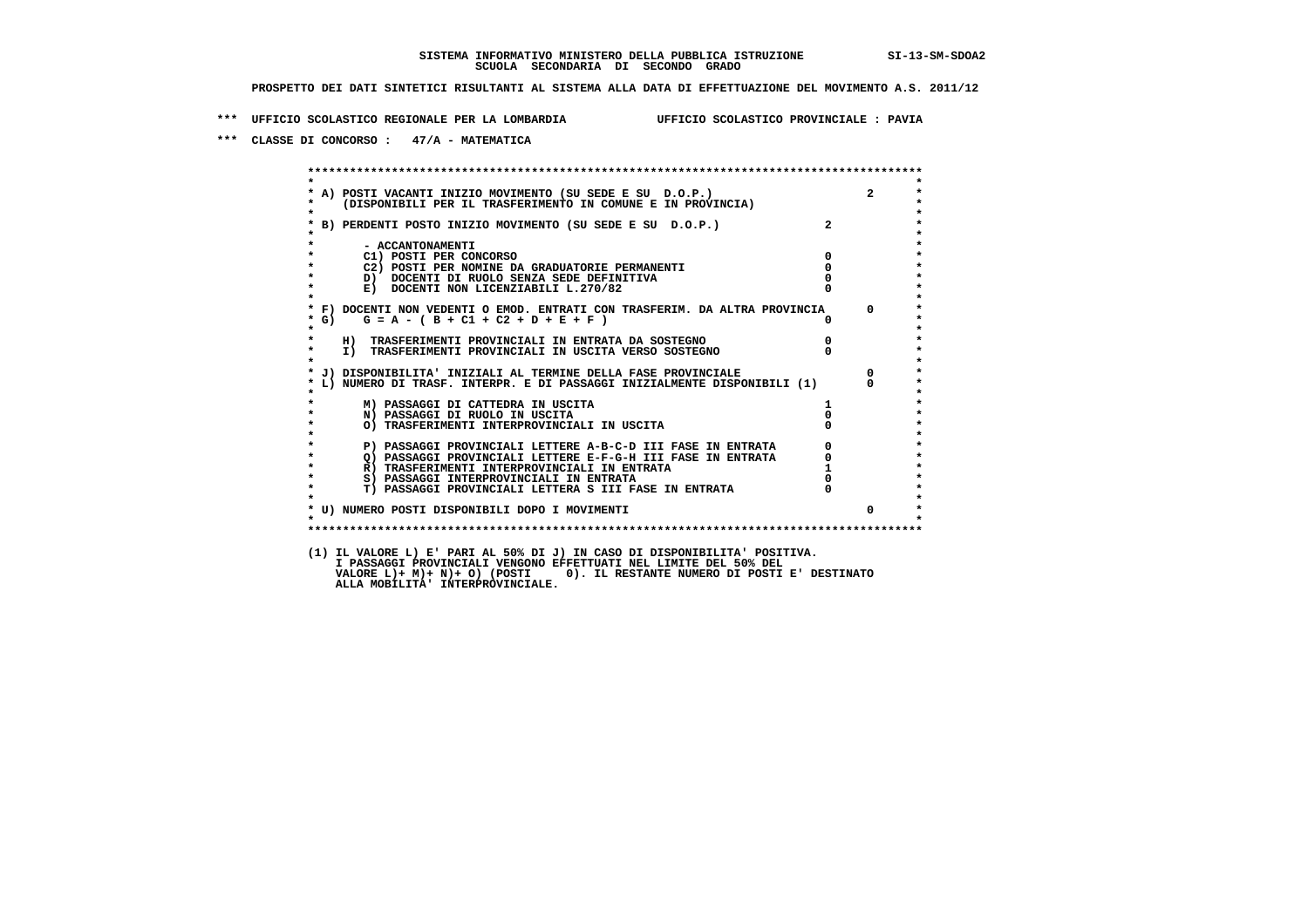SISTEMA INFORMATIVO MINISTERO DELLA PUBBLICA ISTRUZIONE SI-13-SM-SDOA2
SCUOLA SECONDARIA DI SECONDO GRADO

PROSPETTO DEI DATI SINTETICI RISULTANTI AL SISTEMA ALLA DATA DI EFFETTUAZIONE DEL MOVIMENTO A.S. 2011/12

*** UFFICIO SCOLASTICO REGIONALE PER LA LOMBARDIA UFFICIO SCOLASTICO PROVINCIALE : PAVIA

*** CLASSE DI CONCORSO : 47/A - MATEMATICA

| | | |
|---|---|---|
| A) POSTI VACANTI INIZIO MOVIMENTO (SU SEDE E SU D.O.P.) (DISPONIBILI PER IL TRASFERIMENTO IN COMUNE E IN PROVINCIA) | | 2 |
| B) PERDENTI POSTO INIZIO MOVIMENTO (SU SEDE E SU D.O.P.) | 2 | |
| - ACCANTONAMENTI | | |
| C1) POSTI PER CONCORSO | 0 | |
| C2) POSTI PER NOMINE DA GRADUATORIE PERMANENTI | 0 | |
| D) DOCENTI DI RUOLO SENZA SEDE DEFINITIVA | 0 | |
| E) DOCENTI NON LICENZIABILI L.270/82 | 0 | |
| F) DOCENTI NON VEDENTI O EMOD. ENTRATI CON TRASFERIM. DA ALTRA PROVINCIA | | 0 |
| G) G = A - ( B + C1 + C2 + D + E + F ) | 0 | |
| H) TRASFERIMENTI PROVINCIALI IN ENTRATA DA SOSTEGNO | 0 | |
| I) TRASFERIMENTI PROVINCIALI IN USCITA VERSO SOSTEGNO | 0 | |
| J) DISPONIBILITA' INIZIALI AL TERMINE DELLA FASE PROVINCIALE | | 0 |
| L) NUMERO DI TRASF. INTERPR. E DI PASSAGGI INIZIALMENTE DISPONIBILI (1) | | 0 |
| M) PASSAGGI DI CATTEDRA IN USCITA | 1 | |
| N) PASSAGGI DI RUOLO IN USCITA | 0 | |
| O) TRASFERIMENTI INTERPROVINCIALI IN USCITA | 0 | |
| P) PASSAGGI PROVINCIALI LETTERE A-B-C-D III FASE IN ENTRATA | 0 | |
| Q) PASSAGGI PROVINCIALI LETTERE E-F-G-H III FASE IN ENTRATA | 0 | |
| R) TRASFERIMENTI INTERPROVINCIALI IN ENTRATA | 1 | |
| S) PASSAGGI INTERPROVINCIALI IN ENTRATA | 0 | |
| T) PASSAGGI PROVINCIALI LETTERA S III FASE IN ENTRATA | 0 | |
| U) NUMERO POSTI DISPONIBILI DOPO I MOVIMENTI | | 0 |

(1) IL VALORE L) E' PARI AL 50% DI J) IN CASO DI DISPONIBILITA' POSITIVA.
I PASSAGGI PROVINCIALI VENGONO EFFETTUATI NEL LIMITE DEL 50% DEL
VALORE L)+ M)+ N)+ O) (POSTI 0). IL RESTANTE NUMERO DI POSTI E' DESTINATO
ALLA MOBILITA' INTERPROVINCIALE.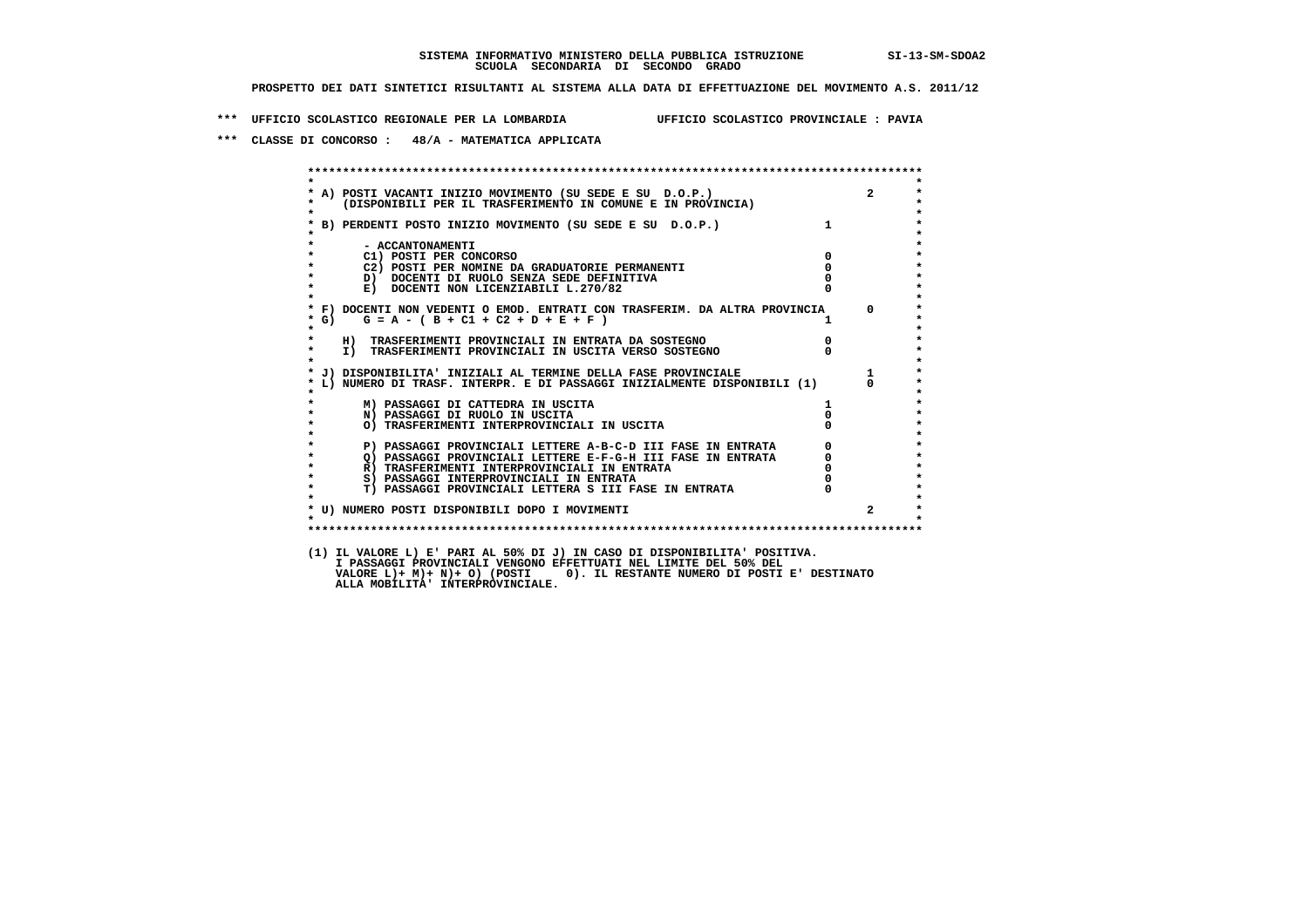SISTEMA INFORMATIVO MINISTERO DELLA PUBBLICA ISTRUZIONE SI-13-SM-SDOA2
SCUOLA SECONDARIA DI SECONDO GRADO

PROSPETTO DEI DATI SINTETICI RISULTANTI AL SISTEMA ALLA DATA DI EFFETTUAZIONE DEL MOVIMENTO A.S. 2011/12

*** UFFICIO SCOLASTICO REGIONALE PER LA LOMBARDIA UFFICIO SCOLASTICO PROVINCIALE : PAVIA

*** CLASSE DI CONCORSO : 48/A - MATEMATICA APPLICATA

| Voce | | |
|---|---|---|
| A) POSTI VACANTI INIZIO MOVIMENTO (SU SEDE E SU D.O.P.) (DISPONIBILI PER IL TRASFERIMENTO IN COMUNE E IN PROVINCIA) | | 2 |
| B) PERDENTI POSTO INIZIO MOVIMENTO (SU SEDE E SU D.O.P.) | 1 | |
| - ACCANTONAMENTI | | |
| C1) POSTI PER CONCORSO | 0 | |
| C2) POSTI PER NOMINE DA GRADUATORIE PERMANENTI | 0 | |
| D) DOCENTI DI RUOLO SENZA SEDE DEFINITIVA | 0 | |
| E) DOCENTI NON LICENZIABILI L.270/82 | 0 | |
| F) DOCENTI NON VEDENTI O EMOD. ENTRATI CON TRASFERIM. DA ALTRA PROVINCIA | | 0 |
| G) G = A - ( B + C1 + C2 + D + E + F ) | 1 | |
| H) TRASFERIMENTI PROVINCIALI IN ENTRATA DA SOSTEGNO | 0 | |
| I) TRASFERIMENTI PROVINCIALI IN USCITA VERSO SOSTEGNO | 0 | |
| J) DISPONIBILITA' INIZIALI AL TERMINE DELLA FASE PROVINCIALE | | 1 |
| L) NUMERO DI TRASF. INTERPR. E DI PASSAGGI INIZIALMENTE DISPONIBILI (1) | | 0 |
| M) PASSAGGI DI CATTEDRA IN USCITA | 1 | |
| N) PASSAGGI DI RUOLO IN USCITA | 0 | |
| O) TRASFERIMENTI INTERPROVINCIALI IN USCITA | 0 | |
| P) PASSAGGI PROVINCIALI LETTERE A-B-C-D III FASE IN ENTRATA | 0 | |
| Q) PASSAGGI PROVINCIALI LETTERE E-F-G-H III FASE IN ENTRATA | 0 | |
| R) TRASFERIMENTI INTERPROVINCIALI IN ENTRATA | 0 | |
| S) PASSAGGI INTERPROVINCIALI IN ENTRATA | 0 | |
| T) PASSAGGI PROVINCIALI LETTERA S III FASE IN ENTRATA | 0 | |
| U) NUMERO POSTI DISPONIBILI DOPO I MOVIMENTI | | 2 |

(1) IL VALORE L) E' PARI AL 50% DI J) IN CASO DI DISPONIBILITA' POSITIVA.
I PASSAGGI PROVINCIALI VENGONO EFFETTUATI NEL LIMITE DEL 50% DEL
VALORE L)+ M)+ N)+ O) (POSTI 0). IL RESTANTE NUMERO DI POSTI E' DESTINATO
ALLA MOBILITA' INTERPROVINCIALE.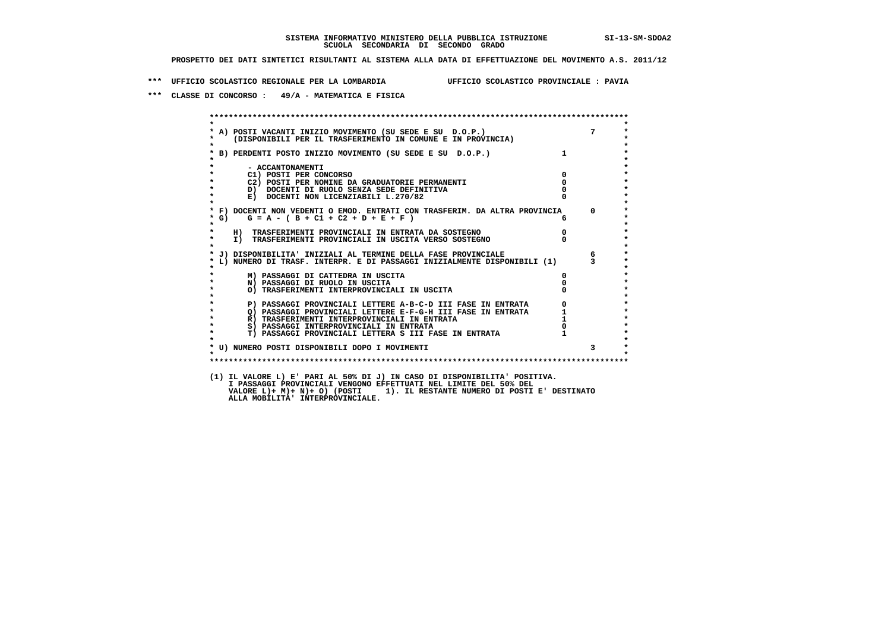SISTEMA INFORMATIVO MINISTERO DELLA PUBBLICA ISTRUZIONE SI-13-SM-SDOA2
SCUOLA SECONDARIA DI SECONDO GRADO

PROSPETTO DEI DATI SINTETICI RISULTANTI AL SISTEMA ALLA DATA DI EFFETTUAZIONE DEL MOVIMENTO A.S. 2011/12

*** UFFICIO SCOLASTICO REGIONALE PER LA LOMBARDIA UFFICIO SCOLASTICO PROVINCIALE : PAVIA

*** CLASSE DI CONCORSO : 49/A - MATEMATICA E FISICA

| Voce | | |
|---|---|---|
| A) POSTI VACANTI INIZIO MOVIMENTO (SU SEDE E SU D.O.P.) (DISPONIBILI PER IL TRASFERIMENTO IN COMUNE E IN PROVINCIA) | | 7 |
| B) PERDENTI POSTO INIZIO MOVIMENTO (SU SEDE E SU D.O.P.) | 1 | |
| - ACCANTONAMENTI | | |
| C1) POSTI PER CONCORSO | 0 | |
| C2) POSTI PER NOMINE DA GRADUATORIE PERMANENTI | 0 | |
| D) DOCENTI DI RUOLO SENZA SEDE DEFINITIVA | 0 | |
| E) DOCENTI NON LICENZIABILI L.270/82 | 0 | |
| F) DOCENTI NON VEDENTI O EMOD. ENTRATI CON TRASFERIM. DA ALTRA PROVINCIA | | 0 |
| G) G = A - ( B + C1 + C2 + D + E + F ) | 6 | |
| H) TRASFERIMENTI PROVINCIALI IN ENTRATA DA SOSTEGNO | 0 | |
| I) TRASFERIMENTI PROVINCIALI IN USCITA VERSO SOSTEGNO | 0 | |
| J) DISPONIBILITA' INIZIALI AL TERMINE DELLA FASE PROVINCIALE | | 6 |
| L) NUMERO DI TRASF. INTERPR. E DI PASSAGGI INIZIALMENTE DISPONIBILI (1) | | 3 |
| M) PASSAGGI DI CATTEDRA IN USCITA | 0 | |
| N) PASSAGGI DI RUOLO IN USCITA | 0 | |
| O) TRASFERIMENTI INTERPROVINCIALI IN USCITA | 0 | |
| P) PASSAGGI PROVINCIALI LETTERE A-B-C-D III FASE IN ENTRATA | 0 | |
| Q) PASSAGGI PROVINCIALI LETTERE E-F-G-H III FASE IN ENTRATA | 1 | |
| R) TRASFERIMENTI INTERPROVINCIALI IN ENTRATA | 1 | |
| S) PASSAGGI INTERPROVINCIALI IN ENTRATA | 0 | |
| T) PASSAGGI PROVINCIALI LETTERA S III FASE IN ENTRATA | 1 | |
| U) NUMERO POSTI DISPONIBILI DOPO I MOVIMENTI | | 3 |

(1) IL VALORE L) E' PARI AL 50% DI J) IN CASO DI DISPONIBILITA' POSITIVA.
I PASSAGGI PROVINCIALI VENGONO EFFETTUATI NEL LIMITE DEL 50% DEL
VALORE L)+ M)+ N)+ O) (POSTI 1). IL RESTANTE NUMERO DI POSTI E' DESTINATO
ALLA MOBILITA' INTERPROVINCIALE.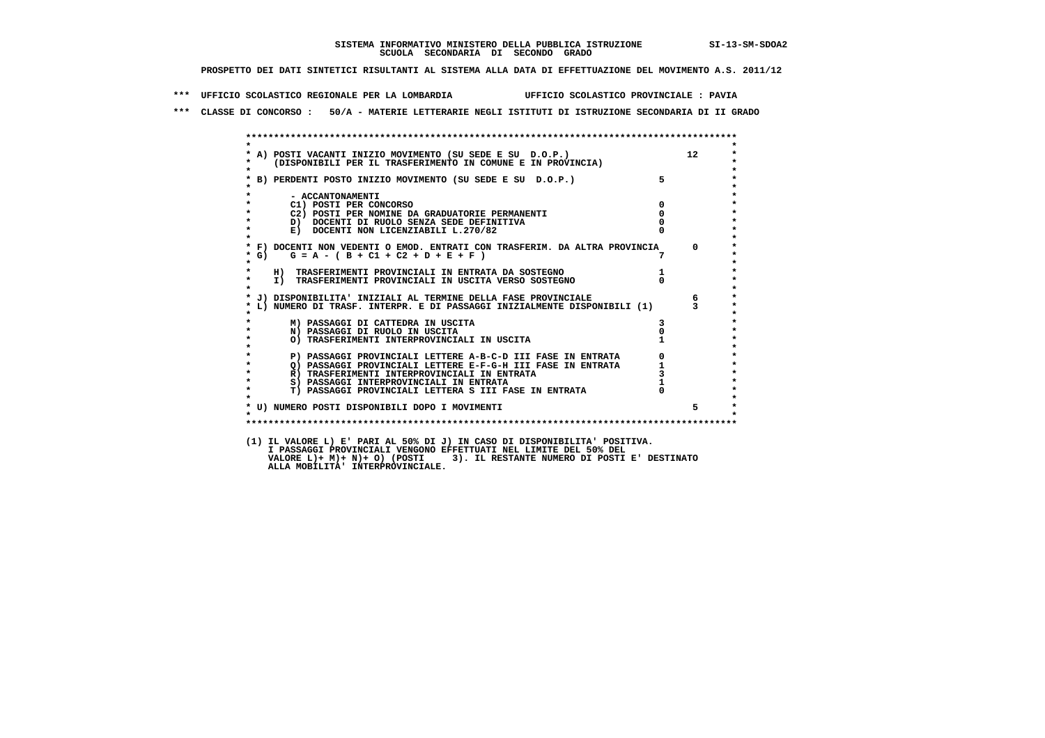SISTEMA INFORMATIVO MINISTERO DELLA PUBBLICA ISTRUZIONE SI-13-SM-SDOA2
SCUOLA SECONDARIA DI SECONDO GRADO

PROSPETTO DEI DATI SINTETICI RISULTANTI AL SISTEMA ALLA DATA DI EFFETTUAZIONE DEL MOVIMENTO A.S. 2011/12

*** UFFICIO SCOLASTICO REGIONALE PER LA LOMBARDIA UFFICIO SCOLASTICO PROVINCIALE : PAVIA

*** CLASSE DI CONCORSO : 50/A - MATERIE LETTERARIE NEGLI ISTITUTI DI ISTRUZIONE SECONDARIA DI II GRADO

| | | |
|---|---|---|
| A) POSTI VACANTI INIZIO MOVIMENTO (SU SEDE E SU D.O.P.) (DISPONIBILI PER IL TRASFERIMENTO IN COMUNE E IN PROVINCIA) | | 12 |
| B) PERDENTI POSTO INIZIO MOVIMENTO (SU SEDE E SU D.O.P.) | 5 | |
| - ACCANTONAMENTI | | |
| C1) POSTI PER CONCORSO | 0 | |
| C2) POSTI PER NOMINE DA GRADUATORIE PERMANENTI | 0 | |
| D) DOCENTI DI RUOLO SENZA SEDE DEFINITIVA | 0 | |
| E) DOCENTI NON LICENZIABILI L.270/82 | 0 | |
| F) DOCENTI NON VEDENTI O EMOD. ENTRATI CON TRASFERIM. DA ALTRA PROVINCIA | | 0 |
| G) G = A - ( B + C1 + C2 + D + E + F ) | 7 | |
| H) TRASFERIMENTI PROVINCIALI IN ENTRATA DA SOSTEGNO | 1 | |
| I) TRASFERIMENTI PROVINCIALI IN USCITA VERSO SOSTEGNO | 0 | |
| J) DISPONIBILITA' INIZIALI AL TERMINE DELLA FASE PROVINCIALE | | 6 |
| L) NUMERO DI TRASF. INTERPR. E DI PASSAGGI INIZIALMENTE DISPONIBILI (1) | | 3 |
| M) PASSAGGI DI CATTEDRA IN USCITA | 3 | |
| N) PASSAGGI DI RUOLO IN USCITA | 0 | |
| O) TRASFERIMENTI INTERPROVINCIALI IN USCITA | 1 | |
| P) PASSAGGI PROVINCIALI LETTERE A-B-C-D III FASE IN ENTRATA | 0 | |
| Q) PASSAGGI PROVINCIALI LETTERE E-F-G-H III FASE IN ENTRATA | 1 | |
| R) TRASFERIMENTI INTERPROVINCIALI IN ENTRATA | 3 | |
| S) PASSAGGI INTERPROVINCIALI IN ENTRATA | 1 | |
| T) PASSAGGI PROVINCIALI LETTERA S III FASE IN ENTRATA | 0 | |
| U) NUMERO POSTI DISPONIBILI DOPO I MOVIMENTI | | 5 |

(1) IL VALORE L) E' PARI AL 50% DI J) IN CASO DI DISPONIBILITA' POSITIVA.
I PASSAGGI PROVINCIALI VENGONO EFFETTUATI NEL LIMITE DEL 50% DEL
VALORE L)+ M)+ N)+ O) (POSTI 3). IL RESTANTE NUMERO DI POSTI E' DESTINATO
ALLA MOBILITA' INTERPROVINCIALE.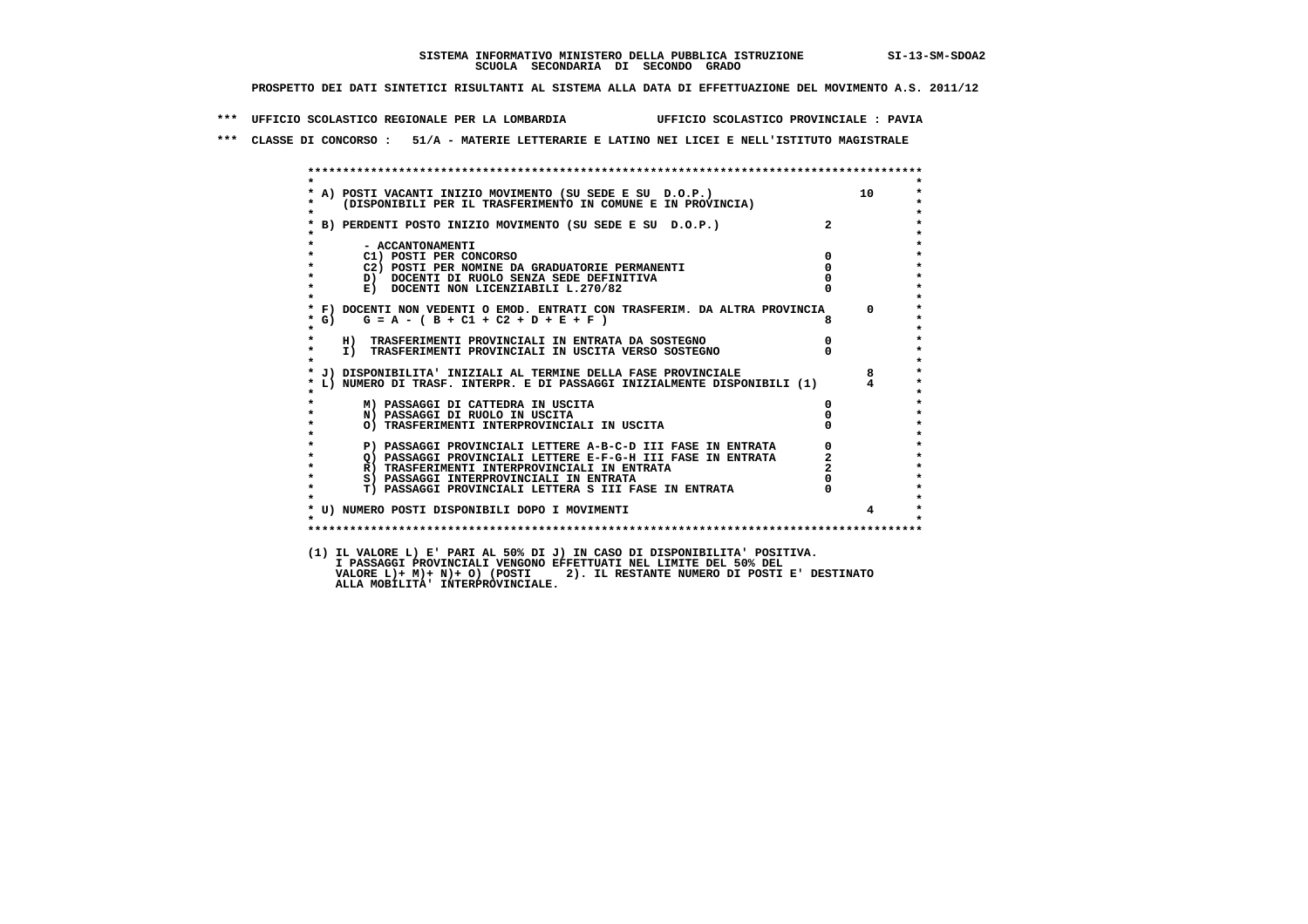**SISTEMA INFORMATIVO MINISTERO DELLA PUBBLICA ISTRUZIONE SI-13-SM-SDOA2**
**SCUOLA SECONDARIA DI SECONDO GRADO**

**PROSPETTO DEI DATI SINTETICI RISULTANTI AL SISTEMA ALLA DATA DI EFFETTUAZIONE DEL MOVIMENTO A.S. 2011/12**

**\*\*\* UFFICIO SCOLASTICO REGIONALE PER LA LOMBARDIA UFFICIO SCOLASTICO PROVINCIALE : PAVIA**

**\*\*\* CLASSE DI CONCORSO : 51/A - MATERIE LETTERARIE E LATINO NEI LICEI E NELL'ISTITUTO MAGISTRALE**

| Voce | | |
|---|---|---|
| A) POSTI VACANTI INIZIO MOVIMENTO (SU SEDE E SU D.O.P.) (DISPONIBILI PER IL TRASFERIMENTO IN COMUNE E IN PROVINCIA) | | 10 |
| B) PERDENTI POSTO INIZIO MOVIMENTO (SU SEDE E SU D.O.P.) | 2 | |
| - ACCANTONAMENTI | | |
| C1) POSTI PER CONCORSO | 0 | |
| C2) POSTI PER NOMINE DA GRADUATORIE PERMANENTI | 0 | |
| D) DOCENTI DI RUOLO SENZA SEDE DEFINITIVA | 0 | |
| E) DOCENTI NON LICENZIABILI L.270/82 | 0 | |
| F) DOCENTI NON VEDENTI O EMOD. ENTRATI CON TRASFERIM. DA ALTRA PROVINCIA | | 0 |
| G) G = A - ( B + C1 + C2 + D + E + F ) | 8 | |
| H) TRASFERIMENTI PROVINCIALI IN ENTRATA DA SOSTEGNO | 0 | |
| I) TRASFERIMENTI PROVINCIALI IN USCITA VERSO SOSTEGNO | 0 | |
| J) DISPONIBILITA' INIZIALI AL TERMINE DELLA FASE PROVINCIALE | | 8 |
| L) NUMERO DI TRASF. INTERPR. E DI PASSAGGI INIZIALMENTE DISPONIBILI (1) | | 4 |
| M) PASSAGGI DI CATTEDRA IN USCITA | 0 | |
| N) PASSAGGI DI RUOLO IN USCITA | 0 | |
| O) TRASFERIMENTI INTERPROVINCIALI IN USCITA | 0 | |
| P) PASSAGGI PROVINCIALI LETTERE A-B-C-D III FASE IN ENTRATA | 0 | |
| Q) PASSAGGI PROVINCIALI LETTERE E-F-G-H III FASE IN ENTRATA | 2 | |
| R) TRASFERIMENTI INTERPROVINCIALI IN ENTRATA | 2 | |
| S) PASSAGGI INTERPROVINCIALI IN ENTRATA | 0 | |
| T) PASSAGGI PROVINCIALI LETTERA S III FASE IN ENTRATA | 0 | |
| U) NUMERO POSTI DISPONIBILI DOPO I MOVIMENTI | | 4 |

(1) IL VALORE L) E' PARI AL 50% DI J) IN CASO DI DISPONIBILITA' POSITIVA.
I PASSAGGI PROVINCIALI VENGONO EFFETTUATI NEL LIMITE DEL 50% DEL
VALORE L)+ M)+ N)+ O) (POSTI 2). IL RESTANTE NUMERO DI POSTI E' DESTINATO
ALLA MOBILITA' INTERPROVINCIALE.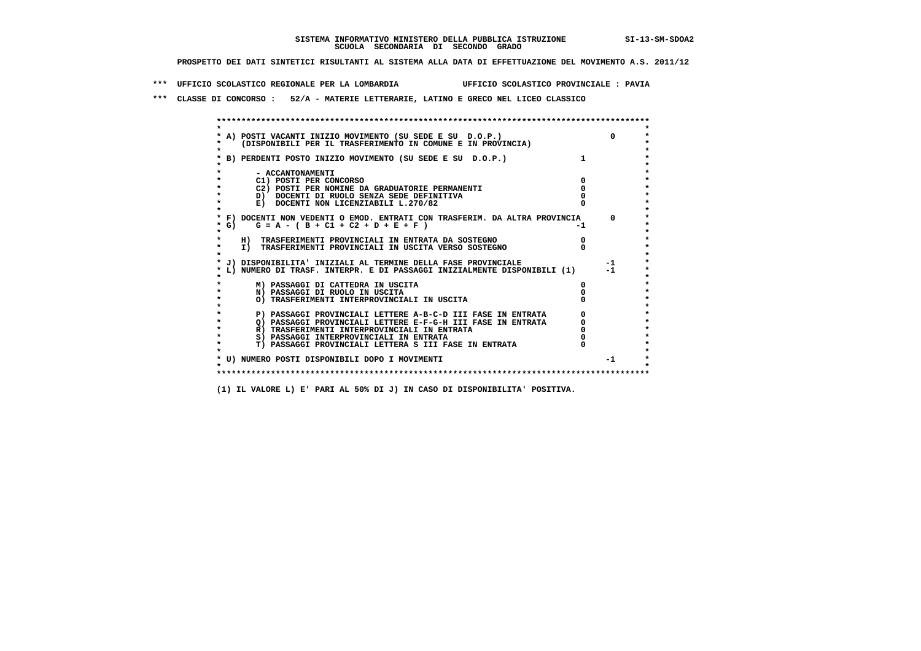**SISTEMA INFORMATIVO MINISTERO DELLA PUBBLICA ISTRUZIONE SI-13-SM-SDOA2**
**SCUOLA SECONDARIA DI SECONDO GRADO**

**PROSPETTO DEI DATI SINTETICI RISULTANTI AL SISTEMA ALLA DATA DI EFFETTUAZIONE DEL MOVIMENTO A.S. 2011/12**

**\*\*\* UFFICIO SCOLASTICO REGIONALE PER LA LOMBARDIA UFFICIO SCOLASTICO PROVINCIALE : PAVIA**

**\*\*\* CLASSE DI CONCORSO : 52/A - MATERIE LETTERARIE, LATINO E GRECO NEL LICEO CLASSICO**

| Voce | | |
|---|---|---|
| A) POSTI VACANTI INIZIO MOVIMENTO (SU SEDE E SU D.O.P.) (DISPONIBILI PER IL TRASFERIMENTO IN COMUNE E IN PROVINCIA) | | 0 |
| B) PERDENTI POSTO INIZIO MOVIMENTO (SU SEDE E SU D.O.P.) | 1 | |
| - ACCANTONAMENTI | | |
| C1) POSTI PER CONCORSO | 0 | |
| C2) POSTI PER NOMINE DA GRADUATORIE PERMANENTI | 0 | |
| D) DOCENTI DI RUOLO SENZA SEDE DEFINITIVA | 0 | |
| E) DOCENTI NON LICENZIABILI L.270/82 | 0 | |
| F) DOCENTI NON VEDENTI O EMOD. ENTRATI CON TRASFERIM. DA ALTRA PROVINCIA | | 0 |
| G) G = A - ( B + C1 + C2 + D + E + F ) | -1 | |
| H) TRASFERIMENTI PROVINCIALI IN ENTRATA DA SOSTEGNO | 0 | |
| I) TRASFERIMENTI PROVINCIALI IN USCITA VERSO SOSTEGNO | 0 | |
| J) DISPONIBILITA' INIZIALI AL TERMINE DELLA FASE PROVINCIALE | | -1 |
| L) NUMERO DI TRASF. INTERPR. E DI PASSAGGI INIZIALMENTE DISPONIBILI (1) | | -1 |
| M) PASSAGGI DI CATTEDRA IN USCITA | 0 | |
| N) PASSAGGI DI RUOLO IN USCITA | 0 | |
| O) TRASFERIMENTI INTERPROVINCIALI IN USCITA | 0 | |
| P) PASSAGGI PROVINCIALI LETTERE A-B-C-D III FASE IN ENTRATA | 0 | |
| Q) PASSAGGI PROVINCIALI LETTERE E-F-G-H III FASE IN ENTRATA | 0 | |
| R) TRASFERIMENTI INTERPROVINCIALI IN ENTRATA | 0 | |
| S) PASSAGGI INTERPROVINCIALI IN ENTRATA | 0 | |
| T) PASSAGGI PROVINCIALI LETTERA S III FASE IN ENTRATA | 0 | |
| U) NUMERO POSTI DISPONIBILI DOPO I MOVIMENTI | | -1 |

**(1) IL VALORE L) E' PARI AL 50% DI J) IN CASO DI DISPONIBILITA' POSITIVA.**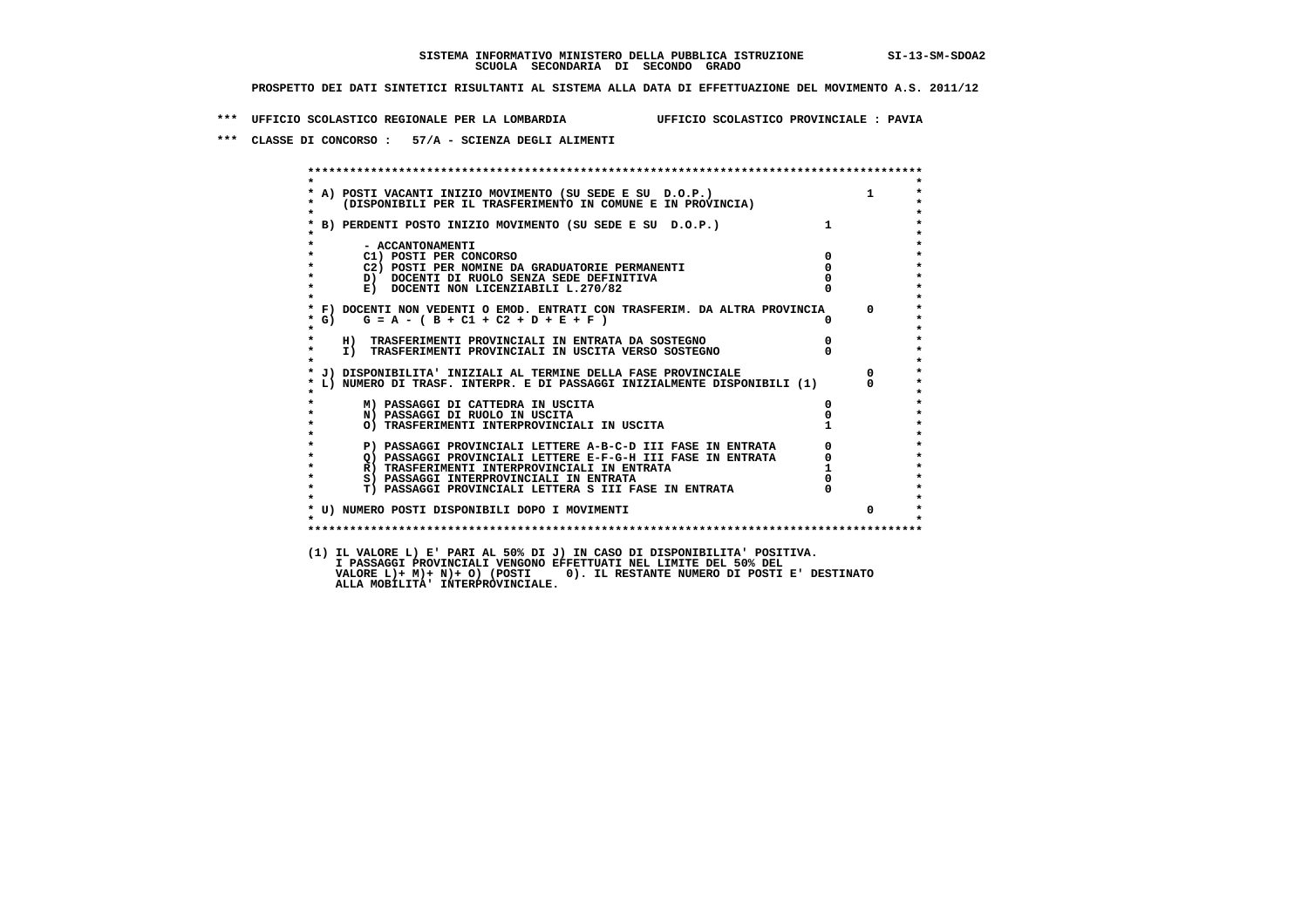**SISTEMA INFORMATIVO MINISTERO DELLA PUBBLICA ISTRUZIONE SI-13-SM-SDOA2**
**SCUOLA SECONDARIA DI SECONDO GRADO**

**PROSPETTO DEI DATI SINTETICI RISULTANTI AL SISTEMA ALLA DATA DI EFFETTUAZIONE DEL MOVIMENTO A.S. 2011/12**

*** UFFICIO SCOLASTICO REGIONALE PER LA LOMBARDIA UFFICIO SCOLASTICO PROVINCIALE : PAVIA

*** CLASSE DI CONCORSO : 57/A - SCIENZA DEGLI ALIMENTI

| Voce | | |
|---|---|---|
| A) POSTI VACANTI INIZIO MOVIMENTO (SU SEDE E SU D.O.P.) (DISPONIBILI PER IL TRASFERIMENTO IN COMUNE E IN PROVINCIA) | | 1 |
| B) PERDENTI POSTO INIZIO MOVIMENTO (SU SEDE E SU D.O.P.) | 1 | |
| - ACCANTONAMENTI | | |
| C1) POSTI PER CONCORSO | 0 | |
| C2) POSTI PER NOMINE DA GRADUATORIE PERMANENTI | 0 | |
| D) DOCENTI DI RUOLO SENZA SEDE DEFINITIVA | 0 | |
| E) DOCENTI NON LICENZIABILI L.270/82 | 0 | |
| F) DOCENTI NON VEDENTI O EMOD. ENTRATI CON TRASFERIM. DA ALTRA PROVINCIA | | 0 |
| G) G = A - ( B + C1 + C2 + D + E + F ) | 0 | |
| H) TRASFERIMENTI PROVINCIALI IN ENTRATA DA SOSTEGNO | 0 | |
| I) TRASFERIMENTI PROVINCIALI IN USCITA VERSO SOSTEGNO | 0 | |
| J) DISPONIBILITA' INIZIALI AL TERMINE DELLA FASE PROVINCIALE | | 0 |
| L) NUMERO DI TRASF. INTERPR. E DI PASSAGGI INIZIALMENTE DISPONIBILI (1) | | 0 |
| M) PASSAGGI DI CATTEDRA IN USCITA | 0 | |
| N) PASSAGGI DI RUOLO IN USCITA | 0 | |
| O) TRASFERIMENTI INTERPROVINCIALI IN USCITA | 1 | |
| P) PASSAGGI PROVINCIALI LETTERE A-B-C-D III FASE IN ENTRATA | 0 | |
| Q) PASSAGGI PROVINCIALI LETTERE E-F-G-H III FASE IN ENTRATA | 0 | |
| R) TRASFERIMENTI INTERPROVINCIALI IN ENTRATA | 1 | |
| S) PASSAGGI INTERPROVINCIALI IN ENTRATA | 0 | |
| T) PASSAGGI PROVINCIALI LETTERA S III FASE IN ENTRATA | 0 | |
| U) NUMERO POSTI DISPONIBILI DOPO I MOVIMENTI | | 0 |

(1) IL VALORE L) E' PARI AL 50% DI J) IN CASO DI DISPONIBILITA' POSITIVA. I PASSAGGI PROVINCIALI VENGONO EFFETTUATI NEL LIMITE DEL 50% DEL VALORE L)+ M)+ N)+ O) (POSTI 0). IL RESTANTE NUMERO DI POSTI E' DESTINATO ALLA MOBILITA' INTERPROVINCIALE.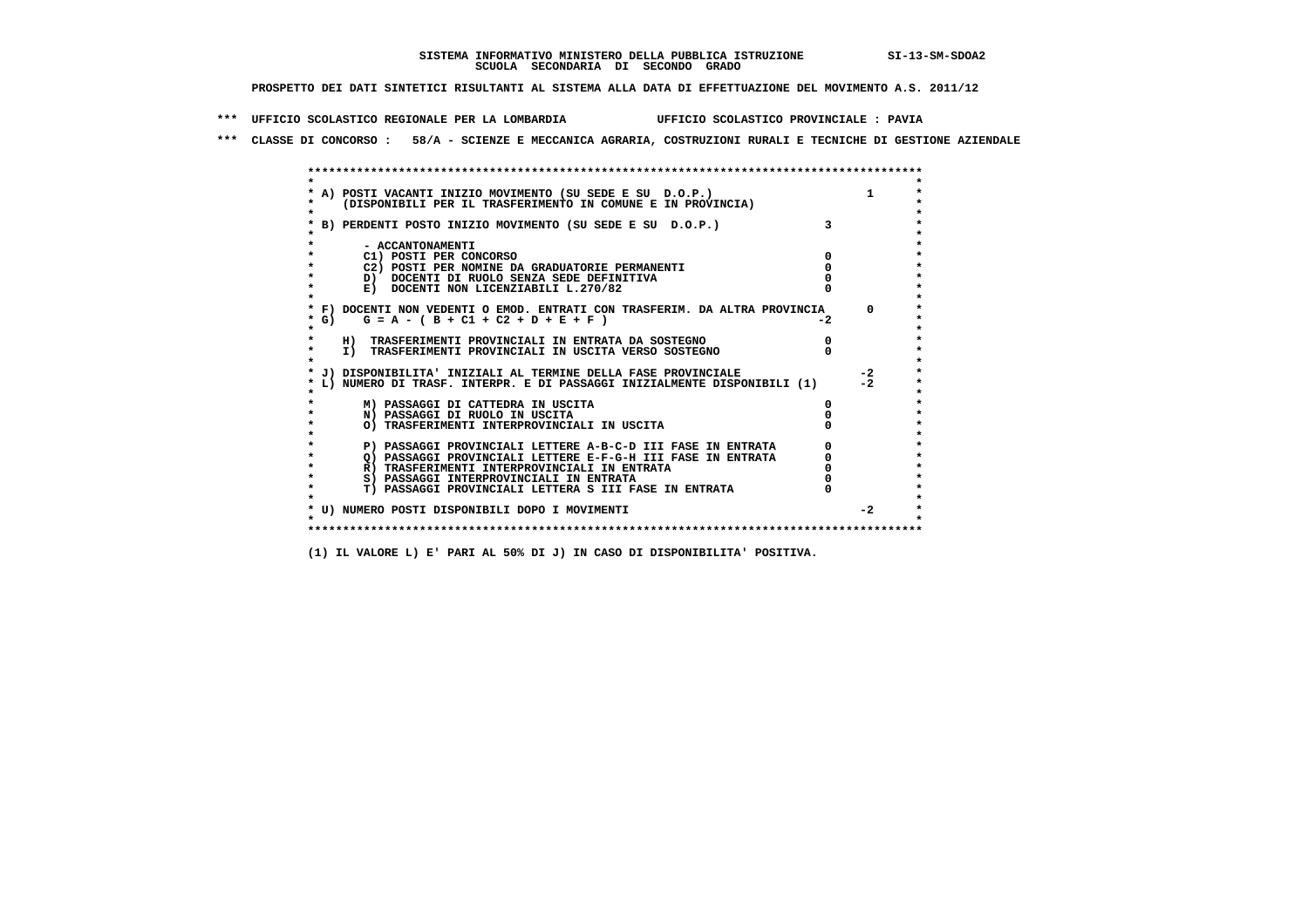**SISTEMA INFORMATIVO MINISTERO DELLA PUBBLICA ISTRUZIONE SI-13-SM-SDOA2**
**SCUOLA SECONDARIA DI SECONDO GRADO**

**PROSPETTO DEI DATI SINTETICI RISULTANTI AL SISTEMA ALLA DATA DI EFFETTUAZIONE DEL MOVIMENTO A.S. 2011/12**

**\*\*\* UFFICIO SCOLASTICO REGIONALE PER LA LOMBARDIA UFFICIO SCOLASTICO PROVINCIALE : PAVIA**

**\*\*\* CLASSE DI CONCORSO : 58/A - SCIENZE E MECCANICA AGRARIA, COSTRUZIONI RURALI E TECNICHE DI GESTIONE AZIENDALE**

| Voce | | |
|---|---|---|
| A) POSTI VACANTI INIZIO MOVIMENTO (SU SEDE E SU D.O.P.) (DISPONIBILI PER IL TRASFERIMENTO IN COMUNE E IN PROVINCIA) | | 1 |
| B) PERDENTI POSTO INIZIO MOVIMENTO (SU SEDE E SU D.O.P.) | 3 | |
| - ACCANTONAMENTI | | |
| C1) POSTI PER CONCORSO | 0 | |
| C2) POSTI PER NOMINE DA GRADUATORIE PERMANENTI | 0 | |
| D) DOCENTI DI RUOLO SENZA SEDE DEFINITIVA | 0 | |
| E) DOCENTI NON LICENZIABILI L.270/82 | 0 | |
| F) DOCENTI NON VEDENTI O EMOD. ENTRATI CON TRASFERIM. DA ALTRA PROVINCIA | | 0 |
| G) G = A - ( B + C1 + C2 + D + E + F ) | -2 | |
| H) TRASFERIMENTI PROVINCIALI IN ENTRATA DA SOSTEGNO | 0 | |
| I) TRASFERIMENTI PROVINCIALI IN USCITA VERSO SOSTEGNO | 0 | |
| J) DISPONIBILITA' INIZIALI AL TERMINE DELLA FASE PROVINCIALE | | -2 |
| L) NUMERO DI TRASF. INTERPR. E DI PASSAGGI INIZIALMENTE DISPONIBILI (1) | | -2 |
| M) PASSAGGI DI CATTEDRA IN USCITA | 0 | |
| N) PASSAGGI DI RUOLO IN USCITA | 0 | |
| O) TRASFERIMENTI INTERPROVINCIALI IN USCITA | 0 | |
| P) PASSAGGI PROVINCIALI LETTERE A-B-C-D III FASE IN ENTRATA | 0 | |
| Q) PASSAGGI PROVINCIALI LETTERE E-F-G-H III FASE IN ENTRATA | 0 | |
| R) TRASFERIMENTI INTERPROVINCIALI IN ENTRATA | 0 | |
| S) PASSAGGI INTERPROVINCIALI IN ENTRATA | 0 | |
| T) PASSAGGI PROVINCIALI LETTERA S III FASE IN ENTRATA | 0 | |
| U) NUMERO POSTI DISPONIBILI DOPO I MOVIMENTI | | -2 |

**(1) IL VALORE L) E' PARI AL 50% DI J) IN CASO DI DISPONIBILITA' POSITIVA.**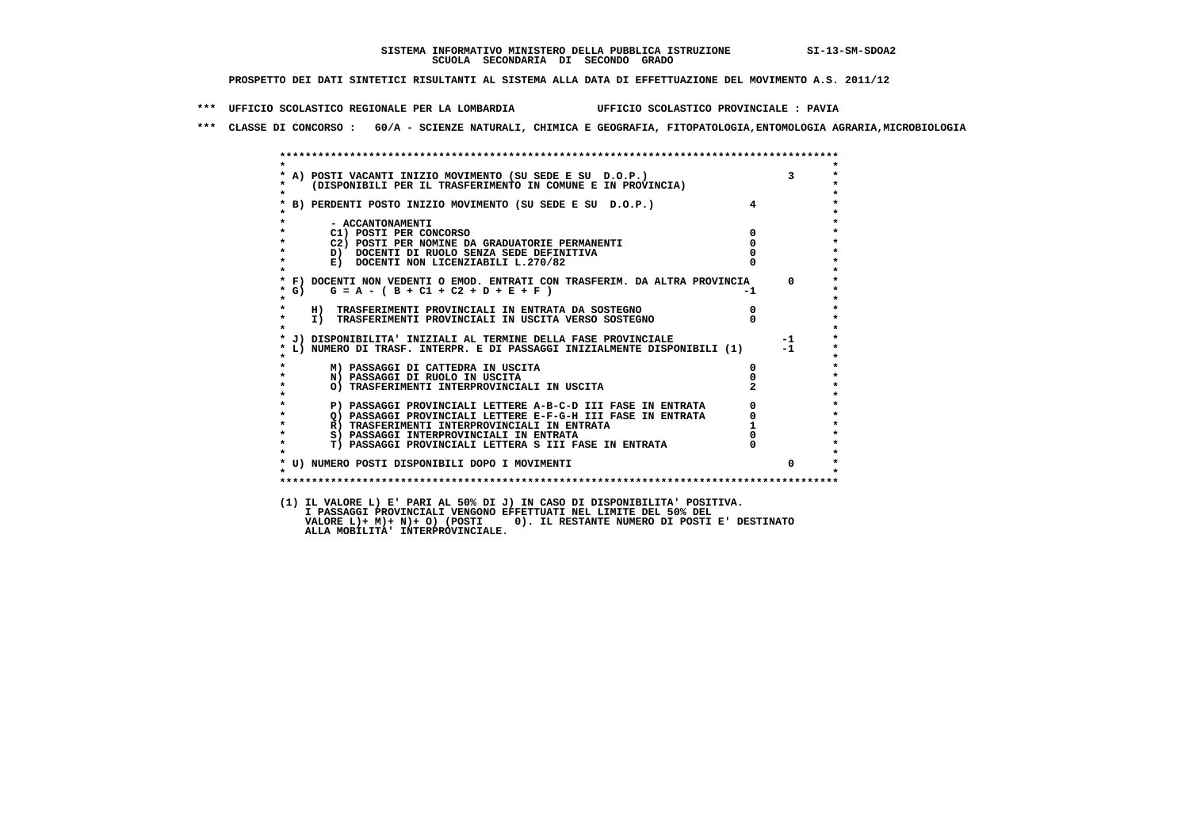SISTEMA INFORMATIVO MINISTERO DELLA PUBBLICA ISTRUZIONE SI-13-SM-SDOA2
SCUOLA SECONDARIA DI SECONDO GRADO

PROSPETTO DEI DATI SINTETICI RISULTANTI AL SISTEMA ALLA DATA DI EFFETTUAZIONE DEL MOVIMENTO A.S. 2011/12

*** UFFICIO SCOLASTICO REGIONALE PER LA LOMBARDIA UFFICIO SCOLASTICO PROVINCIALE : PAVIA

*** CLASSE DI CONCORSO : 60/A - SCIENZE NATURALI, CHIMICA E GEOGRAFIA, FITOPATOLOGIA,ENTOMOLOGIA AGRARIA,MICROBIOLOGIA

| | | |
|---|---|---|
| A) POSTI VACANTI INIZIO MOVIMENTO (SU SEDE E SU D.O.P.) (DISPONIBILI PER IL TRASFERIMENTO IN COMUNE E IN PROVINCIA) | | 3 |
| B) PERDENTI POSTO INIZIO MOVIMENTO (SU SEDE E SU D.O.P.) | 4 | |
| - ACCANTONAMENTI | | |
| C1) POSTI PER CONCORSO | 0 | |
| C2) POSTI PER NOMINE DA GRADUATORIE PERMANENTI | 0 | |
| D) DOCENTI DI RUOLO SENZA SEDE DEFINITIVA | 0 | |
| E) DOCENTI NON LICENZIABILI L.270/82 | 0 | |
| F) DOCENTI NON VEDENTI O EMOD. ENTRATI CON TRASFERIM. DA ALTRA PROVINCIA | | 0 |
| G) G = A - ( B + C1 + C2 + D + E + F ) | -1 | |
| H) TRASFERIMENTI PROVINCIALI IN ENTRATA DA SOSTEGNO | 0 | |
| I) TRASFERIMENTI PROVINCIALI IN USCITA VERSO SOSTEGNO | 0 | |
| J) DISPONIBILITA' INIZIALI AL TERMINE DELLA FASE PROVINCIALE | | -1 |
| L) NUMERO DI TRASF. INTERPR. E DI PASSAGGI INIZIALMENTE DISPONIBILI (1) | | -1 |
| M) PASSAGGI DI CATTEDRA IN USCITA | 0 | |
| N) PASSAGGI DI RUOLO IN USCITA | 0 | |
| O) TRASFERIMENTI INTERPROVINCIALI IN USCITA | 2 | |
| P) PASSAGGI PROVINCIALI LETTERE A-B-C-D III FASE IN ENTRATA | 0 | |
| Q) PASSAGGI PROVINCIALI LETTERE E-F-G-H III FASE IN ENTRATA | 0 | |
| R) TRASFERIMENTI INTERPROVINCIALI IN ENTRATA | 1 | |
| S) PASSAGGI INTERPROVINCIALI IN ENTRATA | 0 | |
| T) PASSAGGI PROVINCIALI LETTERA S III FASE IN ENTRATA | 0 | |
| U) NUMERO POSTI DISPONIBILI DOPO I MOVIMENTI | | 0 |

(1) IL VALORE L) E' PARI AL 50% DI J) IN CASO DI DISPONIBILITA' POSITIVA.
I PASSAGGI PROVINCIALI VENGONO EFFETTUATI NEL LIMITE DEL 50% DEL
VALORE L)+ M)+ N)+ O) (POSTI 0). IL RESTANTE NUMERO DI POSTI E' DESTINATO
ALLA MOBILITA' INTERPROVINCIALE.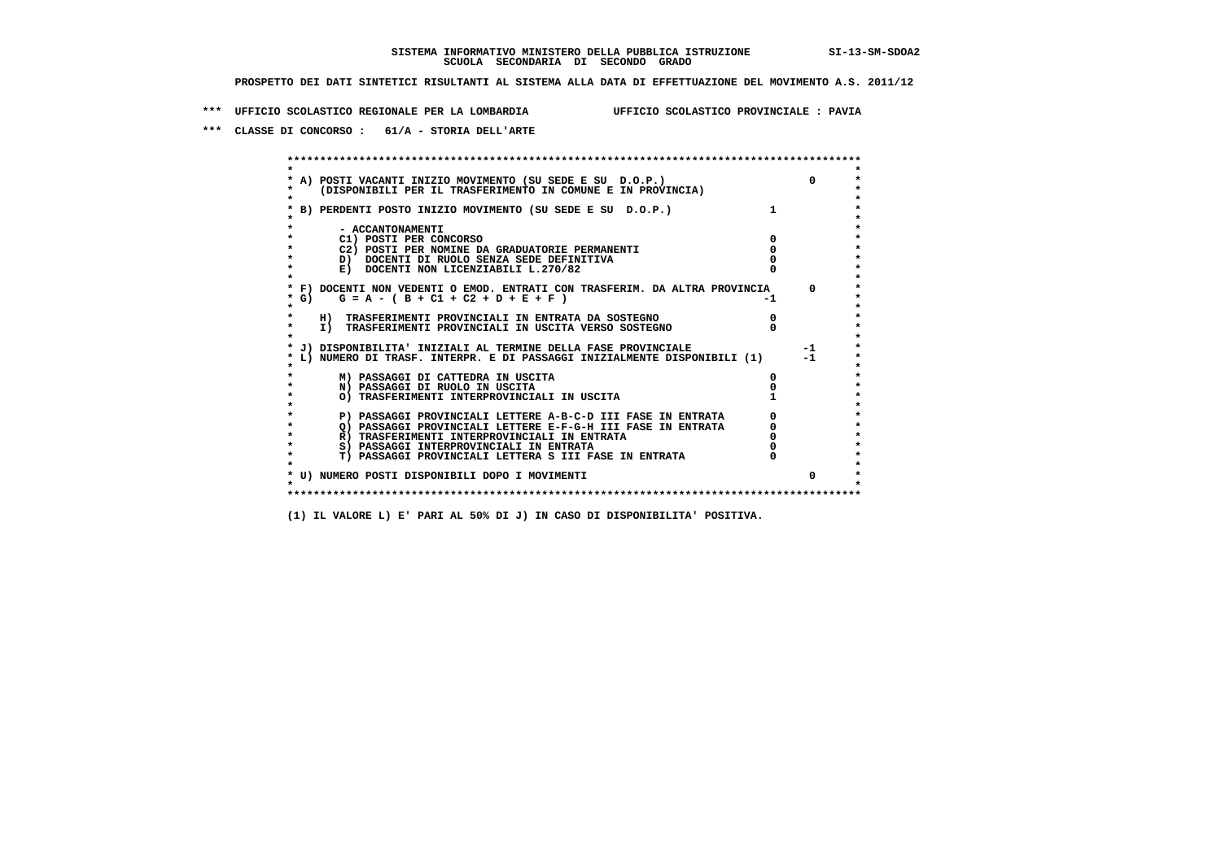**SISTEMA INFORMATIVO MINISTERO DELLA PUBBLICA ISTRUZIONE SI-13-SM-SDOA2**
**SCUOLA SECONDARIA DI SECONDO GRADO**

**PROSPETTO DEI DATI SINTETICI RISULTANTI AL SISTEMA ALLA DATA DI EFFETTUAZIONE DEL MOVIMENTO A.S. 2011/12**

**\*\*\* UFFICIO SCOLASTICO REGIONALE PER LA LOMBARDIA UFFICIO SCOLASTICO PROVINCIALE : PAVIA**

**\*\*\* CLASSE DI CONCORSO : 61/A - STORIA DELL'ARTE**

| Voce | | |
|---|---|---|
| A) POSTI VACANTI INIZIO MOVIMENTO (SU SEDE E SU D.O.P.) (DISPONIBILI PER IL TRASFERIMENTO IN COMUNE E IN PROVINCIA) | | 0 |
| B) PERDENTI POSTO INIZIO MOVIMENTO (SU SEDE E SU D.O.P.) | 1 | |
| - ACCANTONAMENTI | | |
| C1) POSTI PER CONCORSO | 0 | |
| C2) POSTI PER NOMINE DA GRADUATORIE PERMANENTI | 0 | |
| D) DOCENTI DI RUOLO SENZA SEDE DEFINITIVA | 0 | |
| E) DOCENTI NON LICENZIABILI L.270/82 | 0 | |
| F) DOCENTI NON VEDENTI O EMOD. ENTRATI CON TRASFERIM. DA ALTRA PROVINCIA | | 0 |
| G) G = A - ( B + C1 + C2 + D + E + F ) | -1 | |
| H) TRASFERIMENTI PROVINCIALI IN ENTRATA DA SOSTEGNO | 0 | |
| I) TRASFERIMENTI PROVINCIALI IN USCITA VERSO SOSTEGNO | 0 | |
| J) DISPONIBILITA' INIZIALI AL TERMINE DELLA FASE PROVINCIALE | | -1 |
| L) NUMERO DI TRASF. INTERPR. E DI PASSAGGI INIZIALMENTE DISPONIBILI (1) | | -1 |
| M) PASSAGGI DI CATTEDRA IN USCITA | 0 | |
| N) PASSAGGI DI RUOLO IN USCITA | 0 | |
| O) TRASFERIMENTI INTERPROVINCIALI IN USCITA | 1 | |
| P) PASSAGGI PROVINCIALI LETTERE A-B-C-D III FASE IN ENTRATA | 0 | |
| Q) PASSAGGI PROVINCIALI LETTERE E-F-G-H III FASE IN ENTRATA | 0 | |
| R) TRASFERIMENTI INTERPROVINCIALI IN ENTRATA | 0 | |
| S) PASSAGGI INTERPROVINCIALI IN ENTRATA | 0 | |
| T) PASSAGGI PROVINCIALI LETTERA S III FASE IN ENTRATA | 0 | |
| U) NUMERO POSTI DISPONIBILI DOPO I MOVIMENTI | | 0 |

**(1) IL VALORE L) E' PARI AL 50% DI J) IN CASO DI DISPONIBILITA' POSITIVA.**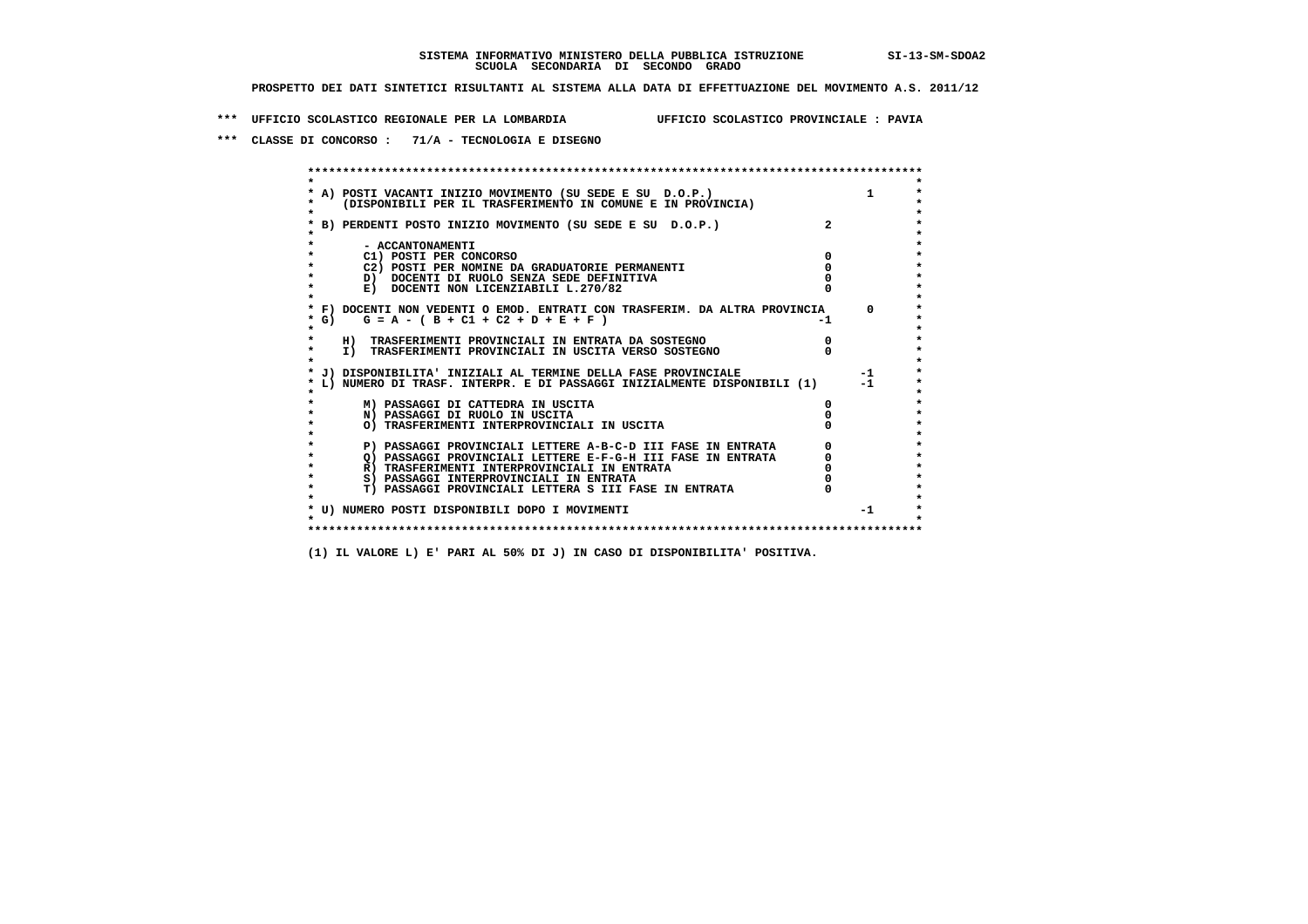**SISTEMA INFORMATIVO MINISTERO DELLA PUBBLICA ISTRUZIONE SI-13-SM-SDOA2**
**SCUOLA SECONDARIA DI SECONDO GRADO**

**PROSPETTO DEI DATI SINTETICI RISULTANTI AL SISTEMA ALLA DATA DI EFFETTUAZIONE DEL MOVIMENTO A.S. 2011/12**

**\*\*\* UFFICIO SCOLASTICO REGIONALE PER LA LOMBARDIA UFFICIO SCOLASTICO PROVINCIALE : PAVIA**

**\*\*\* CLASSE DI CONCORSO : 71/A - TECNOLOGIA E DISEGNO**

| Voce | Valore | Totale |
|---|---|---|
| A) POSTI VACANTI INIZIO MOVIMENTO (SU SEDE E SU D.O.P.) (DISPONIBILI PER IL TRASFERIMENTO IN COMUNE E IN PROVINCIA) | | 1 |
| B) PERDENTI POSTO INIZIO MOVIMENTO (SU SEDE E SU D.O.P.) | 2 | |
| - ACCANTONAMENTI | | |
| C1) POSTI PER CONCORSO | 0 | |
| C2) POSTI PER NOMINE DA GRADUATORIE PERMANENTI | 0 | |
| D) DOCENTI DI RUOLO SENZA SEDE DEFINITIVA | 0 | |
| E) DOCENTI NON LICENZIABILI L.270/82 | 0 | |
| F) DOCENTI NON VEDENTI O EMOD. ENTRATI CON TRASFERIM. DA ALTRA PROVINCIA | | 0 |
| G) G = A - ( B + C1 + C2 + D + E + F ) | -1 | |
| H) TRASFERIMENTI PROVINCIALI IN ENTRATA DA SOSTEGNO | 0 | |
| I) TRASFERIMENTI PROVINCIALI IN USCITA VERSO SOSTEGNO | 0 | |
| J) DISPONIBILITA' INIZIALI AL TERMINE DELLA FASE PROVINCIALE | | -1 |
| L) NUMERO DI TRASF. INTERPR. E DI PASSAGGI INIZIALMENTE DISPONIBILI (1) | | -1 |
| M) PASSAGGI DI CATTEDRA IN USCITA | 0 | |
| N) PASSAGGI DI RUOLO IN USCITA | 0 | |
| O) TRASFERIMENTI INTERPROVINCIALI IN USCITA | 0 | |
| P) PASSAGGI PROVINCIALI LETTERE A-B-C-D III FASE IN ENTRATA | 0 | |
| Q) PASSAGGI PROVINCIALI LETTERE E-F-G-H III FASE IN ENTRATA | 0 | |
| R) TRASFERIMENTI INTERPROVINCIALI IN ENTRATA | 0 | |
| S) PASSAGGI INTERPROVINCIALI IN ENTRATA | 0 | |
| T) PASSAGGI PROVINCIALI LETTERA S III FASE IN ENTRATA | 0 | |
| U) NUMERO POSTI DISPONIBILI DOPO I MOVIMENTI | | -1 |

(1) IL VALORE L) E' PARI AL 50% DI J) IN CASO DI DISPONIBILITA' POSITIVA.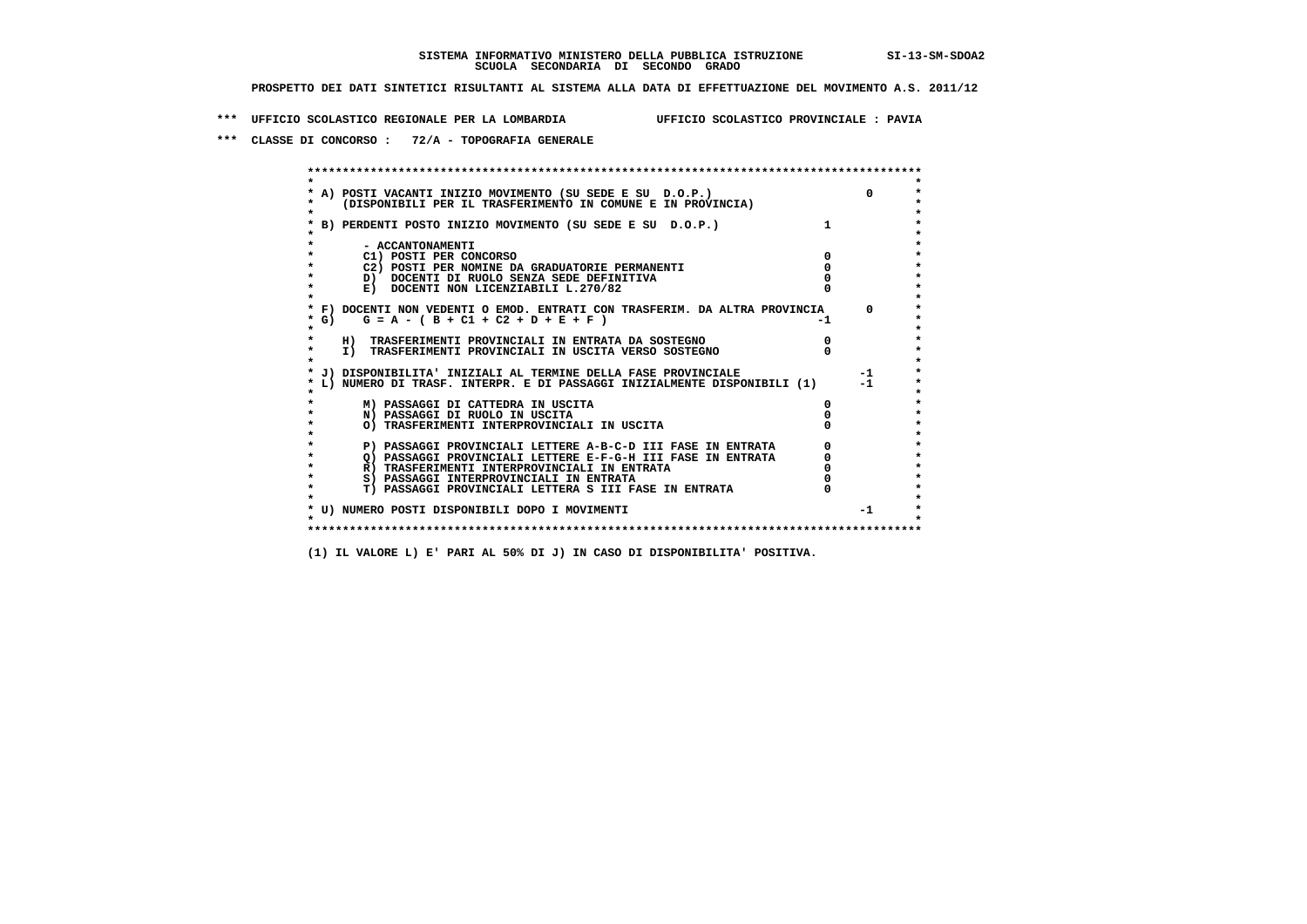**SISTEMA INFORMATIVO MINISTERO DELLA PUBBLICA ISTRUZIONE SI-13-SM-SDOA2**
**SCUOLA SECONDARIA DI SECONDO GRADO**

**PROSPETTO DEI DATI SINTETICI RISULTANTI AL SISTEMA ALLA DATA DI EFFETTUAZIONE DEL MOVIMENTO A.S. 2011/12**

**\*\*\* UFFICIO SCOLASTICO REGIONALE PER LA LOMBARDIA UFFICIO SCOLASTICO PROVINCIALE : PAVIA**

**\*\*\* CLASSE DI CONCORSO : 72/A - TOPOGRAFIA GENERALE**

| Voce | | |
|---|---|---|
| A) POSTI VACANTI INIZIO MOVIMENTO (SU SEDE E SU D.O.P.) (DISPONIBILI PER IL TRASFERIMENTO IN COMUNE E IN PROVINCIA) | | 0 |
| B) PERDENTI POSTO INIZIO MOVIMENTO (SU SEDE E SU D.O.P.) | 1 | |
| - ACCANTONAMENTI | | |
| C1) POSTI PER CONCORSO | 0 | |
| C2) POSTI PER NOMINE DA GRADUATORIE PERMANENTI | 0 | |
| D) DOCENTI DI RUOLO SENZA SEDE DEFINITIVA | 0 | |
| E) DOCENTI NON LICENZIABILI L.270/82 | 0 | |
| F) DOCENTI NON VEDENTI O EMOD. ENTRATI CON TRASFERIM. DA ALTRA PROVINCIA | | 0 |
| G) G = A - ( B + C1 + C2 + D + E + F ) | -1 | |
| H) TRASFERIMENTI PROVINCIALI IN ENTRATA DA SOSTEGNO | 0 | |
| I) TRASFERIMENTI PROVINCIALI IN USCITA VERSO SOSTEGNO | 0 | |
| J) DISPONIBILITA' INIZIALI AL TERMINE DELLA FASE PROVINCIALE | | -1 |
| L) NUMERO DI TRASF. INTERPR. E DI PASSAGGI INIZIALMENTE DISPONIBILI (1) | | -1 |
| M) PASSAGGI DI CATTEDRA IN USCITA | 0 | |
| N) PASSAGGI DI RUOLO IN USCITA | 0 | |
| O) TRASFERIMENTI INTERPROVINCIALI IN USCITA | 0 | |
| P) PASSAGGI PROVINCIALI LETTERE A-B-C-D III FASE IN ENTRATA | 0 | |
| Q) PASSAGGI PROVINCIALI LETTERE E-F-G-H III FASE IN ENTRATA | 0 | |
| R) TRASFERIMENTI INTERPROVINCIALI IN ENTRATA | 0 | |
| S) PASSAGGI INTERPROVINCIALI IN ENTRATA | 0 | |
| T) PASSAGGI PROVINCIALI LETTERA S III FASE IN ENTRATA | 0 | |
| U) NUMERO POSTI DISPONIBILI DOPO I MOVIMENTI | | -1 |

**(1) IL VALORE L) E' PARI AL 50% DI J) IN CASO DI DISPONIBILITA' POSITIVA.**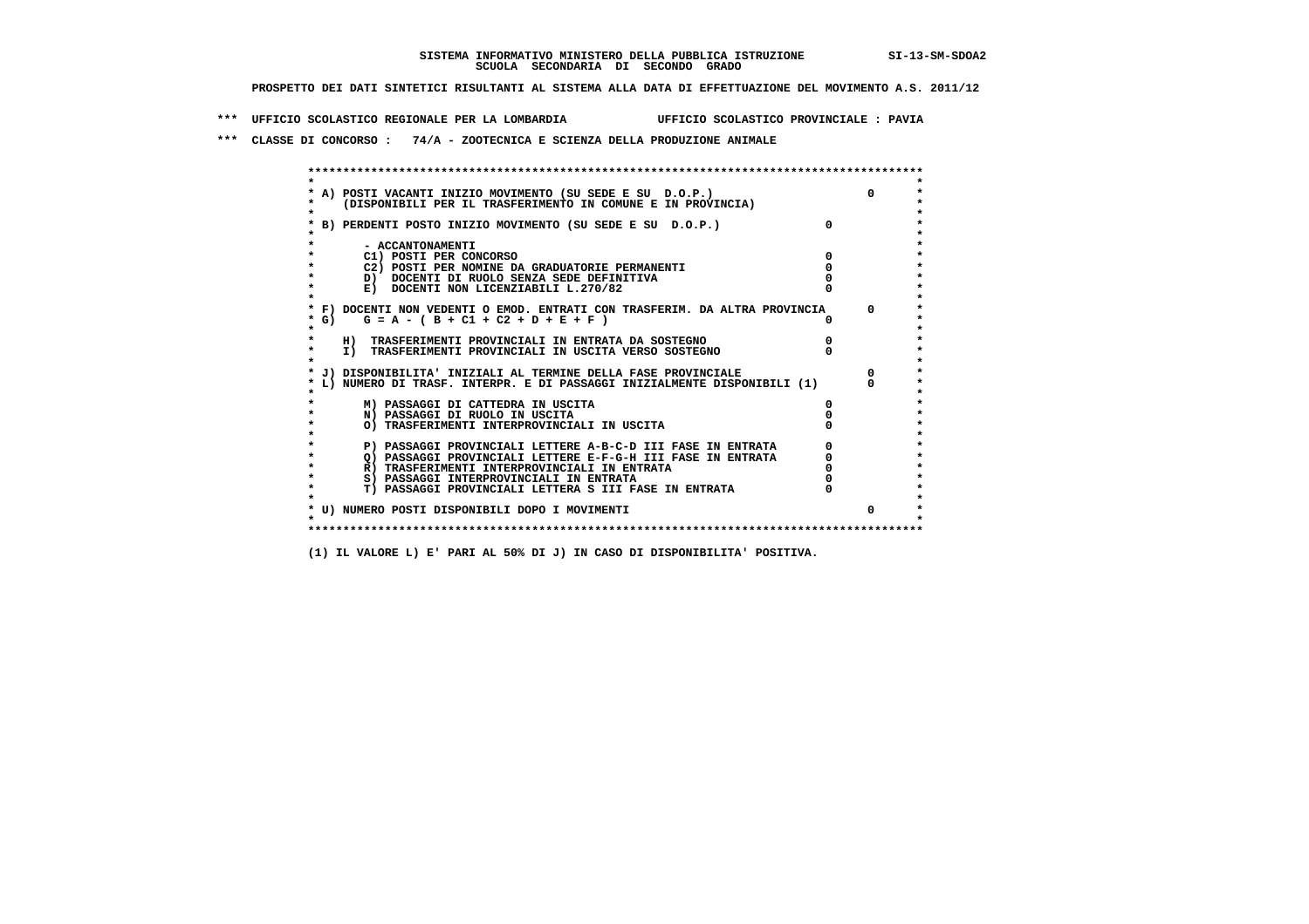**SISTEMA INFORMATIVO MINISTERO DELLA PUBBLICA ISTRUZIONE SI-13-SM-SDOA2**
**SCUOLA SECONDARIA DI SECONDO GRADO**

**PROSPETTO DEI DATI SINTETICI RISULTANTI AL SISTEMA ALLA DATA DI EFFETTUAZIONE DEL MOVIMENTO A.S. 2011/12**

**\*\*\* UFFICIO SCOLASTICO REGIONALE PER LA LOMBARDIA UFFICIO SCOLASTICO PROVINCIALE : PAVIA**

**\*\*\* CLASSE DI CONCORSO : 74/A - ZOOTECNICA E SCIENZA DELLA PRODUZIONE ANIMALE**

| Voce | | |
|---|---|---|
| A) POSTI VACANTI INIZIO MOVIMENTO (SU SEDE E SU D.O.P.) (DISPONIBILI PER IL TRASFERIMENTO IN COMUNE E IN PROVINCIA) | | 0 |
| B) PERDENTI POSTO INIZIO MOVIMENTO (SU SEDE E SU D.O.P.) | 0 | |
| - ACCANTONAMENTI | | |
| C1) POSTI PER CONCORSO | 0 | |
| C2) POSTI PER NOMINE DA GRADUATORIE PERMANENTI | 0 | |
| D) DOCENTI DI RUOLO SENZA SEDE DEFINITIVA | 0 | |
| E) DOCENTI NON LICENZIABILI L.270/82 | 0 | |
| F) DOCENTI NON VEDENTI O EMOD. ENTRATI CON TRASFERIM. DA ALTRA PROVINCIA | | 0 |
| G) G = A - ( B + C1 + C2 + D + E + F ) | 0 | |
| H) TRASFERIMENTI PROVINCIALI IN ENTRATA DA SOSTEGNO | 0 | |
| I) TRASFERIMENTI PROVINCIALI IN USCITA VERSO SOSTEGNO | 0 | |
| J) DISPONIBILITA' INIZIALI AL TERMINE DELLA FASE PROVINCIALE | | 0 |
| L) NUMERO DI TRASF. INTERPR. E DI PASSAGGI INIZIALMENTE DISPONIBILI (1) | | 0 |
| M) PASSAGGI DI CATTEDRA IN USCITA | 0 | |
| N) PASSAGGI DI RUOLO IN USCITA | 0 | |
| O) TRASFERIMENTI INTERPROVINCIALI IN USCITA | 0 | |
| P) PASSAGGI PROVINCIALI LETTERE A-B-C-D III FASE IN ENTRATA | 0 | |
| Q) PASSAGGI PROVINCIALI LETTERE E-F-G-H III FASE IN ENTRATA | 0 | |
| R) TRASFERIMENTI INTERPROVINCIALI IN ENTRATA | 0 | |
| S) PASSAGGI INTERPROVINCIALI IN ENTRATA | 0 | |
| T) PASSAGGI PROVINCIALI LETTERA S III FASE IN ENTRATA | 0 | |
| U) NUMERO POSTI DISPONIBILI DOPO I MOVIMENTI | | 0 |

**(1) IL VALORE L) E' PARI AL 50% DI J) IN CASO DI DISPONIBILITA' POSITIVA.**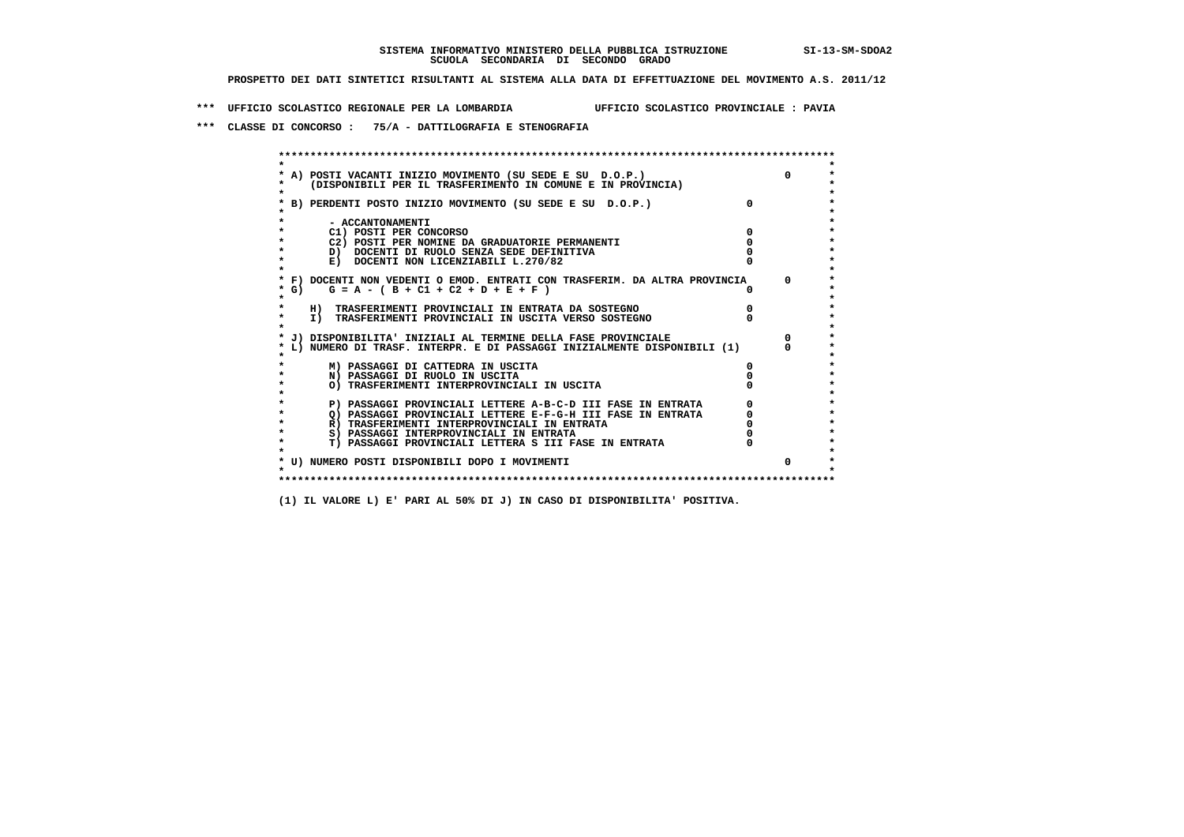**SISTEMA INFORMATIVO MINISTERO DELLA PUBBLICA ISTRUZIONE SI-13-SM-SDOA2**
**SCUOLA SECONDARIA DI SECONDO GRADO**

**PROSPETTO DEI DATI SINTETICI RISULTANTI AL SISTEMA ALLA DATA DI EFFETTUAZIONE DEL MOVIMENTO A.S. 2011/12**

**\*\*\* UFFICIO SCOLASTICO REGIONALE PER LA LOMBARDIA UFFICIO SCOLASTICO PROVINCIALE : PAVIA**

**\*\*\* CLASSE DI CONCORSO : 75/A - DATTILOGRAFIA E STENOGRAFIA**

| Voce | | |
|---|---|---|
| A) POSTI VACANTI INIZIO MOVIMENTO (SU SEDE E SU D.O.P.) (DISPONIBILI PER IL TRASFERIMENTO IN COMUNE E IN PROVINCIA) | | 0 |
| B) PERDENTI POSTO INIZIO MOVIMENTO (SU SEDE E SU D.O.P.) | 0 | |
| - ACCANTONAMENTI | | |
| C1) POSTI PER CONCORSO | 0 | |
| C2) POSTI PER NOMINE DA GRADUATORIE PERMANENTI | 0 | |
| D) DOCENTI DI RUOLO SENZA SEDE DEFINITIVA | 0 | |
| E) DOCENTI NON LICENZIABILI L.270/82 | 0 | |
| F) DOCENTI NON VEDENTI O EMOD. ENTRATI CON TRASFERIM. DA ALTRA PROVINCIA | | 0 |
| G) G = A - ( B + C1 + C2 + D + E + F ) | 0 | |
| H) TRASFERIMENTI PROVINCIALI IN ENTRATA DA SOSTEGNO | 0 | |
| I) TRASFERIMENTI PROVINCIALI IN USCITA VERSO SOSTEGNO | 0 | |
| J) DISPONIBILITA' INIZIALI AL TERMINE DELLA FASE PROVINCIALE | | 0 |
| L) NUMERO DI TRASF. INTERPR. E DI PASSAGGI INIZIALMENTE DISPONIBILI (1) | | 0 |
| M) PASSAGGI DI CATTEDRA IN USCITA | 0 | |
| N) PASSAGGI DI RUOLO IN USCITA | 0 | |
| O) TRASFERIMENTI INTERPROVINCIALI IN USCITA | 0 | |
| P) PASSAGGI PROVINCIALI LETTERE A-B-C-D III FASE IN ENTRATA | 0 | |
| Q) PASSAGGI PROVINCIALI LETTERE E-F-G-H III FASE IN ENTRATA | 0 | |
| R) TRASFERIMENTI INTERPROVINCIALI IN ENTRATA | 0 | |
| S) PASSAGGI INTERPROVINCIALI IN ENTRATA | 0 | |
| T) PASSAGGI PROVINCIALI LETTERA S III FASE IN ENTRATA | 0 | |
| U) NUMERO POSTI DISPONIBILI DOPO I MOVIMENTI | | 0 |

(1) IL VALORE L) E' PARI AL 50% DI J) IN CASO DI DISPONIBILITA' POSITIVA.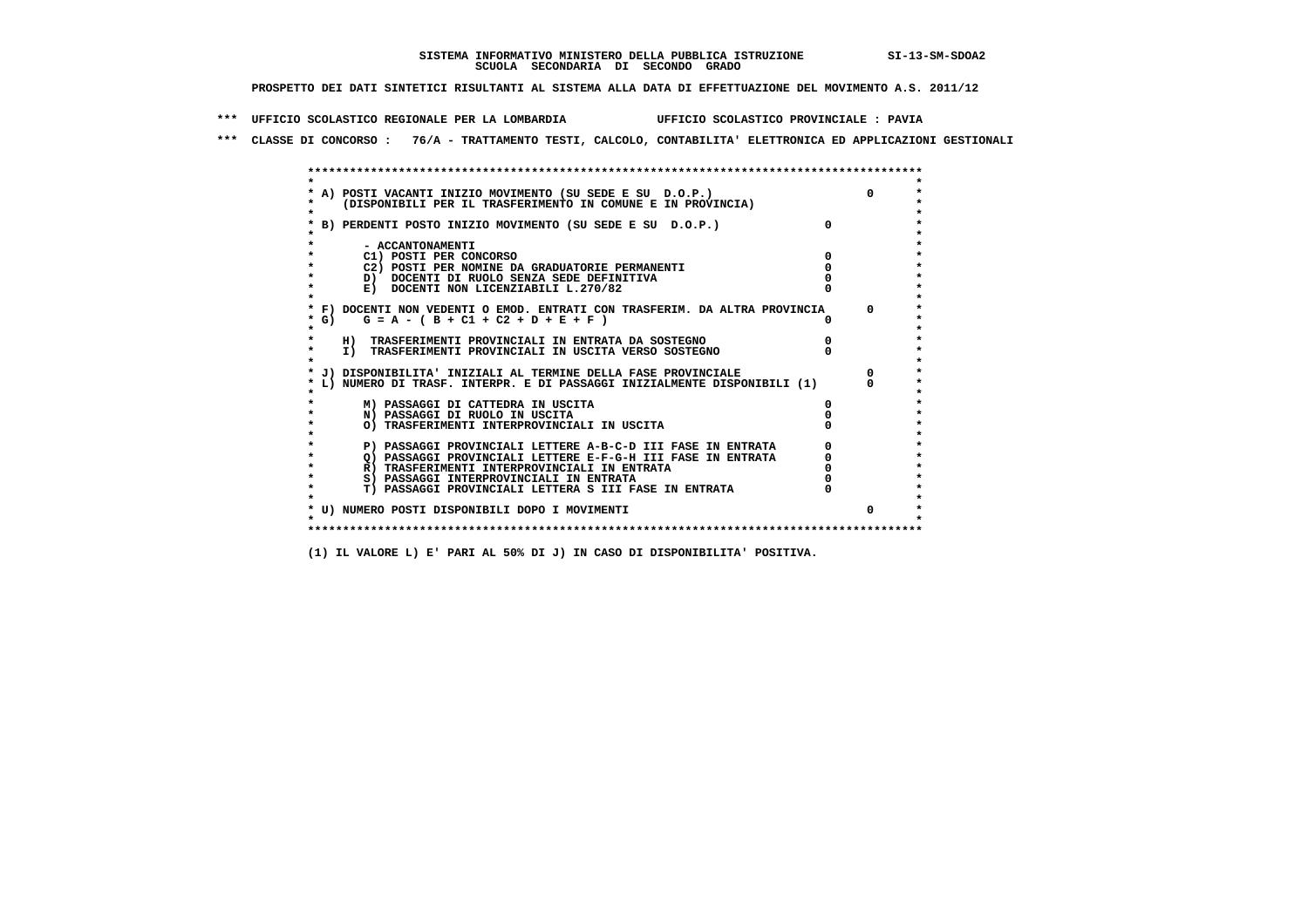SISTEMA INFORMATIVO MINISTERO DELLA PUBBLICA ISTRUZIONE SI-13-SM-SDOA2
SCUOLA SECONDARIA DI SECONDO GRADO

PROSPETTO DEI DATI SINTETICI RISULTANTI AL SISTEMA ALLA DATA DI EFFETTUAZIONE DEL MOVIMENTO A.S. 2011/12

*** UFFICIO SCOLASTICO REGIONALE PER LA LOMBARDIA UFFICIO SCOLASTICO PROVINCIALE : PAVIA

*** CLASSE DI CONCORSO : 76/A - TRATTAMENTO TESTI, CALCOLO, CONTABILITA' ELETTRONICA ED APPLICAZIONI GESTIONALI

```
******************************************************************************************
*                                                                                        *
* A) POSTI VACANTI INIZIO MOVIMENTO (SU SEDE E SU  D.O.P.)                       0       *
*    (DISPONIBILI PER IL TRASFERIMENTO IN COMUNE E IN PROVINCIA)                         *
*                                                                                        *
* B) PERDENTI POSTO INIZIO MOVIMENTO (SU SEDE E SU  D.O.P.)              0               *
*                                                                                        *
*       - ACCANTONAMENTI                                                                 *
*       C1) POSTI PER CONCORSO                                          0                *
*       C2) POSTI PER NOMINE DA GRADUATORIE PERMANENTI                  0                *
*       D)  DOCENTI DI RUOLO SENZA SEDE DEFINITIVA                      0                *
*       E)  DOCENTI NON LICENZIABILI L.270/82                           0                *
*                                                                                        *
* F) DOCENTI NON VEDENTI O EMOD. ENTRATI CON TRASFERIM. DA ALTRA PROVINCIA      0        *
* G)    G = A - ( B + C1 + C2 + D + E + F )                             0                *
*                                                                                        *
*    H)  TRASFERIMENTI PROVINCIALI IN ENTRATA DA SOSTEGNO               0                *
*    I)  TRASFERIMENTI PROVINCIALI IN USCITA VERSO SOSTEGNO             0                *
*                                                                                        *
* J) DISPONIBILITA' INIZIALI AL TERMINE DELLA FASE PROVINCIALE                 0         *
* L) NUMERO DI TRASF. INTERPR. E DI PASSAGGI INIZIALMENTE DISPONIBILI (1)      0         *
*                                                                                        *
*       M) PASSAGGI DI CATTEDRA IN USCITA                               0                *
*       N) PASSAGGI DI RUOLO IN USCITA                                  0                *
*       O) TRASFERIMENTI INTERPROVINCIALI IN USCITA                     0                *
*                                                                                        *
*       P) PASSAGGI PROVINCIALI LETTERE A-B-C-D III FASE IN ENTRATA     0                *
*       Q) PASSAGGI PROVINCIALI LETTERE E-F-G-H III FASE IN ENTRATA     0                *
*       R) TRASFERIMENTI INTERPROVINCIALI IN ENTRATA                    0                *
*       S) PASSAGGI INTERPROVINCIALI IN ENTRATA                         0                *
*       T) PASSAGGI PROVINCIALI LETTERA S III FASE IN ENTRATA           0                *
*                                                                                        *
* U) NUMERO POSTI DISPONIBILI DOPO I MOVIMENTI                                 0         *
*                                                                                        *
******************************************************************************************
```

(1) IL VALORE L) E' PARI AL 50% DI J) IN CASO DI DISPONIBILITA' POSITIVA.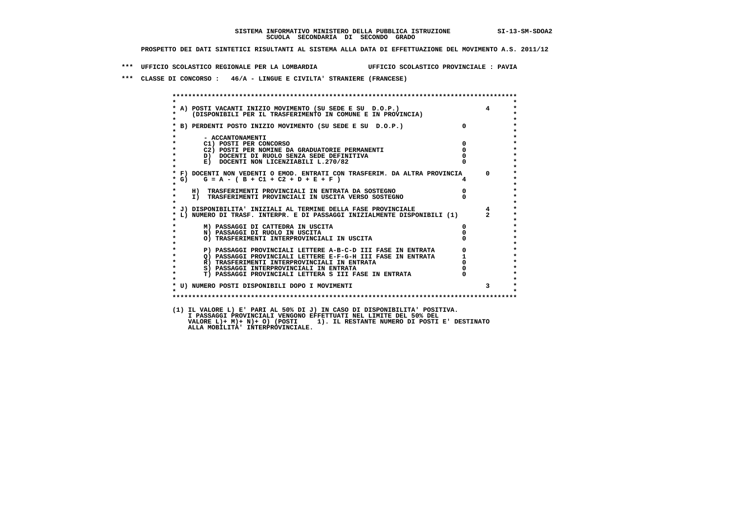**SISTEMA INFORMATIVO MINISTERO DELLA PUBBLICA ISTRUZIONE SI-13-SM-SDOA2**
**SCUOLA SECONDARIA DI SECONDO GRADO**

**PROSPETTO DEI DATI SINTETICI RISULTANTI AL SISTEMA ALLA DATA DI EFFETTUAZIONE DEL MOVIMENTO A.S. 2011/12**

**\*\*\* UFFICIO SCOLASTICO REGIONALE PER LA LOMBARDIA UFFICIO SCOLASTICO PROVINCIALE : PAVIA**

**\*\*\* CLASSE DI CONCORSO : 46/A - LINGUE E CIVILTA' STRANIERE (FRANCESE)**

| Voce | | |
|---|---|---|
| A) POSTI VACANTI INIZIO MOVIMENTO (SU SEDE E SU D.O.P.) (DISPONIBILI PER IL TRASFERIMENTO IN COMUNE E IN PROVINCIA) | | 4 |
| B) PERDENTI POSTO INIZIO MOVIMENTO (SU SEDE E SU D.O.P.) | 0 | |
| - ACCANTONAMENTI | | |
| C1) POSTI PER CONCORSO | 0 | |
| C2) POSTI PER NOMINE DA GRADUATORIE PERMANENTI | 0 | |
| D) DOCENTI DI RUOLO SENZA SEDE DEFINITIVA | 0 | |
| E) DOCENTI NON LICENZIABILI L.270/82 | 0 | |
| F) DOCENTI NON VEDENTI O EMOD. ENTRATI CON TRASFERIM. DA ALTRA PROVINCIA | | 0 |
| G) G = A - ( B + C1 + C2 + D + E + F ) | 4 | |
| H) TRASFERIMENTI PROVINCIALI IN ENTRATA DA SOSTEGNO | 0 | |
| I) TRASFERIMENTI PROVINCIALI IN USCITA VERSO SOSTEGNO | 0 | |
| J) DISPONIBILITA' INIZIALI AL TERMINE DELLA FASE PROVINCIALE | | 4 |
| L) NUMERO DI TRASF. INTERPR. E DI PASSAGGI INIZIALMENTE DISPONIBILI (1) | | 2 |
| M) PASSAGGI DI CATTEDRA IN USCITA | 0 | |
| N) PASSAGGI DI RUOLO IN USCITA | 0 | |
| O) TRASFERIMENTI INTERPROVINCIALI IN USCITA | 0 | |
| P) PASSAGGI PROVINCIALI LETTERE A-B-C-D III FASE IN ENTRATA | 0 | |
| Q) PASSAGGI PROVINCIALI LETTERE E-F-G-H III FASE IN ENTRATA | 1 | |
| R) TRASFERIMENTI INTERPROVINCIALI IN ENTRATA | 0 | |
| S) PASSAGGI INTERPROVINCIALI IN ENTRATA | 0 | |
| T) PASSAGGI PROVINCIALI LETTERA S III FASE IN ENTRATA | 0 | |
| U) NUMERO POSTI DISPONIBILI DOPO I MOVIMENTI | | 3 |

(1) IL VALORE L) E' PARI AL 50% DI J) IN CASO DI DISPONIBILITA' POSITIVA. I PASSAGGI PROVINCIALI VENGONO EFFETTUATI NEL LIMITE DEL 50% DEL VALORE L)+ M)+ N)+ O) (POSTI 1). IL RESTANTE NUMERO DI POSTI E' DESTINATO ALLA MOBILITA' INTERPROVINCIALE.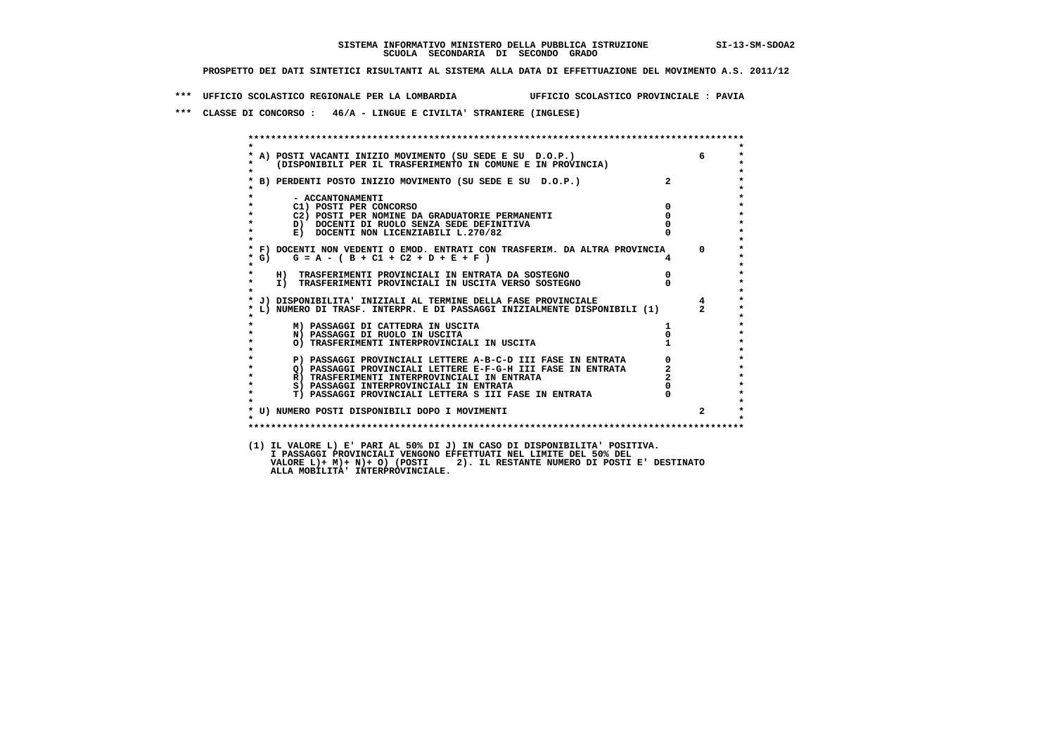SISTEMA INFORMATIVO MINISTERO DELLA PUBBLICA ISTRUZIONE SI-13-SM-SDOA2
SCUOLA SECONDARIA DI SECONDO GRADO

PROSPETTO DEI DATI SINTETICI RISULTANTI AL SISTEMA ALLA DATA DI EFFETTUAZIONE DEL MOVIMENTO A.S. 2011/12

\*\*\* UFFICIO SCOLASTICO REGIONALE PER LA LOMBARDIA UFFICIO SCOLASTICO PROVINCIALE : PAVIA

\*\*\* CLASSE DI CONCORSO : 46/A - LINGUE E CIVILTA' STRANIERE (INGLESE)

| | | |
|---|---|---|
| A) POSTI VACANTI INIZIO MOVIMENTO (SU SEDE E SU D.O.P.) (DISPONIBILI PER IL TRASFERIMENTO IN COMUNE E IN PROVINCIA) | | 6 |
| B) PERDENTI POSTO INIZIO MOVIMENTO (SU SEDE E SU D.O.P.) | 2 | |
| - ACCANTONAMENTI | | |
| C1) POSTI PER CONCORSO | 0 | |
| C2) POSTI PER NOMINE DA GRADUATORIE PERMANENTI | 0 | |
| D) DOCENTI DI RUOLO SENZA SEDE DEFINITIVA | 0 | |
| E) DOCENTI NON LICENZIABILI L.270/82 | 0 | |
| F) DOCENTI NON VEDENTI O EMOD. ENTRATI CON TRASFERIM. DA ALTRA PROVINCIA | | 0 |
| G) G = A - ( B + C1 + C2 + D + E + F ) | 4 | |
| H) TRASFERIMENTI PROVINCIALI IN ENTRATA DA SOSTEGNO | 0 | |
| I) TRASFERIMENTI PROVINCIALI IN USCITA VERSO SOSTEGNO | 0 | |
| J) DISPONIBILITA' INIZIALI AL TERMINE DELLA FASE PROVINCIALE | | 4 |
| L) NUMERO DI TRASF. INTERPR. E DI PASSAGGI INIZIALMENTE DISPONIBILI (1) | | 2 |
| M) PASSAGGI DI CATTEDRA IN USCITA | 1 | |
| N) PASSAGGI DI RUOLO IN USCITA | 0 | |
| O) TRASFERIMENTI INTERPROVINCIALI IN USCITA | 1 | |
| P) PASSAGGI PROVINCIALI LETTERE A-B-C-D III FASE IN ENTRATA | 0 | |
| Q) PASSAGGI PROVINCIALI LETTERE E-F-G-H III FASE IN ENTRATA | 2 | |
| R) TRASFERIMENTI INTERPROVINCIALI IN ENTRATA | 2 | |
| S) PASSAGGI INTERPROVINCIALI IN ENTRATA | 0 | |
| T) PASSAGGI PROVINCIALI LETTERA S III FASE IN ENTRATA | 0 | |
| U) NUMERO POSTI DISPONIBILI DOPO I MOVIMENTI | | 2 |

(1) IL VALORE L) E' PARI AL 50% DI J) IN CASO DI DISPONIBILITA' POSITIVA.
I PASSAGGI PROVINCIALI VENGONO EFFETTUATI NEL LIMITE DEL 50% DEL
VALORE L)+ M)+ N)+ O) (POSTI 2). IL RESTANTE NUMERO DI POSTI E' DESTINATO
ALLA MOBILITA' INTERPROVINCIALE.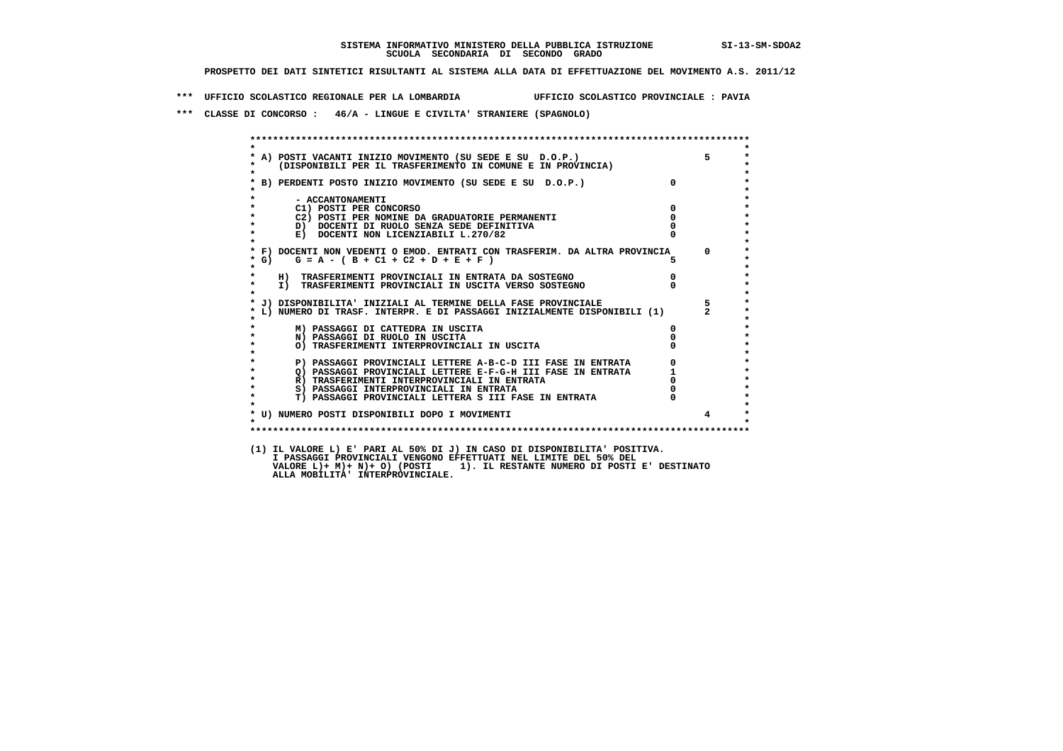SISTEMA INFORMATIVO MINISTERO DELLA PUBBLICA ISTRUZIONE SI-13-SM-SDOA2

SCUOLA SECONDARIA DI SECONDO GRADO

PROSPETTO DEI DATI SINTETICI RISULTANTI AL SISTEMA ALLA DATA DI EFFETTUAZIONE DEL MOVIMENTO A.S. 2011/12

*** UFFICIO SCOLASTICO REGIONALE PER LA LOMBARDIA UFFICIO SCOLASTICO PROVINCIALE : PAVIA

*** CLASSE DI CONCORSO : 46/A - LINGUE E CIVILTA' STRANIERE (SPAGNOLO)

| | | |
|---|---|---|
| A) POSTI VACANTI INIZIO MOVIMENTO (SU SEDE E SU D.O.P.) (DISPONIBILI PER IL TRASFERIMENTO IN COMUNE E IN PROVINCIA) | | 5 |
| B) PERDENTI POSTO INIZIO MOVIMENTO (SU SEDE E SU D.O.P.) | 0 | |
| - ACCANTONAMENTI | | |
| C1) POSTI PER CONCORSO | 0 | |
| C2) POSTI PER NOMINE DA GRADUATORIE PERMANENTI | 0 | |
| D) DOCENTI DI RUOLO SENZA SEDE DEFINITIVA | 0 | |
| E) DOCENTI NON LICENZIABILI L.270/82 | 0 | |
| F) DOCENTI NON VEDENTI O EMOD. ENTRATI CON TRASFERIM. DA ALTRA PROVINCIA | | 0 |
| G) G = A - ( B + C1 + C2 + D + E + F ) | 5 | |
| H) TRASFERIMENTI PROVINCIALI IN ENTRATA DA SOSTEGNO | 0 | |
| I) TRASFERIMENTI PROVINCIALI IN USCITA VERSO SOSTEGNO | 0 | |
| J) DISPONIBILITA' INIZIALI AL TERMINE DELLA FASE PROVINCIALE | | 5 |
| L) NUMERO DI TRASF. INTERPR. E DI PASSAGGI INIZIALMENTE DISPONIBILI (1) | | 2 |
| M) PASSAGGI DI CATTEDRA IN USCITA | 0 | |
| N) PASSAGGI DI RUOLO IN USCITA | 0 | |
| O) TRASFERIMENTI INTERPROVINCIALI IN USCITA | 0 | |
| P) PASSAGGI PROVINCIALI LETTERE A-B-C-D III FASE IN ENTRATA | 0 | |
| Q) PASSAGGI PROVINCIALI LETTERE E-F-G-H III FASE IN ENTRATA | 1 | |
| R) TRASFERIMENTI INTERPROVINCIALI IN ENTRATA | 0 | |
| S) PASSAGGI INTERPROVINCIALI IN ENTRATA | 0 | |
| T) PASSAGGI PROVINCIALI LETTERA S III FASE IN ENTRATA | 0 | |
| U) NUMERO POSTI DISPONIBILI DOPO I MOVIMENTI | | 4 |

(1) IL VALORE L) E' PARI AL 50% DI J) IN CASO DI DISPONIBILITA' POSITIVA. I PASSAGGI PROVINCIALI VENGONO EFFETTUATI NEL LIMITE DEL 50% DEL VALORE L)+ M)+ N)+ O) (POSTI 1). IL RESTANTE NUMERO DI POSTI E' DESTINATO ALLA MOBILITA' INTERPROVINCIALE.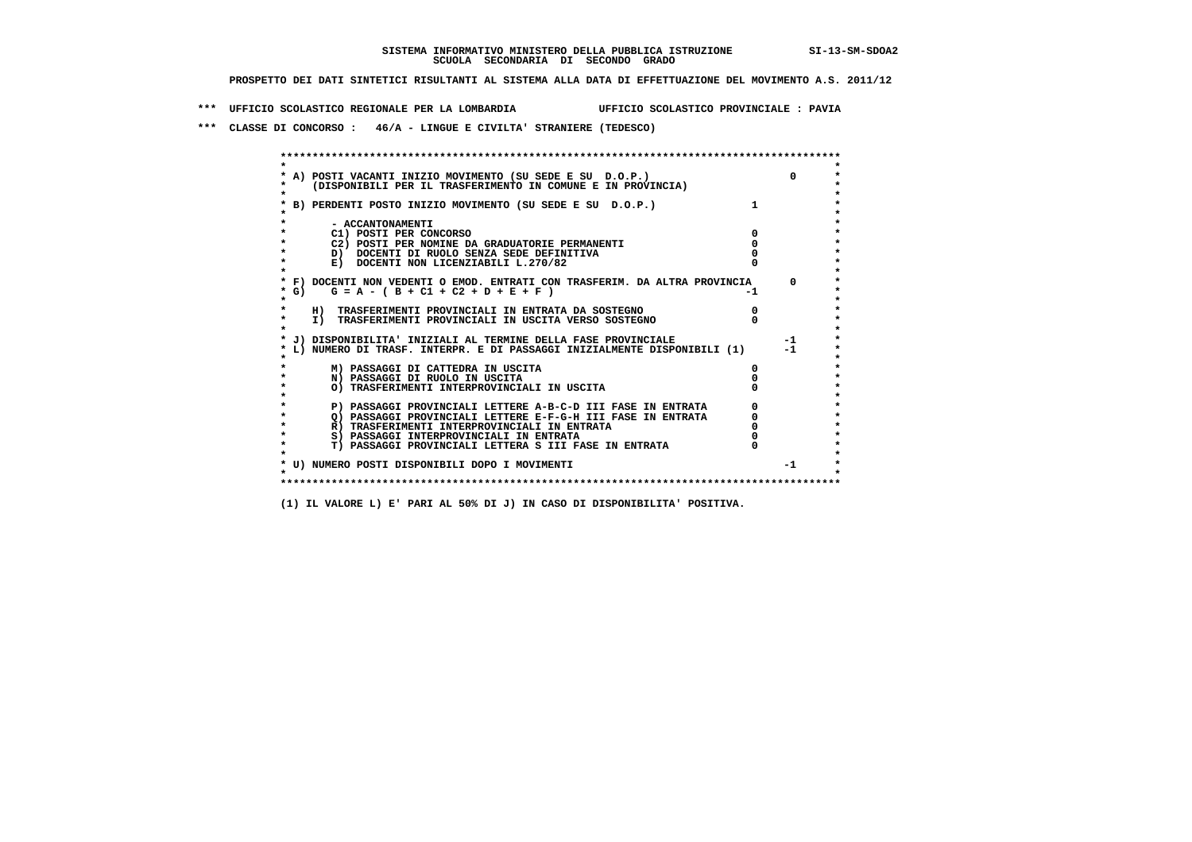**SISTEMA INFORMATIVO MINISTERO DELLA PUBBLICA ISTRUZIONE SI-13-SM-SDOA2**
**SCUOLA SECONDARIA DI SECONDO GRADO**

**PROSPETTO DEI DATI SINTETICI RISULTANTI AL SISTEMA ALLA DATA DI EFFETTUAZIONE DEL MOVIMENTO A.S. 2011/12**

**\*\*\* UFFICIO SCOLASTICO REGIONALE PER LA LOMBARDIA UFFICIO SCOLASTICO PROVINCIALE : PAVIA**

**\*\*\* CLASSE DI CONCORSO : 46/A - LINGUE E CIVILTA' STRANIERE (TEDESCO)**

| Voce | | | |
|---|---|---|---|
| A) POSTI VACANTI INIZIO MOVIMENTO (SU SEDE E SU D.O.P.) (DISPONIBILI PER IL TRASFERIMENTO IN COMUNE E IN PROVINCIA) | | | 0 |
| B) PERDENTI POSTO INIZIO MOVIMENTO (SU SEDE E SU D.O.P.) | | 1 | |
| - ACCANTONAMENTI | | | |
| C1) POSTI PER CONCORSO | 0 | | |
| C2) POSTI PER NOMINE DA GRADUATORIE PERMANENTI | 0 | | |
| D) DOCENTI DI RUOLO SENZA SEDE DEFINITIVA | 0 | | |
| E) DOCENTI NON LICENZIABILI L.270/82 | 0 | | |
| F) DOCENTI NON VEDENTI O EMOD. ENTRATI CON TRASFERIM. DA ALTRA PROVINCIA | | | 0 |
| G) G = A - ( B + C1 + C2 + D + E + F ) | | -1 | |
| H) TRASFERIMENTI PROVINCIALI IN ENTRATA DA SOSTEGNO | 0 | | |
| I) TRASFERIMENTI PROVINCIALI IN USCITA VERSO SOSTEGNO | 0 | | |
| J) DISPONIBILITA' INIZIALI AL TERMINE DELLA FASE PROVINCIALE | | | -1 |
| L) NUMERO DI TRASF. INTERPR. E DI PASSAGGI INIZIALMENTE DISPONIBILI (1) | | | -1 |
| M) PASSAGGI DI CATTEDRA IN USCITA | 0 | | |
| N) PASSAGGI DI RUOLO IN USCITA | 0 | | |
| O) TRASFERIMENTI INTERPROVINCIALI IN USCITA | 0 | | |
| P) PASSAGGI PROVINCIALI LETTERE A-B-C-D III FASE IN ENTRATA | 0 | | |
| Q) PASSAGGI PROVINCIALI LETTERE E-F-G-H III FASE IN ENTRATA | 0 | | |
| R) TRASFERIMENTI INTERPROVINCIALI IN ENTRATA | 0 | | |
| S) PASSAGGI INTERPROVINCIALI IN ENTRATA | 0 | | |
| T) PASSAGGI PROVINCIALI LETTERA S III FASE IN ENTRATA | 0 | | |
| U) NUMERO POSTI DISPONIBILI DOPO I MOVIMENTI | | | -1 |

(1) IL VALORE L) E' PARI AL 50% DI J) IN CASO DI DISPONIBILITA' POSITIVA.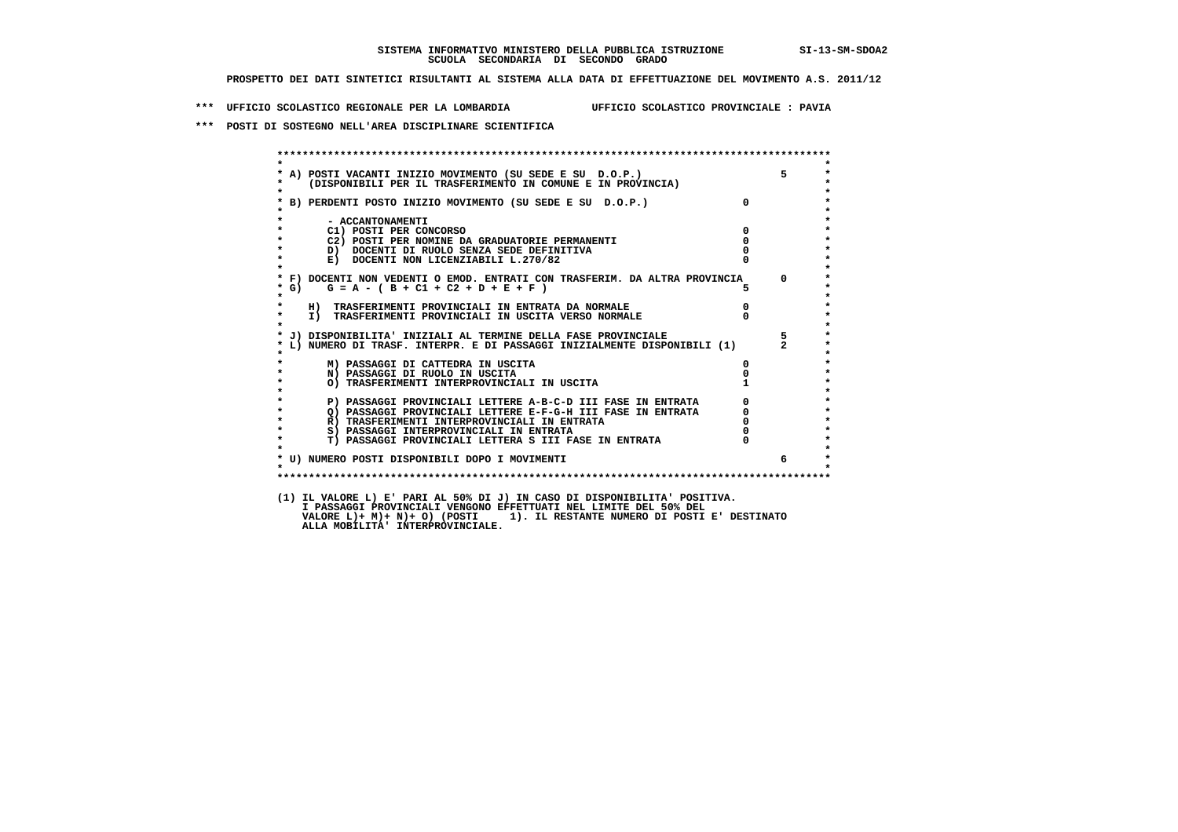SISTEMA INFORMATIVO MINISTERO DELLA PUBBLICA ISTRUZIONE SI-13-SM-SDOA2
SCUOLA SECONDARIA DI SECONDO GRADO

PROSPETTO DEI DATI SINTETICI RISULTANTI AL SISTEMA ALLA DATA DI EFFETTUAZIONE DEL MOVIMENTO A.S. 2011/12

*** UFFICIO SCOLASTICO REGIONALE PER LA LOMBARDIA UFFICIO SCOLASTICO PROVINCIALE : PAVIA

*** POSTI DI SOSTEGNO NELL'AREA DISCIPLINARE SCIENTIFICA

| | | |
|---|---|---|
| A) POSTI VACANTI INIZIO MOVIMENTO (SU SEDE E SU D.O.P.) (DISPONIBILI PER IL TRASFERIMENTO IN COMUNE E IN PROVINCIA) | | 5 |
| B) PERDENTI POSTO INIZIO MOVIMENTO (SU SEDE E SU D.O.P.) | 0 | |
| - ACCANTONAMENTI | | |
| C1) POSTI PER CONCORSO | 0 | |
| C2) POSTI PER NOMINE DA GRADUATORIE PERMANENTI | 0 | |
| D) DOCENTI DI RUOLO SENZA SEDE DEFINITIVA | 0 | |
| E) DOCENTI NON LICENZIABILI L.270/82 | 0 | |
| F) DOCENTI NON VEDENTI O EMOD. ENTRATI CON TRASFERIM. DA ALTRA PROVINCIA | | 0 |
| G) G = A - ( B + C1 + C2 + D + E + F ) | 5 | |
| H) TRASFERIMENTI PROVINCIALI IN ENTRATA DA NORMALE | 0 | |
| I) TRASFERIMENTI PROVINCIALI IN USCITA VERSO NORMALE | 0 | |
| J) DISPONIBILITA' INIZIALI AL TERMINE DELLA FASE PROVINCIALE | | 5 |
| L) NUMERO DI TRASF. INTERPR. E DI PASSAGGI INIZIALMENTE DISPONIBILI (1) | | 2 |
| M) PASSAGGI DI CATTEDRA IN USCITA | 0 | |
| N) PASSAGGI DI RUOLO IN USCITA | 0 | |
| O) TRASFERIMENTI INTERPROVINCIALI IN USCITA | 1 | |
| P) PASSAGGI PROVINCIALI LETTERE A-B-C-D III FASE IN ENTRATA | 0 | |
| Q) PASSAGGI PROVINCIALI LETTERE E-F-G-H III FASE IN ENTRATA | 0 | |
| R) TRASFERIMENTI INTERPROVINCIALI IN ENTRATA | 0 | |
| S) PASSAGGI INTERPROVINCIALI IN ENTRATA | 0 | |
| T) PASSAGGI PROVINCIALI LETTERA S III FASE IN ENTRATA | 0 | |
| U) NUMERO POSTI DISPONIBILI DOPO I MOVIMENTI | | 6 |

(1) IL VALORE L) E' PARI AL 50% DI J) IN CASO DI DISPONIBILITA' POSITIVA.
I PASSAGGI PROVINCIALI VENGONO EFFETTUATI NEL LIMITE DEL 50% DEL
VALORE L)+ M)+ N)+ O) (POSTI 1). IL RESTANTE NUMERO DI POSTI E' DESTINATO
ALLA MOBILITA' INTERPROVINCIALE.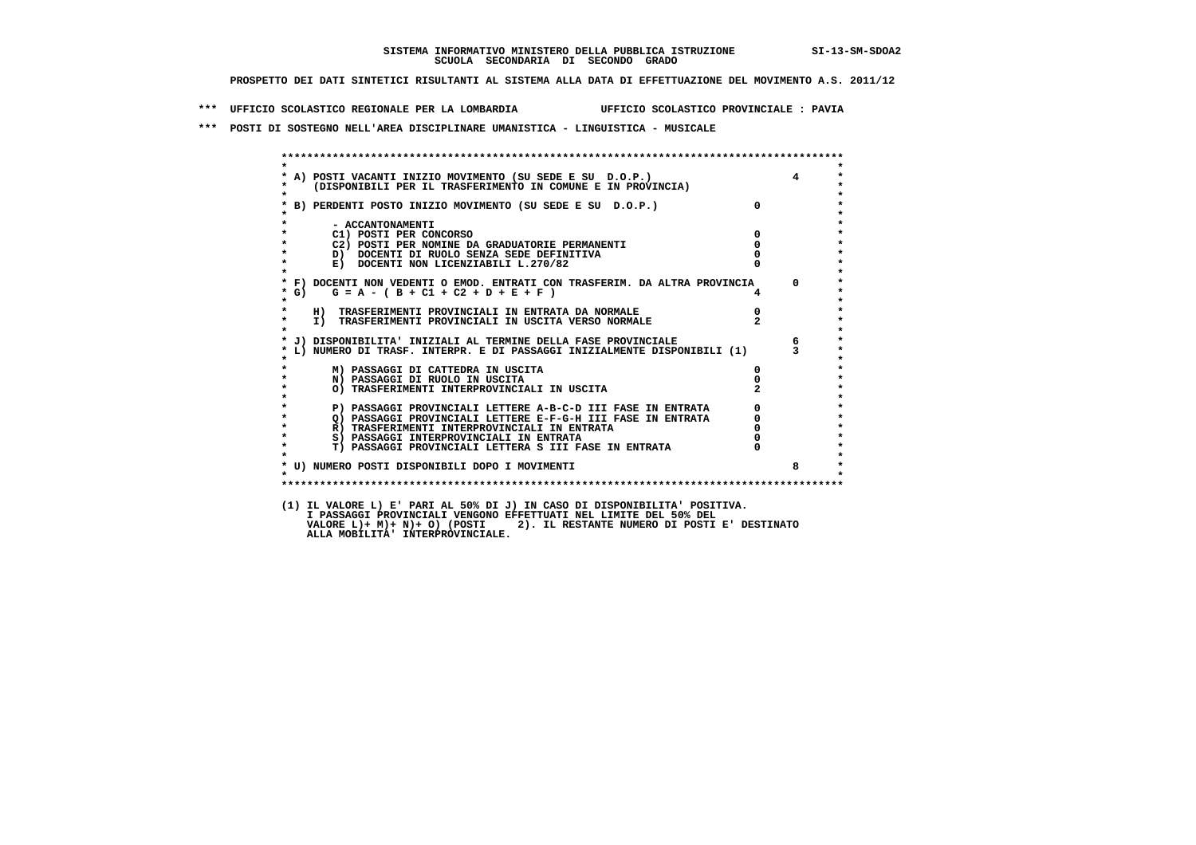**SISTEMA INFORMATIVO MINISTERO DELLA PUBBLICA ISTRUZIONE SI-13-SM-SDOA2**
**SCUOLA SECONDARIA DI SECONDO GRADO**

**PROSPETTO DEI DATI SINTETICI RISULTANTI AL SISTEMA ALLA DATA DI EFFETTUAZIONE DEL MOVIMENTO A.S. 2011/12**

**\*\*\* UFFICIO SCOLASTICO REGIONALE PER LA LOMBARDIA UFFICIO SCOLASTICO PROVINCIALE : PAVIA**

**\*\*\* POSTI DI SOSTEGNO NELL'AREA DISCIPLINARE UMANISTICA - LINGUISTICA - MUSICALE**

| | | |
|---|---|---|
| A) POSTI VACANTI INIZIO MOVIMENTO (SU SEDE E SU D.O.P.) (DISPONIBILI PER IL TRASFERIMENTO IN COMUNE E IN PROVINCIA) | | 4 |
| B) PERDENTI POSTO INIZIO MOVIMENTO (SU SEDE E SU D.O.P.) | 0 | |
| - ACCANTONAMENTI | | |
| C1) POSTI PER CONCORSO | 0 | |
| C2) POSTI PER NOMINE DA GRADUATORIE PERMANENTI | 0 | |
| D) DOCENTI DI RUOLO SENZA SEDE DEFINITIVA | 0 | |
| E) DOCENTI NON LICENZIABILI L.270/82 | 0 | |
| F) DOCENTI NON VEDENTI O EMOD. ENTRATI CON TRASFERIM. DA ALTRA PROVINCIA | | 0 |
| G) G = A - ( B + C1 + C2 + D + E + F ) | 4 | |
| H) TRASFERIMENTI PROVINCIALI IN ENTRATA DA NORMALE | 0 | |
| I) TRASFERIMENTI PROVINCIALI IN USCITA VERSO NORMALE | 2 | |
| J) DISPONIBILITA' INIZIALI AL TERMINE DELLA FASE PROVINCIALE | | 6 |
| L) NUMERO DI TRASF. INTERPR. E DI PASSAGGI INIZIALMENTE DISPONIBILI (1) | | 3 |
| M) PASSAGGI DI CATTEDRA IN USCITA | 0 | |
| N) PASSAGGI DI RUOLO IN USCITA | 0 | |
| O) TRASFERIMENTI INTERPROVINCIALI IN USCITA | 2 | |
| P) PASSAGGI PROVINCIALI LETTERE A-B-C-D III FASE IN ENTRATA | 0 | |
| Q) PASSAGGI PROVINCIALI LETTERE E-F-G-H III FASE IN ENTRATA | 0 | |
| R) TRASFERIMENTI INTERPROVINCIALI IN ENTRATA | 0 | |
| S) PASSAGGI INTERPROVINCIALI IN ENTRATA | 0 | |
| T) PASSAGGI PROVINCIALI LETTERA S III FASE IN ENTRATA | 0 | |
| U) NUMERO POSTI DISPONIBILI DOPO I MOVIMENTI | | 8 |

(1) IL VALORE L) E' PARI AL 50% DI J) IN CASO DI DISPONIBILITA' POSITIVA.
I PASSAGGI PROVINCIALI VENGONO EFFETTUATI NEL LIMITE DEL 50% DEL
VALORE L)+ M)+ N)+ O) (POSTI 2). IL RESTANTE NUMERO DI POSTI E' DESTINATO
ALLA MOBILITA' INTERPROVINCIALE.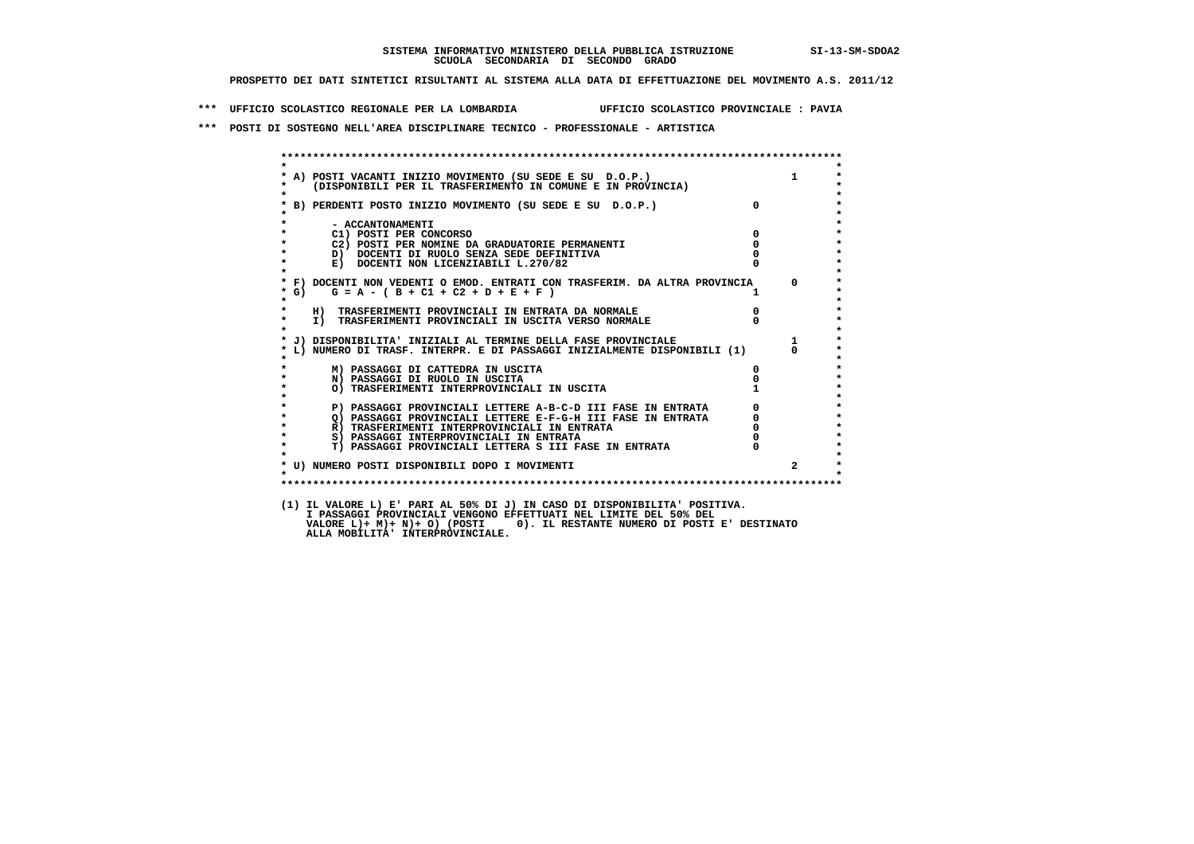SISTEMA INFORMATIVO MINISTERO DELLA PUBBLICA ISTRUZIONE SI-13-SM-SDOA2
SCUOLA SECONDARIA DI SECONDO GRADO

PROSPETTO DEI DATI SINTETICI RISULTANTI AL SISTEMA ALLA DATA DI EFFETTUAZIONE DEL MOVIMENTO A.S. 2011/12

*** UFFICIO SCOLASTICO REGIONALE PER LA LOMBARDIA UFFICIO SCOLASTICO PROVINCIALE : PAVIA

*** POSTI DI SOSTEGNO NELL'AREA DISCIPLINARE TECNICO - PROFESSIONALE - ARTISTICA

| | | |
|---|---|---|
| A) POSTI VACANTI INIZIO MOVIMENTO (SU SEDE E SU D.O.P.) (DISPONIBILI PER IL TRASFERIMENTO IN COMUNE E IN PROVINCIA) | | 1 |
| B) PERDENTI POSTO INIZIO MOVIMENTO (SU SEDE E SU D.O.P.) | 0 | |
| - ACCANTONAMENTI | | |
| C1) POSTI PER CONCORSO | 0 | |
| C2) POSTI PER NOMINE DA GRADUATORIE PERMANENTI | 0 | |
| D) DOCENTI DI RUOLO SENZA SEDE DEFINITIVA | 0 | |
| E) DOCENTI NON LICENZIABILI L.270/82 | 0 | |
| F) DOCENTI NON VEDENTI O EMOD. ENTRATI CON TRASFERIM. DA ALTRA PROVINCIA | | 0 |
| G) G = A - ( B + C1 + C2 + D + E + F ) | 1 | |
| H) TRASFERIMENTI PROVINCIALI IN ENTRATA DA NORMALE | 0 | |
| I) TRASFERIMENTI PROVINCIALI IN USCITA VERSO NORMALE | 0 | |
| J) DISPONIBILITA' INIZIALI AL TERMINE DELLA FASE PROVINCIALE | | 1 |
| L) NUMERO DI TRASF. INTERPR. E DI PASSAGGI INIZIALMENTE DISPONIBILI (1) | | 0 |
| M) PASSAGGI DI CATTEDRA IN USCITA | 0 | |
| N) PASSAGGI DI RUOLO IN USCITA | 0 | |
| O) TRASFERIMENTI INTERPROVINCIALI IN USCITA | 1 | |
| P) PASSAGGI PROVINCIALI LETTERE A-B-C-D III FASE IN ENTRATA | 0 | |
| Q) PASSAGGI PROVINCIALI LETTERE E-F-G-H III FASE IN ENTRATA | 0 | |
| R) TRASFERIMENTI INTERPROVINCIALI IN ENTRATA | 0 | |
| S) PASSAGGI INTERPROVINCIALI IN ENTRATA | 0 | |
| T) PASSAGGI PROVINCIALI LETTERA S III FASE IN ENTRATA | 0 | |
| U) NUMERO POSTI DISPONIBILI DOPO I MOVIMENTI | | 2 |

(1) IL VALORE L) E' PARI AL 50% DI J) IN CASO DI DISPONIBILITA' POSITIVA.
I PASSAGGI PROVINCIALI VENGONO EFFETTUATI NEL LIMITE DEL 50% DEL
VALORE L)+ M)+ N)+ O) (POSTI 0). IL RESTANTE NUMERO DI POSTI E' DESTINATO
ALLA MOBILITA' INTERPROVINCIALE.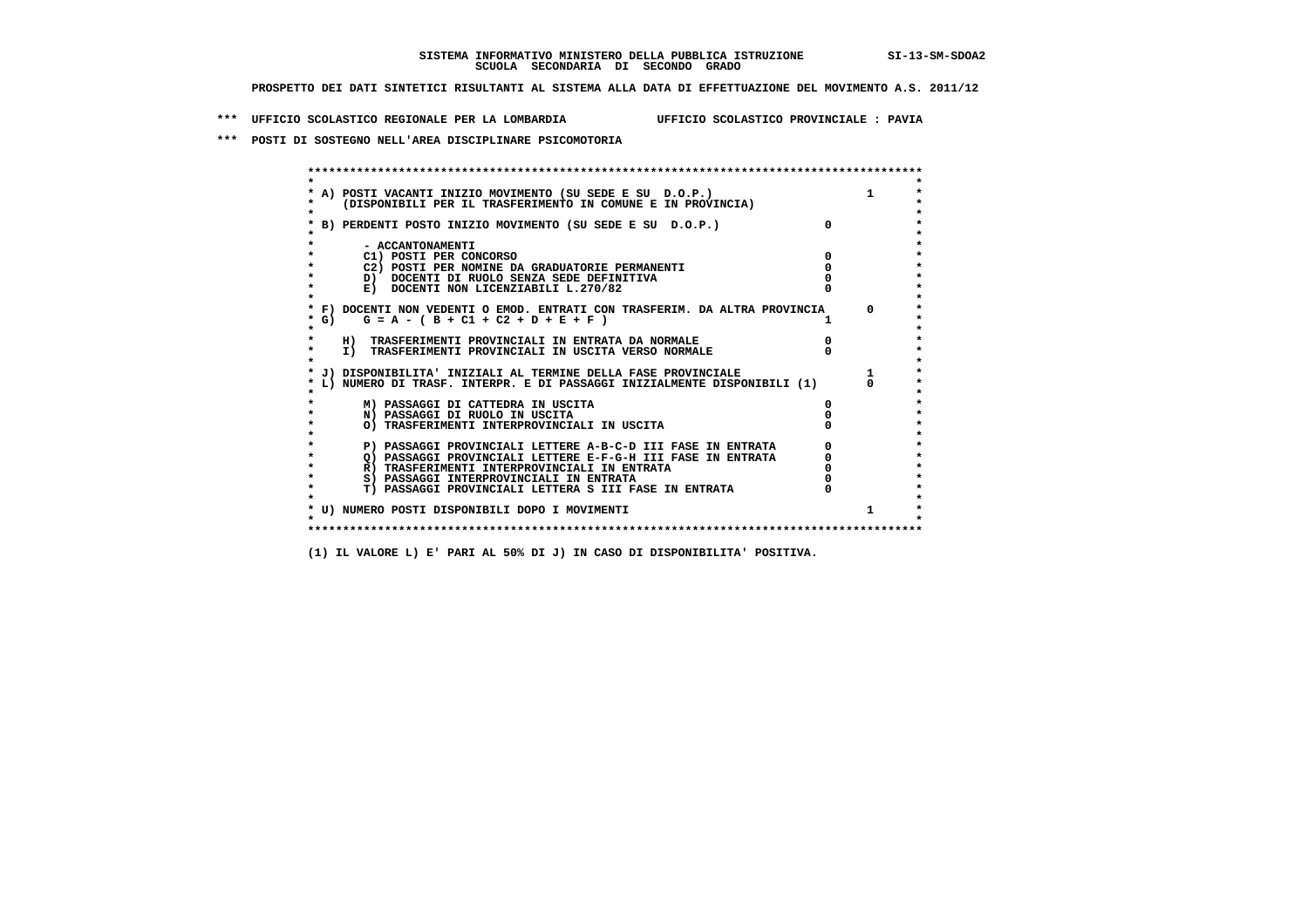**SISTEMA INFORMATIVO MINISTERO DELLA PUBBLICA ISTRUZIONE SI-13-SM-SDOA2**
**SCUOLA SECONDARIA DI SECONDO GRADO**

**PROSPETTO DEI DATI SINTETICI RISULTANTI AL SISTEMA ALLA DATA DI EFFETTUAZIONE DEL MOVIMENTO A.S. 2011/12**

**\*\*\* UFFICIO SCOLASTICO REGIONALE PER LA LOMBARDIA UFFICIO SCOLASTICO PROVINCIALE : PAVIA**

**\*\*\* POSTI DI SOSTEGNO NELL'AREA DISCIPLINARE PSICOMOTORIA**

| Voce | Valore | Totale |
|---|---|---|
| A) POSTI VACANTI INIZIO MOVIMENTO (SU SEDE E SU D.O.P.) (DISPONIBILI PER IL TRASFERIMENTO IN COMUNE E IN PROVINCIA) | | 1 |
| B) PERDENTI POSTO INIZIO MOVIMENTO (SU SEDE E SU D.O.P.) | 0 | |
| - ACCANTONAMENTI | | |
| C1) POSTI PER CONCORSO | 0 | |
| C2) POSTI PER NOMINE DA GRADUATORIE PERMANENTI | 0 | |
| D) DOCENTI DI RUOLO SENZA SEDE DEFINITIVA | 0 | |
| E) DOCENTI NON LICENZIABILI L.270/82 | 0 | |
| F) DOCENTI NON VEDENTI O EMOD. ENTRATI CON TRASFERIM. DA ALTRA PROVINCIA | | 0 |
| G) G = A - ( B + C1 + C2 + D + E + F ) | 1 | |
| H) TRASFERIMENTI PROVINCIALI IN ENTRATA DA NORMALE | 0 | |
| I) TRASFERIMENTI PROVINCIALI IN USCITA VERSO NORMALE | 0 | |
| J) DISPONIBILITA' INIZIALI AL TERMINE DELLA FASE PROVINCIALE | | 1 |
| L) NUMERO DI TRASF. INTERPR. E DI PASSAGGI INIZIALMENTE DISPONIBILI (1) | | 0 |
| M) PASSAGGI DI CATTEDRA IN USCITA | 0 | |
| N) PASSAGGI DI RUOLO IN USCITA | 0 | |
| O) TRASFERIMENTI INTERPROVINCIALI IN USCITA | 0 | |
| P) PASSAGGI PROVINCIALI LETTERE A-B-C-D III FASE IN ENTRATA | 0 | |
| Q) PASSAGGI PROVINCIALI LETTERE E-F-G-H III FASE IN ENTRATA | 0 | |
| R) TRASFERIMENTI INTERPROVINCIALI IN ENTRATA | 0 | |
| S) PASSAGGI INTERPROVINCIALI IN ENTRATA | 0 | |
| T) PASSAGGI PROVINCIALI LETTERA S III FASE IN ENTRATA | 0 | |
| U) NUMERO POSTI DISPONIBILI DOPO I MOVIMENTI | | 1 |

(1) IL VALORE L) E' PARI AL 50% DI J) IN CASO DI DISPONIBILITA' POSITIVA.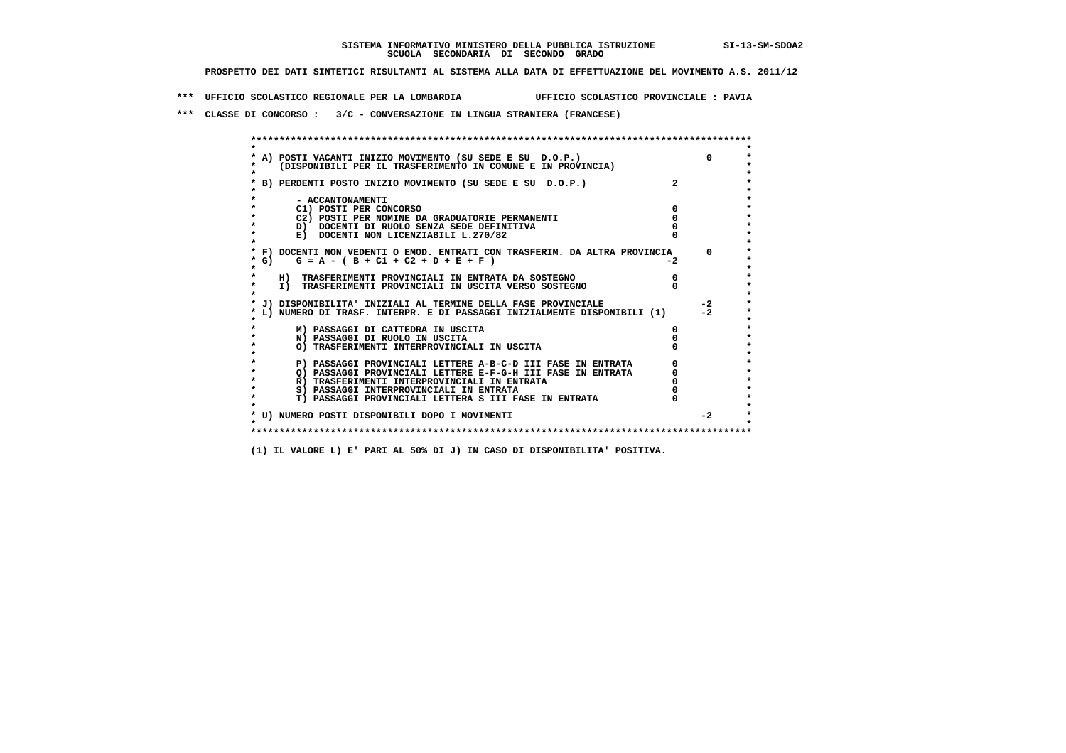**SISTEMA INFORMATIVO MINISTERO DELLA PUBBLICA ISTRUZIONE** SI-13-SM-SDOA2
**SCUOLA SECONDARIA DI SECONDO GRADO**

**PROSPETTO DEI DATI SINTETICI RISULTANTI AL SISTEMA ALLA DATA DI EFFETTUAZIONE DEL MOVIMENTO A.S. 2011/12**

**\*\*\* UFFICIO SCOLASTICO REGIONALE PER LA LOMBARDIA UFFICIO SCOLASTICO PROVINCIALE : PAVIA**

**\*\*\* CLASSE DI CONCORSO : 3/C - CONVERSAZIONE IN LINGUA STRANIERA (FRANCESE)**

| | | |
|---|---|---|
| A) POSTI VACANTI INIZIO MOVIMENTO (SU SEDE E SU D.O.P.) (DISPONIBILI PER IL TRASFERIMENTO IN COMUNE E IN PROVINCIA) | | 0 |
| B) PERDENTI POSTO INIZIO MOVIMENTO (SU SEDE E SU D.O.P.) | 2 | |
| - ACCANTONAMENTI | | |
| C1) POSTI PER CONCORSO | 0 | |
| C2) POSTI PER NOMINE DA GRADUATORIE PERMANENTI | 0 | |
| D) DOCENTI DI RUOLO SENZA SEDE DEFINITIVA | 0 | |
| E) DOCENTI NON LICENZIABILI L.270/82 | 0 | |
| F) DOCENTI NON VEDENTI O EMOD. ENTRATI CON TRASFERIM. DA ALTRA PROVINCIA | | 0 |
| G) G = A - ( B + C1 + C2 + D + E + F ) | -2 | |
| H) TRASFERIMENTI PROVINCIALI IN ENTRATA DA SOSTEGNO | 0 | |
| I) TRASFERIMENTI PROVINCIALI IN USCITA VERSO SOSTEGNO | 0 | |
| J) DISPONIBILITA' INIZIALI AL TERMINE DELLA FASE PROVINCIALE | | -2 |
| L) NUMERO DI TRASF. INTERPR. E DI PASSAGGI INIZIALMENTE DISPONIBILI (1) | | -2 |
| M) PASSAGGI DI CATTEDRA IN USCITA | 0 | |
| N) PASSAGGI DI RUOLO IN USCITA | 0 | |
| O) TRASFERIMENTI INTERPROVINCIALI IN USCITA | 0 | |
| P) PASSAGGI PROVINCIALI LETTERE A-B-C-D III FASE IN ENTRATA | 0 | |
| Q) PASSAGGI PROVINCIALI LETTERE E-F-G-H III FASE IN ENTRATA | 0 | |
| R) TRASFERIMENTI INTERPROVINCIALI IN ENTRATA | 0 | |
| S) PASSAGGI INTERPROVINCIALI IN ENTRATA | 0 | |
| T) PASSAGGI PROVINCIALI LETTERA S III FASE IN ENTRATA | 0 | |
| U) NUMERO POSTI DISPONIBILI DOPO I MOVIMENTI | | -2 |

**(1) IL VALORE L) E' PARI AL 50% DI J) IN CASO DI DISPONIBILITA' POSITIVA.**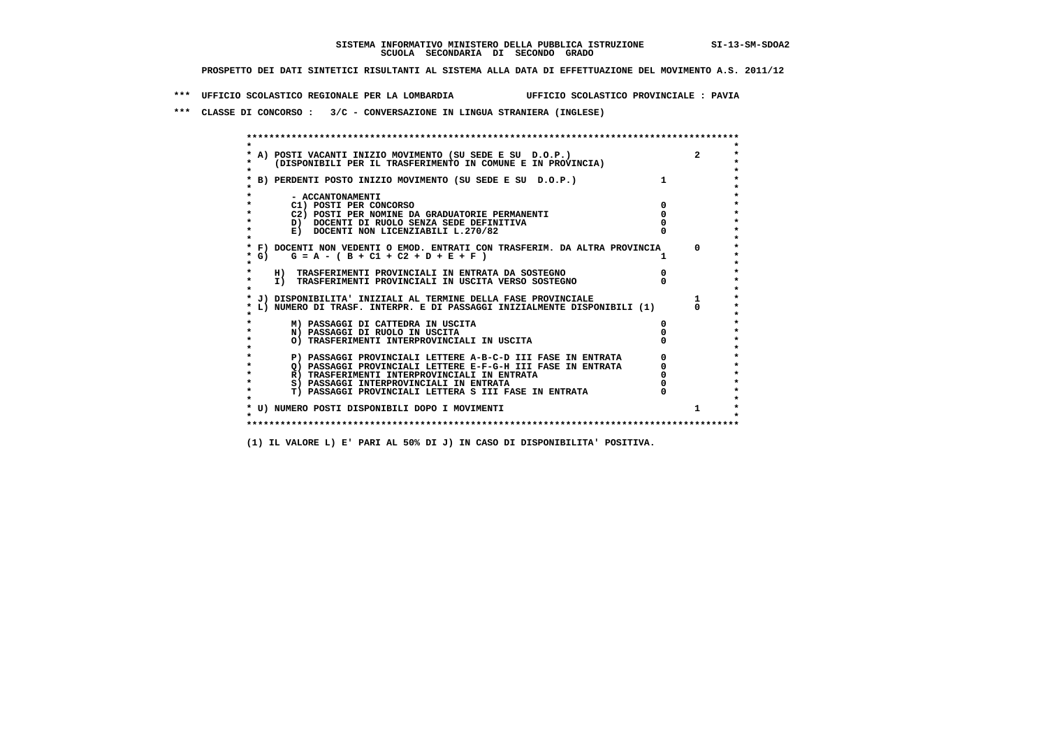**SISTEMA INFORMATIVO MINISTERO DELLA PUBBLICA ISTRUZIONE SI-13-SM-SDOA2**
**SCUOLA SECONDARIA DI SECONDO GRADO**

**PROSPETTO DEI DATI SINTETICI RISULTANTI AL SISTEMA ALLA DATA DI EFFETTUAZIONE DEL MOVIMENTO A.S. 2011/12**

**\*\*\* UFFICIO SCOLASTICO REGIONALE PER LA LOMBARDIA UFFICIO SCOLASTICO PROVINCIALE : PAVIA**

**\*\*\* CLASSE DI CONCORSO : 3/C - CONVERSAZIONE IN LINGUA STRANIERA (INGLESE)**

| Voce | | |
|---|---|---|
| A) POSTI VACANTI INIZIO MOVIMENTO (SU SEDE E SU D.O.P.) (DISPONIBILI PER IL TRASFERIMENTO IN COMUNE E IN PROVINCIA) | | 2 |
| B) PERDENTI POSTO INIZIO MOVIMENTO (SU SEDE E SU D.O.P.) | 1 | |
| - ACCANTONAMENTI | | |
| C1) POSTI PER CONCORSO | 0 | |
| C2) POSTI PER NOMINE DA GRADUATORIE PERMANENTI | 0 | |
| D) DOCENTI DI RUOLO SENZA SEDE DEFINITIVA | 0 | |
| E) DOCENTI NON LICENZIABILI L.270/82 | 0 | |
| F) DOCENTI NON VEDENTI O EMOD. ENTRATI CON TRASFERIM. DA ALTRA PROVINCIA | | 0 |
| G) G = A - ( B + C1 + C2 + D + E + F ) | 1 | |
| H) TRASFERIMENTI PROVINCIALI IN ENTRATA DA SOSTEGNO | 0 | |
| I) TRASFERIMENTI PROVINCIALI IN USCITA VERSO SOSTEGNO | 0 | |
| J) DISPONIBILITA' INIZIALI AL TERMINE DELLA FASE PROVINCIALE | | 1 |
| L) NUMERO DI TRASF. INTERPR. E DI PASSAGGI INIZIALMENTE DISPONIBILI (1) | | 0 |
| M) PASSAGGI DI CATTEDRA IN USCITA | 0 | |
| N) PASSAGGI DI RUOLO IN USCITA | 0 | |
| O) TRASFERIMENTI INTERPROVINCIALI IN USCITA | 0 | |
| P) PASSAGGI PROVINCIALI LETTERE A-B-C-D III FASE IN ENTRATA | 0 | |
| Q) PASSAGGI PROVINCIALI LETTERE E-F-G-H III FASE IN ENTRATA | 0 | |
| R) TRASFERIMENTI INTERPROVINCIALI IN ENTRATA | 0 | |
| S) PASSAGGI INTERPROVINCIALI IN ENTRATA | 0 | |
| T) PASSAGGI PROVINCIALI LETTERA S III FASE IN ENTRATA | 0 | |
| U) NUMERO POSTI DISPONIBILI DOPO I MOVIMENTI | | 1 |

**(1) IL VALORE L) E' PARI AL 50% DI J) IN CASO DI DISPONIBILITA' POSITIVA.**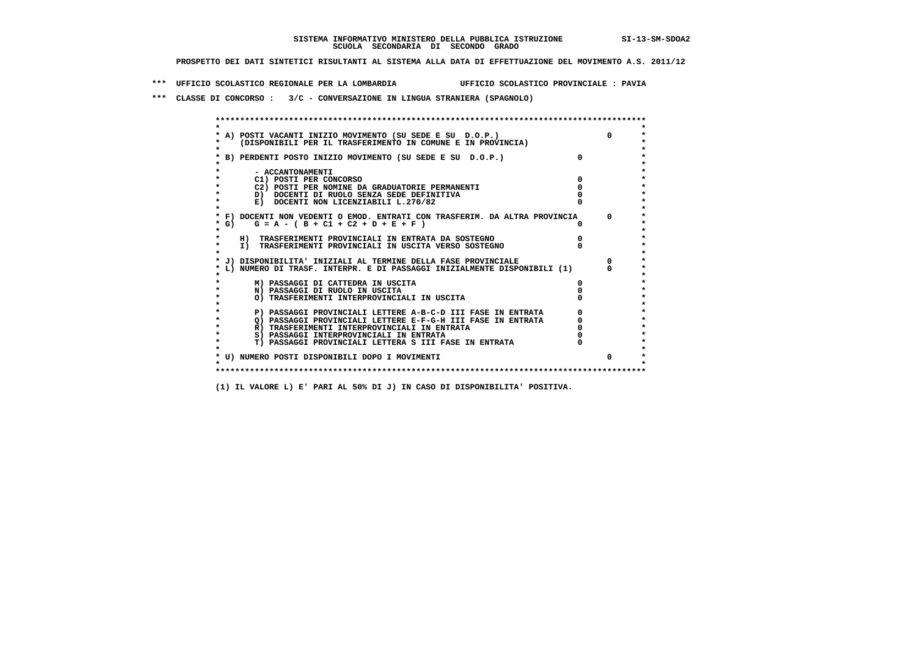**SISTEMA INFORMATIVO MINISTERO DELLA PUBBLICA ISTRUZIONE SI-13-SM-SDOA2**
**SCUOLA SECONDARIA DI SECONDO GRADO**

**PROSPETTO DEI DATI SINTETICI RISULTANTI AL SISTEMA ALLA DATA DI EFFETTUAZIONE DEL MOVIMENTO A.S. 2011/12**

**\*\*\* UFFICIO SCOLASTICO REGIONALE PER LA LOMBARDIA UFFICIO SCOLASTICO PROVINCIALE : PAVIA**

**\*\*\* CLASSE DI CONCORSO : 3/C - CONVERSAZIONE IN LINGUA STRANIERA (SPAGNOLO)**

| Voce | | |
|---|---|---|
| A) POSTI VACANTI INIZIO MOVIMENTO (SU SEDE E SU D.O.P.) (DISPONIBILI PER IL TRASFERIMENTO IN COMUNE E IN PROVINCIA) | | 0 |
| B) PERDENTI POSTO INIZIO MOVIMENTO (SU SEDE E SU D.O.P.) | 0 | |
| - ACCANTONAMENTI | | |
| C1) POSTI PER CONCORSO | 0 | |
| C2) POSTI PER NOMINE DA GRADUATORIE PERMANENTI | 0 | |
| D) DOCENTI DI RUOLO SENZA SEDE DEFINITIVA | 0 | |
| E) DOCENTI NON LICENZIABILI L.270/82 | 0 | |
| F) DOCENTI NON VEDENTI O EMOD. ENTRATI CON TRASFERIM. DA ALTRA PROVINCIA | | 0 |
| G) G = A - ( B + C1 + C2 + D + E + F ) | 0 | |
| H) TRASFERIMENTI PROVINCIALI IN ENTRATA DA SOSTEGNO | 0 | |
| I) TRASFERIMENTI PROVINCIALI IN USCITA VERSO SOSTEGNO | 0 | |
| J) DISPONIBILITA' INIZIALI AL TERMINE DELLA FASE PROVINCIALE | | 0 |
| L) NUMERO DI TRASF. INTERPR. E DI PASSAGGI INIZIALMENTE DISPONIBILI (1) | | 0 |
| M) PASSAGGI DI CATTEDRA IN USCITA | 0 | |
| N) PASSAGGI DI RUOLO IN USCITA | 0 | |
| O) TRASFERIMENTI INTERPROVINCIALI IN USCITA | 0 | |
| P) PASSAGGI PROVINCIALI LETTERE A-B-C-D III FASE IN ENTRATA | 0 | |
| Q) PASSAGGI PROVINCIALI LETTERE E-F-G-H III FASE IN ENTRATA | 0 | |
| R) TRASFERIMENTI INTERPROVINCIALI IN ENTRATA | 0 | |
| S) PASSAGGI INTERPROVINCIALI IN ENTRATA | 0 | |
| T) PASSAGGI PROVINCIALI LETTERA S III FASE IN ENTRATA | 0 | |
| U) NUMERO POSTI DISPONIBILI DOPO I MOVIMENTI | | 0 |

**(1) IL VALORE L) E' PARI AL 50% DI J) IN CASO DI DISPONIBILITA' POSITIVA.**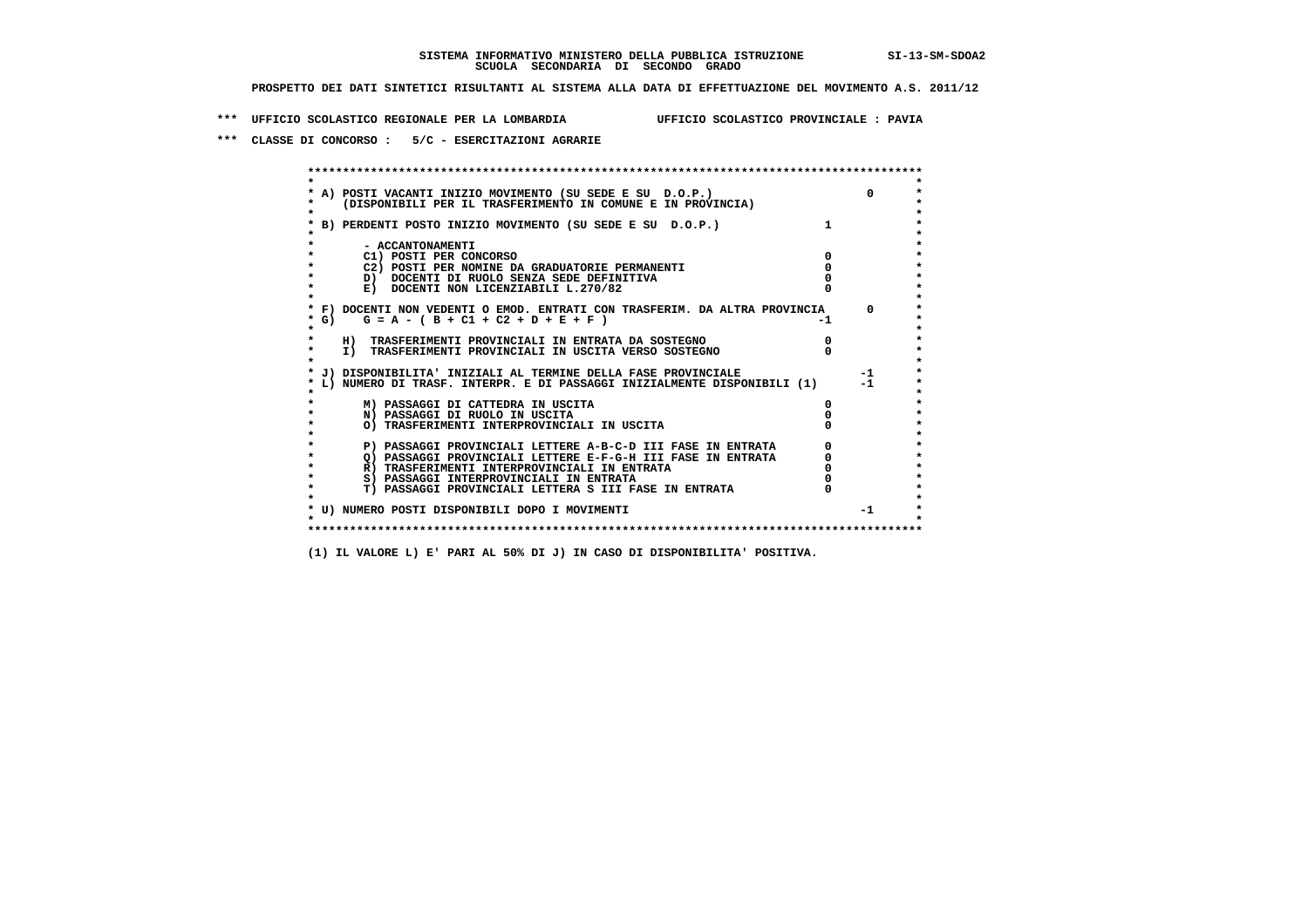**SISTEMA INFORMATIVO MINISTERO DELLA PUBBLICA ISTRUZIONE SI-13-SM-SDOA2**
**SCUOLA SECONDARIA DI SECONDO GRADO**

**PROSPETTO DEI DATI SINTETICI RISULTANTI AL SISTEMA ALLA DATA DI EFFETTUAZIONE DEL MOVIMENTO A.S. 2011/12**

**\*\*\* UFFICIO SCOLASTICO REGIONALE PER LA LOMBARDIA UFFICIO SCOLASTICO PROVINCIALE : PAVIA**

**\*\*\* CLASSE DI CONCORSO : 5/C - ESERCITAZIONI AGRARIE**

```
******************************************************************************************
*                                                                                        *
* A) POSTI VACANTI INIZIO MOVIMENTO (SU SEDE E SU  D.O.P.)                       0      *
*    (DISPONIBILI PER IL TRASFERIMENTO IN COMUNE E IN PROVINCIA)                         *
*                                                                                        *
* B) PERDENTI POSTO INIZIO MOVIMENTO (SU SEDE E SU  D.O.P.)              1               *
*                                                                                        *
*       - ACCANTONAMENTI                                                                 *
*       C1) POSTI PER CONCORSO                                           0               *
*       C2) POSTI PER NOMINE DA GRADUATORIE PERMANENTI                   0               *
*       D)  DOCENTI DI RUOLO SENZA SEDE DEFINITIVA                       0               *
*       E)  DOCENTI NON LICENZIABILI L.270/82                            0               *
*                                                                                        *
* F) DOCENTI NON VEDENTI O EMOD. ENTRATI CON TRASFERIM. DA ALTRA PROVINCIA      0       *
* G)    G = A - ( B + C1 + C2 + D + E + F )                             -1               *
*                                                                                        *
*    H)  TRASFERIMENTI PROVINCIALI IN ENTRATA DA SOSTEGNO                0               *
*    I)  TRASFERIMENTI PROVINCIALI IN USCITA VERSO SOSTEGNO              0               *
*                                                                                        *
* J) DISPONIBILITA' INIZIALI AL TERMINE DELLA FASE PROVINCIALE                  -1      *
* L) NUMERO DI TRASF. INTERPR. E DI PASSAGGI INIZIALMENTE DISPONIBILI (1)       -1      *
*                                                                                        *
*       M) PASSAGGI DI CATTEDRA IN USCITA                                0               *
*       N) PASSAGGI DI RUOLO IN USCITA                                   0               *
*       O) TRASFERIMENTI INTERPROVINCIALI IN USCITA                      0               *
*                                                                                        *
*       P) PASSAGGI PROVINCIALI LETTERE A-B-C-D III FASE IN ENTRATA      0               *
*       Q) PASSAGGI PROVINCIALI LETTERE E-F-G-H III FASE IN ENTRATA      0               *
*       R) TRASFERIMENTI INTERPROVINCIALI IN ENTRATA                     0               *
*       S) PASSAGGI INTERPROVINCIALI IN ENTRATA                          0               *
*       T) PASSAGGI PROVINCIALI LETTERA S III FASE IN ENTRATA            0               *
*                                                                                        *
* U) NUMERO POSTI DISPONIBILI DOPO I MOVIMENTI                                  -1      *
*                                                                                        *
******************************************************************************************
```

**(1) IL VALORE L) E' PARI AL 50% DI J) IN CASO DI DISPONIBILITA' POSITIVA.**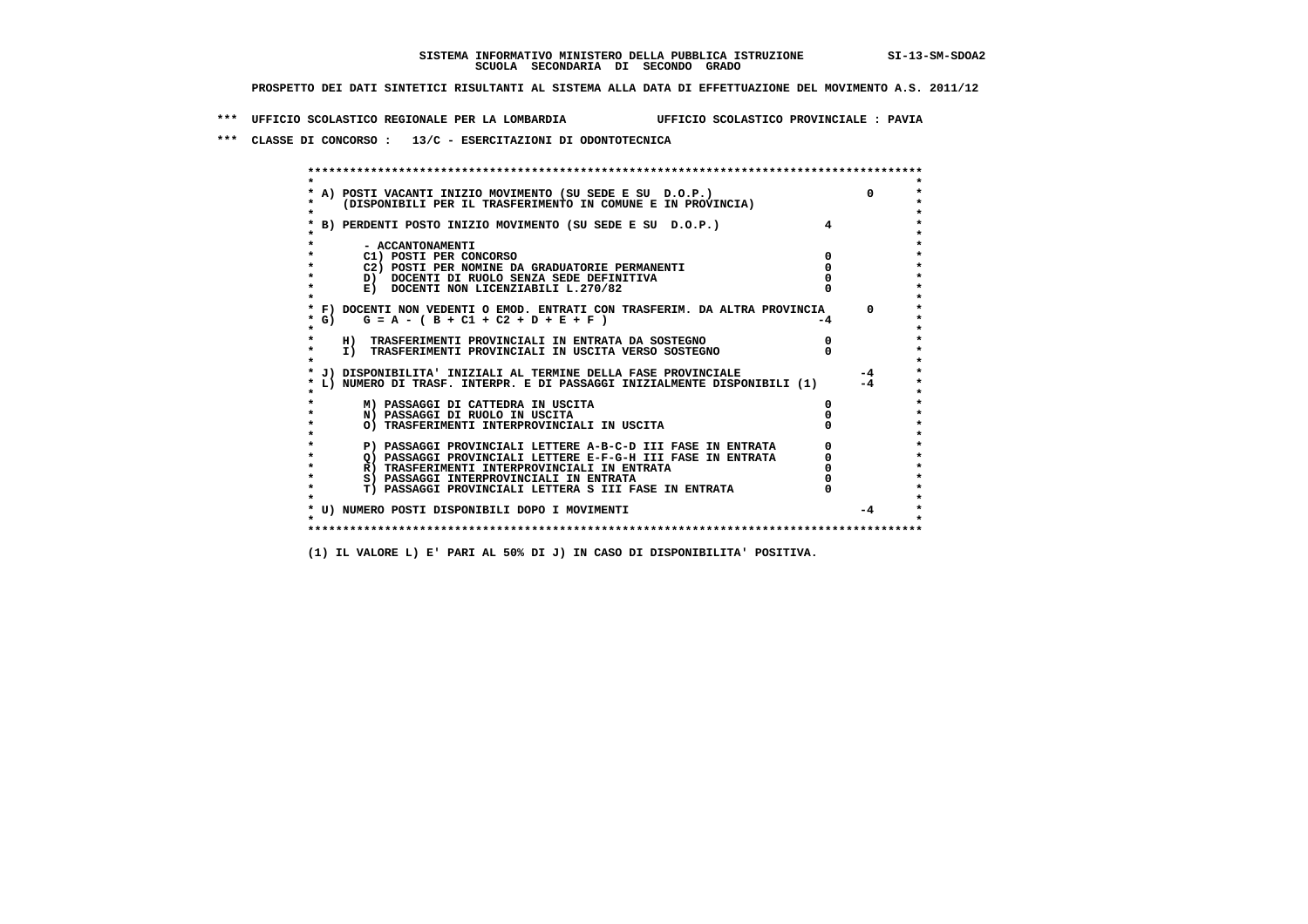**SISTEMA INFORMATIVO MINISTERO DELLA PUBBLICA ISTRUZIONE SI-13-SM-SDOA2**
**SCUOLA SECONDARIA DI SECONDO GRADO**

**PROSPETTO DEI DATI SINTETICI RISULTANTI AL SISTEMA ALLA DATA DI EFFETTUAZIONE DEL MOVIMENTO A.S. 2011/12**

**\*\*\* UFFICIO SCOLASTICO REGIONALE PER LA LOMBARDIA UFFICIO SCOLASTICO PROVINCIALE : PAVIA**

**\*\*\* CLASSE DI CONCORSO : 13/C - ESERCITAZIONI DI ODONTOTECNICA**

| | | |
|---|---|---|
| A) POSTI VACANTI INIZIO MOVIMENTO (SU SEDE E SU D.O.P.) (DISPONIBILI PER IL TRASFERIMENTO IN COMUNE E IN PROVINCIA) | | 0 |
| B) PERDENTI POSTO INIZIO MOVIMENTO (SU SEDE E SU D.O.P.) | 4 | |
| - ACCANTONAMENTI | | |
| C1) POSTI PER CONCORSO | 0 | |
| C2) POSTI PER NOMINE DA GRADUATORIE PERMANENTI | 0 | |
| D) DOCENTI DI RUOLO SENZA SEDE DEFINITIVA | 0 | |
| E) DOCENTI NON LICENZIABILI L.270/82 | 0 | |
| F) DOCENTI NON VEDENTI O EMOD. ENTRATI CON TRASFERIM. DA ALTRA PROVINCIA | | 0 |
| G) G = A - ( B + C1 + C2 + D + E + F ) | -4 | |
| H) TRASFERIMENTI PROVINCIALI IN ENTRATA DA SOSTEGNO | 0 | |
| I) TRASFERIMENTI PROVINCIALI IN USCITA VERSO SOSTEGNO | 0 | |
| J) DISPONIBILITA' INIZIALI AL TERMINE DELLA FASE PROVINCIALE | | -4 |
| L) NUMERO DI TRASF. INTERPR. E DI PASSAGGI INIZIALMENTE DISPONIBILI (1) | | -4 |
| M) PASSAGGI DI CATTEDRA IN USCITA | 0 | |
| N) PASSAGGI DI RUOLO IN USCITA | 0 | |
| O) TRASFERIMENTI INTERPROVINCIALI IN USCITA | 0 | |
| P) PASSAGGI PROVINCIALI LETTERE A-B-C-D III FASE IN ENTRATA | 0 | |
| Q) PASSAGGI PROVINCIALI LETTERE E-F-G-H III FASE IN ENTRATA | 0 | |
| R) TRASFERIMENTI INTERPROVINCIALI IN ENTRATA | 0 | |
| S) PASSAGGI INTERPROVINCIALI IN ENTRATA | 0 | |
| T) PASSAGGI PROVINCIALI LETTERA S III FASE IN ENTRATA | 0 | |
| U) NUMERO POSTI DISPONIBILI DOPO I MOVIMENTI | | -4 |

**(1) IL VALORE L) E' PARI AL 50% DI J) IN CASO DI DISPONIBILITA' POSITIVA.**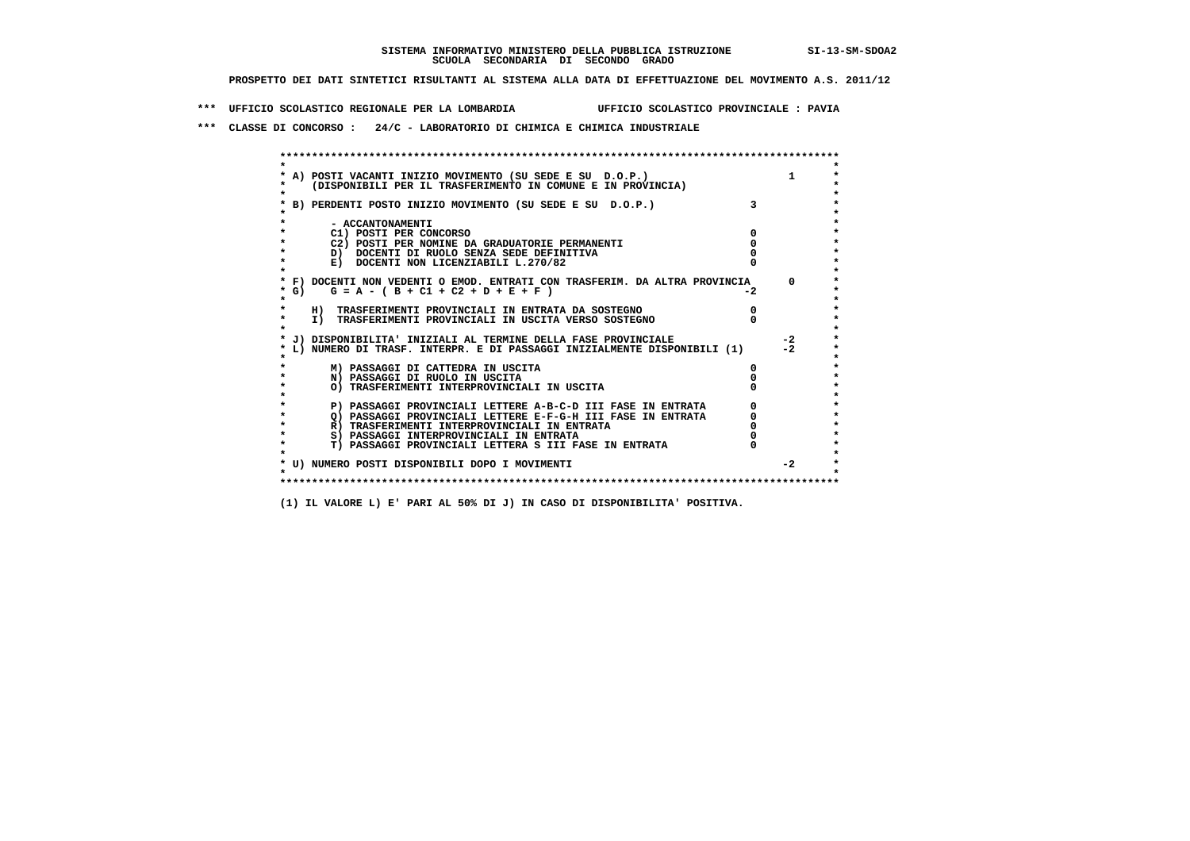**SISTEMA INFORMATIVO MINISTERO DELLA PUBBLICA ISTRUZIONE SI-13-SM-SDOA2**
**SCUOLA SECONDARIA DI SECONDO GRADO**

**PROSPETTO DEI DATI SINTETICI RISULTANTI AL SISTEMA ALLA DATA DI EFFETTUAZIONE DEL MOVIMENTO A.S. 2011/12**

**\*\*\* UFFICIO SCOLASTICO REGIONALE PER LA LOMBARDIA UFFICIO SCOLASTICO PROVINCIALE : PAVIA**

**\*\*\* CLASSE DI CONCORSO : 24/C - LABORATORIO DI CHIMICA E CHIMICA INDUSTRIALE**

| Voce | | |
|---|---|---|
| A) POSTI VACANTI INIZIO MOVIMENTO (SU SEDE E SU D.O.P.) (DISPONIBILI PER IL TRASFERIMENTO IN COMUNE E IN PROVINCIA) | | 1 |
| B) PERDENTI POSTO INIZIO MOVIMENTO (SU SEDE E SU D.O.P.) | 3 | |
| - ACCANTONAMENTI | | |
| C1) POSTI PER CONCORSO | 0 | |
| C2) POSTI PER NOMINE DA GRADUATORIE PERMANENTI | 0 | |
| D) DOCENTI DI RUOLO SENZA SEDE DEFINITIVA | 0 | |
| E) DOCENTI NON LICENZIABILI L.270/82 | 0 | |
| F) DOCENTI NON VEDENTI O EMOD. ENTRATI CON TRASFERIM. DA ALTRA PROVINCIA | | 0 |
| G) G = A - ( B + C1 + C2 + D + E + F ) | -2 | |
| H) TRASFERIMENTI PROVINCIALI IN ENTRATA DA SOSTEGNO | 0 | |
| I) TRASFERIMENTI PROVINCIALI IN USCITA VERSO SOSTEGNO | 0 | |
| J) DISPONIBILITA' INIZIALI AL TERMINE DELLA FASE PROVINCIALE | | -2 |
| L) NUMERO DI TRASF. INTERPR. E DI PASSAGGI INIZIALMENTE DISPONIBILI (1) | | -2 |
| M) PASSAGGI DI CATTEDRA IN USCITA | 0 | |
| N) PASSAGGI DI RUOLO IN USCITA | 0 | |
| O) TRASFERIMENTI INTERPROVINCIALI IN USCITA | 0 | |
| P) PASSAGGI PROVINCIALI LETTERE A-B-C-D III FASE IN ENTRATA | 0 | |
| Q) PASSAGGI PROVINCIALI LETTERE E-F-G-H III FASE IN ENTRATA | 0 | |
| R) TRASFERIMENTI INTERPROVINCIALI IN ENTRATA | 0 | |
| S) PASSAGGI INTERPROVINCIALI IN ENTRATA | 0 | |
| T) PASSAGGI PROVINCIALI LETTERA S III FASE IN ENTRATA | 0 | |
| U) NUMERO POSTI DISPONIBILI DOPO I MOVIMENTI | | -2 |

**(1) IL VALORE L) E' PARI AL 50% DI J) IN CASO DI DISPONIBILITA' POSITIVA.**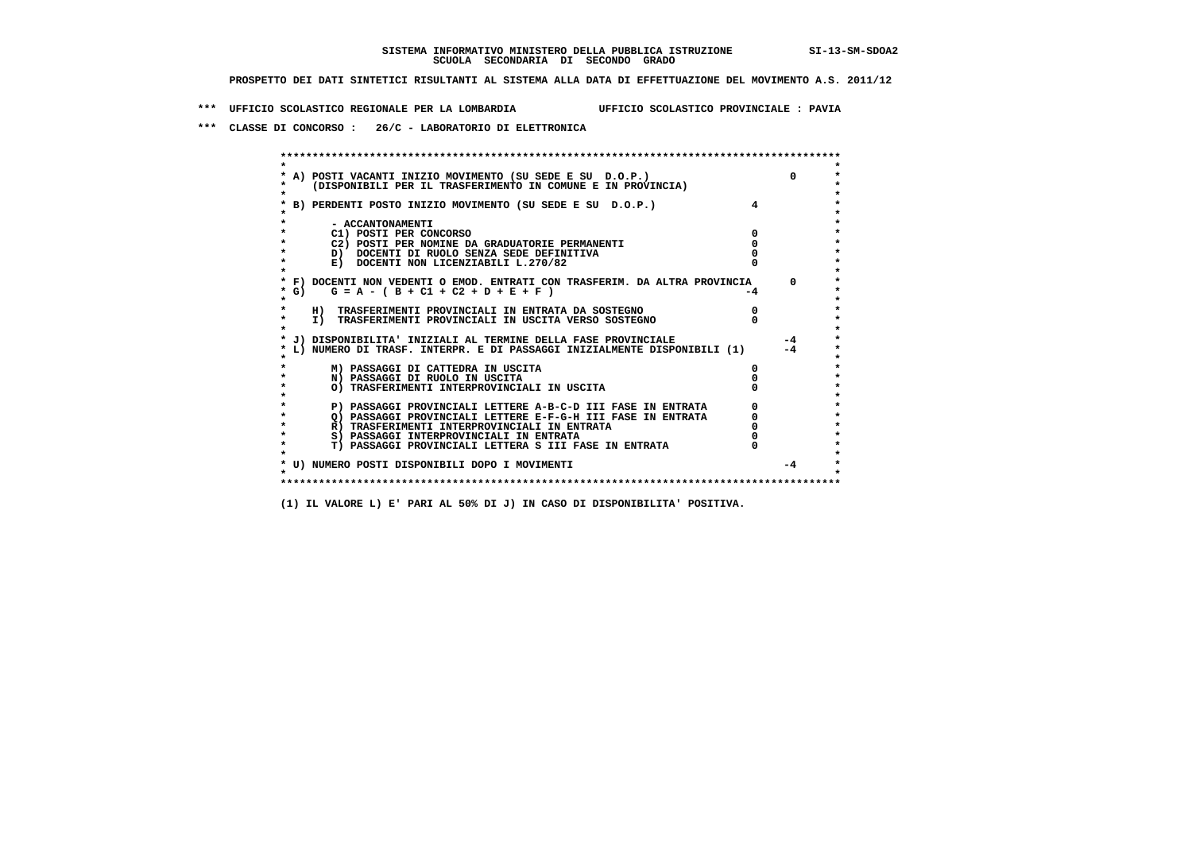**SISTEMA INFORMATIVO MINISTERO DELLA PUBBLICA ISTRUZIONE SI-13-SM-SDOA2**
**SCUOLA SECONDARIA DI SECONDO GRADO**

**PROSPETTO DEI DATI SINTETICI RISULTANTI AL SISTEMA ALLA DATA DI EFFETTUAZIONE DEL MOVIMENTO A.S. 2011/12**

**\*\*\* UFFICIO SCOLASTICO REGIONALE PER LA LOMBARDIA UFFICIO SCOLASTICO PROVINCIALE : PAVIA**

**\*\*\* CLASSE DI CONCORSO : 26/C - LABORATORIO DI ELETTRONICA**

| Voce | Valore | Totale |
|---|---|---|
| A) POSTI VACANTI INIZIO MOVIMENTO (SU SEDE E SU D.O.P.) (DISPONIBILI PER IL TRASFERIMENTO IN COMUNE E IN PROVINCIA) | | 0 |
| B) PERDENTI POSTO INIZIO MOVIMENTO (SU SEDE E SU D.O.P.) | 4 | |
| - ACCANTONAMENTI | | |
| C1) POSTI PER CONCORSO | 0 | |
| C2) POSTI PER NOMINE DA GRADUATORIE PERMANENTI | 0 | |
| D) DOCENTI DI RUOLO SENZA SEDE DEFINITIVA | 0 | |
| E) DOCENTI NON LICENZIABILI L.270/82 | 0 | |
| F) DOCENTI NON VEDENTI O EMOD. ENTRATI CON TRASFERIM. DA ALTRA PROVINCIA | | 0 |
| G) G = A - ( B + C1 + C2 + D + E + F ) | -4 | |
| H) TRASFERIMENTI PROVINCIALI IN ENTRATA DA SOSTEGNO | 0 | |
| I) TRASFERIMENTI PROVINCIALI IN USCITA VERSO SOSTEGNO | 0 | |
| J) DISPONIBILITA' INIZIALI AL TERMINE DELLA FASE PROVINCIALE | | -4 |
| L) NUMERO DI TRASF. INTERPR. E DI PASSAGGI INIZIALMENTE DISPONIBILI (1) | | -4 |
| M) PASSAGGI DI CATTEDRA IN USCITA | 0 | |
| N) PASSAGGI DI RUOLO IN USCITA | 0 | |
| O) TRASFERIMENTI INTERPROVINCIALI IN USCITA | 0 | |
| P) PASSAGGI PROVINCIALI LETTERE A-B-C-D III FASE IN ENTRATA | 0 | |
| Q) PASSAGGI PROVINCIALI LETTERE E-F-G-H III FASE IN ENTRATA | 0 | |
| R) TRASFERIMENTI INTERPROVINCIALI IN ENTRATA | 0 | |
| S) PASSAGGI INTERPROVINCIALI IN ENTRATA | 0 | |
| T) PASSAGGI PROVINCIALI LETTERA S III FASE IN ENTRATA | 0 | |
| U) NUMERO POSTI DISPONIBILI DOPO I MOVIMENTI | | -4 |

**(1) IL VALORE L) E' PARI AL 50% DI J) IN CASO DI DISPONIBILITA' POSITIVA.**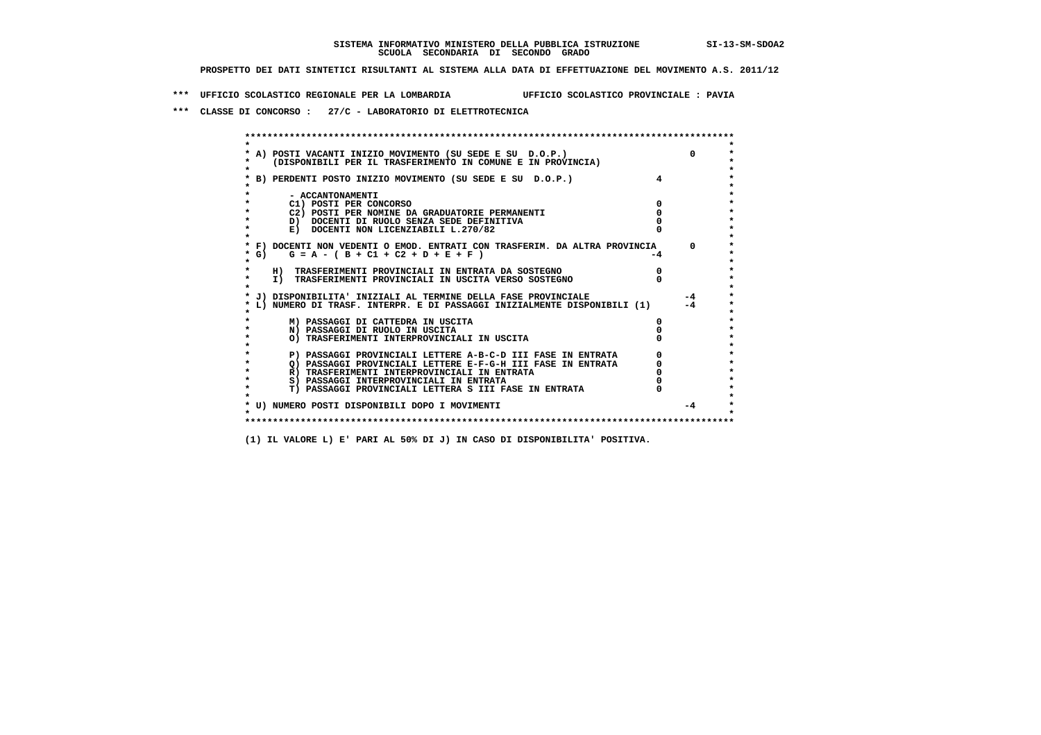**SISTEMA INFORMATIVO MINISTERO DELLA PUBBLICA ISTRUZIONE** SI-13-SM-SDOA2
**SCUOLA SECONDARIA DI SECONDO GRADO**

**PROSPETTO DEI DATI SINTETICI RISULTANTI AL SISTEMA ALLA DATA DI EFFETTUAZIONE DEL MOVIMENTO A.S. 2011/12**

**\*\*\* UFFICIO SCOLASTICO REGIONALE PER LA LOMBARDIA UFFICIO SCOLASTICO PROVINCIALE : PAVIA**

**\*\*\* CLASSE DI CONCORSO : 27/C - LABORATORIO DI ELETTROTECNICA**

| | | |
|---|---|---|
| A) POSTI VACANTI INIZIO MOVIMENTO (SU SEDE E SU D.O.P.) (DISPONIBILI PER IL TRASFERIMENTO IN COMUNE E IN PROVINCIA) | | 0 |
| B) PERDENTI POSTO INIZIO MOVIMENTO (SU SEDE E SU D.O.P.) | 4 | |
| - ACCANTONAMENTI | | |
| C1) POSTI PER CONCORSO | 0 | |
| C2) POSTI PER NOMINE DA GRADUATORIE PERMANENTI | 0 | |
| D) DOCENTI DI RUOLO SENZA SEDE DEFINITIVA | 0 | |
| E) DOCENTI NON LICENZIABILI L.270/82 | 0 | |
| F) DOCENTI NON VEDENTI O EMOD. ENTRATI CON TRASFERIM. DA ALTRA PROVINCIA | | 0 |
| G) G = A - ( B + C1 + C2 + D + E + F ) | -4 | |
| H) TRASFERIMENTI PROVINCIALI IN ENTRATA DA SOSTEGNO | 0 | |
| I) TRASFERIMENTI PROVINCIALI IN USCITA VERSO SOSTEGNO | 0 | |
| J) DISPONIBILITA' INIZIALI AL TERMINE DELLA FASE PROVINCIALE | | -4 |
| L) NUMERO DI TRASF. INTERPR. E DI PASSAGGI INIZIALMENTE DISPONIBILI (1) | | -4 |
| M) PASSAGGI DI CATTEDRA IN USCITA | 0 | |
| N) PASSAGGI DI RUOLO IN USCITA | 0 | |
| O) TRASFERIMENTI INTERPROVINCIALI IN USCITA | 0 | |
| P) PASSAGGI PROVINCIALI LETTERE A-B-C-D III FASE IN ENTRATA | 0 | |
| Q) PASSAGGI PROVINCIALI LETTERE E-F-G-H III FASE IN ENTRATA | 0 | |
| R) TRASFERIMENTI INTERPROVINCIALI IN ENTRATA | 0 | |
| S) PASSAGGI INTERPROVINCIALI IN ENTRATA | 0 | |
| T) PASSAGGI PROVINCIALI LETTERA S III FASE IN ENTRATA | 0 | |
| U) NUMERO POSTI DISPONIBILI DOPO I MOVIMENTI | | -4 |

**(1) IL VALORE L) E' PARI AL 50% DI J) IN CASO DI DISPONIBILITA' POSITIVA.**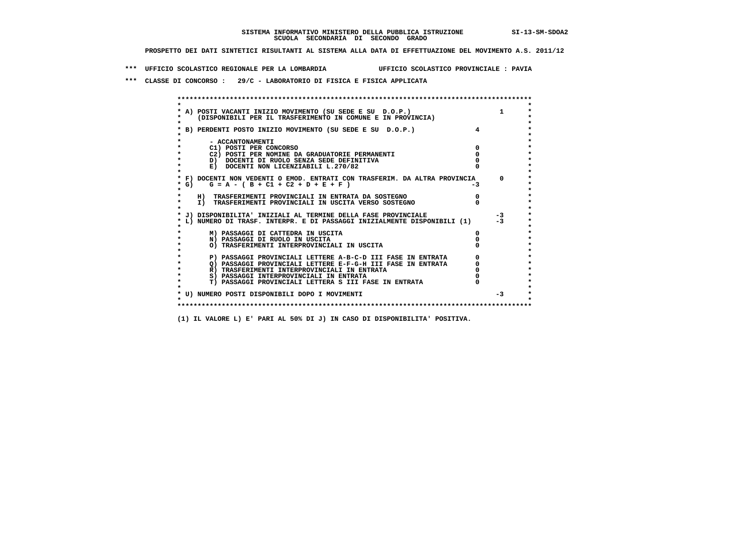**SISTEMA INFORMATIVO MINISTERO DELLA PUBBLICA ISTRUZIONE** SI-13-SM-SDOA2
**SCUOLA SECONDARIA DI SECONDO GRADO**

**PROSPETTO DEI DATI SINTETICI RISULTANTI AL SISTEMA ALLA DATA DI EFFETTUAZIONE DEL MOVIMENTO A.S. 2011/12**

**\*\*\* UFFICIO SCOLASTICO REGIONALE PER LA LOMBARDIA UFFICIO SCOLASTICO PROVINCIALE : PAVIA**

**\*\*\* CLASSE DI CONCORSO : 29/C - LABORATORIO DI FISICA E FISICA APPLICATA**

| Voce | | |
|---|---|---|
| A) POSTI VACANTI INIZIO MOVIMENTO (SU SEDE E SU D.O.P.) (DISPONIBILI PER IL TRASFERIMENTO IN COMUNE E IN PROVINCIA) | | 1 |
| B) PERDENTI POSTO INIZIO MOVIMENTO (SU SEDE E SU D.O.P.) | 4 | |
| - ACCANTONAMENTI | | |
| C1) POSTI PER CONCORSO | 0 | |
| C2) POSTI PER NOMINE DA GRADUATORIE PERMANENTI | 0 | |
| D) DOCENTI DI RUOLO SENZA SEDE DEFINITIVA | 0 | |
| E) DOCENTI NON LICENZIABILI L.270/82 | 0 | |
| F) DOCENTI NON VEDENTI O EMOD. ENTRATI CON TRASFERIM. DA ALTRA PROVINCIA | | 0 |
| G) G = A - ( B + C1 + C2 + D + E + F ) | -3 | |
| H) TRASFERIMENTI PROVINCIALI IN ENTRATA DA SOSTEGNO | 0 | |
| I) TRASFERIMENTI PROVINCIALI IN USCITA VERSO SOSTEGNO | 0 | |
| J) DISPONIBILITA' INIZIALI AL TERMINE DELLA FASE PROVINCIALE | | -3 |
| L) NUMERO DI TRASF. INTERPR. E DI PASSAGGI INIZIALMENTE DISPONIBILI (1) | | -3 |
| M) PASSAGGI DI CATTEDRA IN USCITA | 0 | |
| N) PASSAGGI DI RUOLO IN USCITA | 0 | |
| O) TRASFERIMENTI INTERPROVINCIALI IN USCITA | 0 | |
| P) PASSAGGI PROVINCIALI LETTERE A-B-C-D III FASE IN ENTRATA | 0 | |
| Q) PASSAGGI PROVINCIALI LETTERE E-F-G-H III FASE IN ENTRATA | 0 | |
| R) TRASFERIMENTI INTERPROVINCIALI IN ENTRATA | 0 | |
| S) PASSAGGI INTERPROVINCIALI IN ENTRATA | 0 | |
| T) PASSAGGI PROVINCIALI LETTERA S III FASE IN ENTRATA | 0 | |
| U) NUMERO POSTI DISPONIBILI DOPO I MOVIMENTI | | -3 |

**(1) IL VALORE L) E' PARI AL 50% DI J) IN CASO DI DISPONIBILITA' POSITIVA.**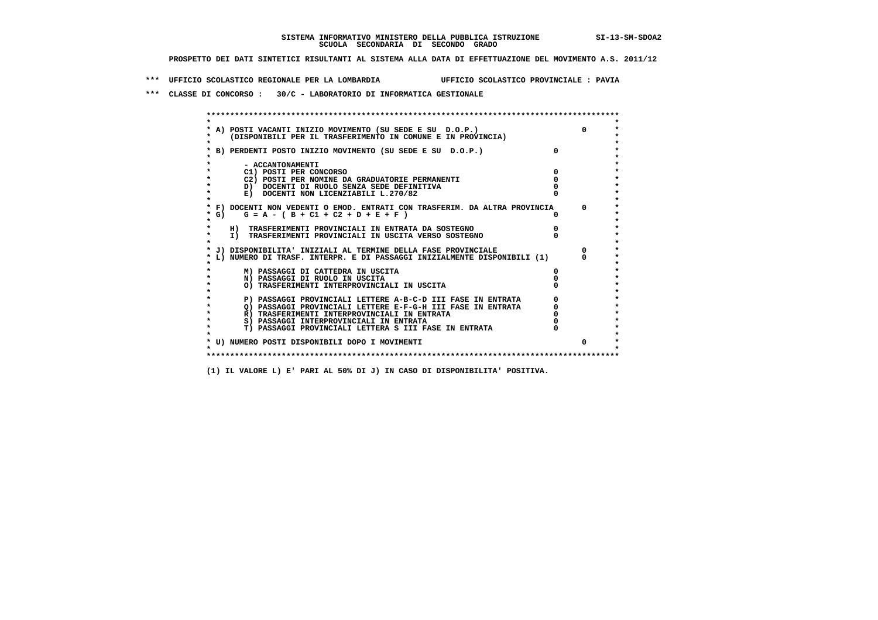**SISTEMA INFORMATIVO MINISTERO DELLA PUBBLICA ISTRUZIONE** SI-13-SM-SDOA2
**SCUOLA SECONDARIA DI SECONDO GRADO**

**PROSPETTO DEI DATI SINTETICI RISULTANTI AL SISTEMA ALLA DATA DI EFFETTUAZIONE DEL MOVIMENTO A.S. 2011/12**

**\*\*\* UFFICIO SCOLASTICO REGIONALE PER LA LOMBARDIA UFFICIO SCOLASTICO PROVINCIALE : PAVIA**

**\*\*\* CLASSE DI CONCORSO : 30/C - LABORATORIO DI INFORMATICA GESTIONALE**

| Voce | | |
|---|---|---|
| A) POSTI VACANTI INIZIO MOVIMENTO (SU SEDE E SU D.O.P.) (DISPONIBILI PER IL TRASFERIMENTO IN COMUNE E IN PROVINCIA) | | 0 |
| B) PERDENTI POSTO INIZIO MOVIMENTO (SU SEDE E SU D.O.P.) | 0 | |
| - ACCANTONAMENTI | | |
| C1) POSTI PER CONCORSO | 0 | |
| C2) POSTI PER NOMINE DA GRADUATORIE PERMANENTI | 0 | |
| D) DOCENTI DI RUOLO SENZA SEDE DEFINITIVA | 0 | |
| E) DOCENTI NON LICENZIABILI L.270/82 | 0 | |
| F) DOCENTI NON VEDENTI O EMOD. ENTRATI CON TRASFERIM. DA ALTRA PROVINCIA | | 0 |
| G) G = A - ( B + C1 + C2 + D + E + F ) | 0 | |
| H) TRASFERIMENTI PROVINCIALI IN ENTRATA DA SOSTEGNO | 0 | |
| I) TRASFERIMENTI PROVINCIALI IN USCITA VERSO SOSTEGNO | 0 | |
| J) DISPONIBILITA' INIZIALI AL TERMINE DELLA FASE PROVINCIALE | | 0 |
| L) NUMERO DI TRASF. INTERPR. E DI PASSAGGI INIZIALMENTE DISPONIBILI (1) | | 0 |
| M) PASSAGGI DI CATTEDRA IN USCITA | 0 | |
| N) PASSAGGI DI RUOLO IN USCITA | 0 | |
| O) TRASFERIMENTI INTERPROVINCIALI IN USCITA | 0 | |
| P) PASSAGGI PROVINCIALI LETTERE A-B-C-D III FASE IN ENTRATA | 0 | |
| Q) PASSAGGI PROVINCIALI LETTERE E-F-G-H III FASE IN ENTRATA | 0 | |
| R) TRASFERIMENTI INTERPROVINCIALI IN ENTRATA | 0 | |
| S) PASSAGGI INTERPROVINCIALI IN ENTRATA | 0 | |
| T) PASSAGGI PROVINCIALI LETTERA S III FASE IN ENTRATA | 0 | |
| U) NUMERO POSTI DISPONIBILI DOPO I MOVIMENTI | | 0 |

**(1) IL VALORE L) E' PARI AL 50% DI J) IN CASO DI DISPONIBILITA' POSITIVA.**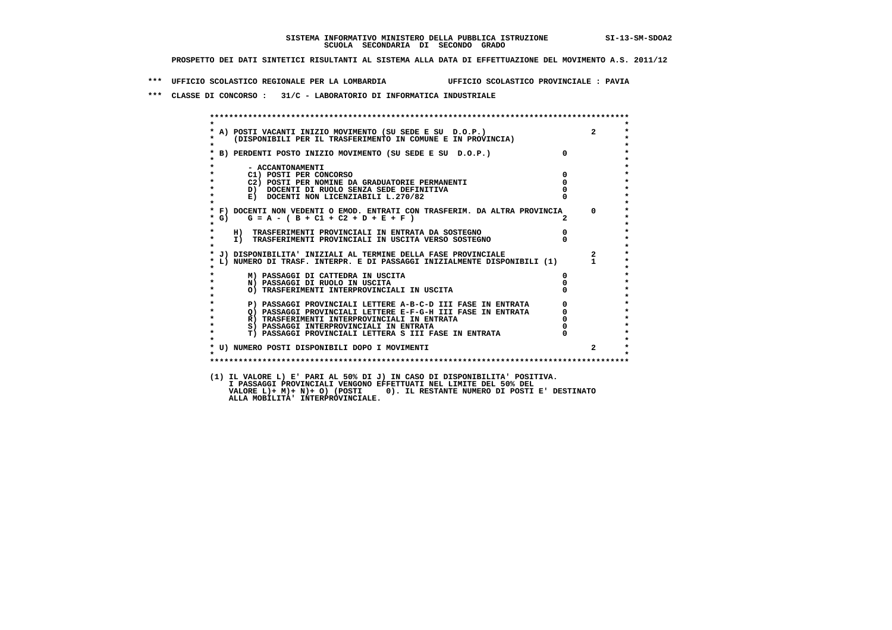SISTEMA INFORMATIVO MINISTERO DELLA PUBBLICA ISTRUZIONE SI-13-SM-SDOA2
SCUOLA SECONDARIA DI SECONDO GRADO

PROSPETTO DEI DATI SINTETICI RISULTANTI AL SISTEMA ALLA DATA DI EFFETTUAZIONE DEL MOVIMENTO A.S. 2011/12

\*\*\* UFFICIO SCOLASTICO REGIONALE PER LA LOMBARDIA UFFICIO SCOLASTICO PROVINCIALE : PAVIA

\*\*\* CLASSE DI CONCORSO : 31/C - LABORATORIO DI INFORMATICA INDUSTRIALE

| | | |
|---|---|---|
| A) POSTI VACANTI INIZIO MOVIMENTO (SU SEDE E SU D.O.P.) (DISPONIBILI PER IL TRASFERIMENTO IN COMUNE E IN PROVINCIA) | | 2 |
| B) PERDENTI POSTO INIZIO MOVIMENTO (SU SEDE E SU D.O.P.) | 0 | |
| - ACCANTONAMENTI | | |
| C1) POSTI PER CONCORSO | 0 | |
| C2) POSTI PER NOMINE DA GRADUATORIE PERMANENTI | 0 | |
| D) DOCENTI DI RUOLO SENZA SEDE DEFINITIVA | 0 | |
| E) DOCENTI NON LICENZIABILI L.270/82 | 0 | |
| F) DOCENTI NON VEDENTI O EMOD. ENTRATI CON TRASFERIM. DA ALTRA PROVINCIA | | 0 |
| G) G = A - ( B + C1 + C2 + D + E + F ) | 2 | |
| H) TRASFERIMENTI PROVINCIALI IN ENTRATA DA SOSTEGNO | 0 | |
| I) TRASFERIMENTI PROVINCIALI IN USCITA VERSO SOSTEGNO | 0 | |
| J) DISPONIBILITA' INIZIALI AL TERMINE DELLA FASE PROVINCIALE | | 2 |
| L) NUMERO DI TRASF. INTERPR. E DI PASSAGGI INIZIALMENTE DISPONIBILI (1) | | 1 |
| M) PASSAGGI DI CATTEDRA IN USCITA | 0 | |
| N) PASSAGGI DI RUOLO IN USCITA | 0 | |
| O) TRASFERIMENTI INTERPROVINCIALI IN USCITA | 0 | |
| P) PASSAGGI PROVINCIALI LETTERE A-B-C-D III FASE IN ENTRATA | 0 | |
| Q) PASSAGGI PROVINCIALI LETTERE E-F-G-H III FASE IN ENTRATA | 0 | |
| R) TRASFERIMENTI INTERPROVINCIALI IN ENTRATA | 0 | |
| S) PASSAGGI INTERPROVINCIALI IN ENTRATA | 0 | |
| T) PASSAGGI PROVINCIALI LETTERA S III FASE IN ENTRATA | 0 | |
| U) NUMERO POSTI DISPONIBILI DOPO I MOVIMENTI | | 2 |

(1) IL VALORE L) E' PARI AL 50% DI J) IN CASO DI DISPONIBILITA' POSITIVA.
I PASSAGGI PROVINCIALI VENGONO EFFETTUATI NEL LIMITE DEL 50% DEL
VALORE L)+ M)+ N)+ O) (POSTI 0). IL RESTANTE NUMERO DI POSTI E' DESTINATO
ALLA MOBILITA' INTERPROVINCIALE.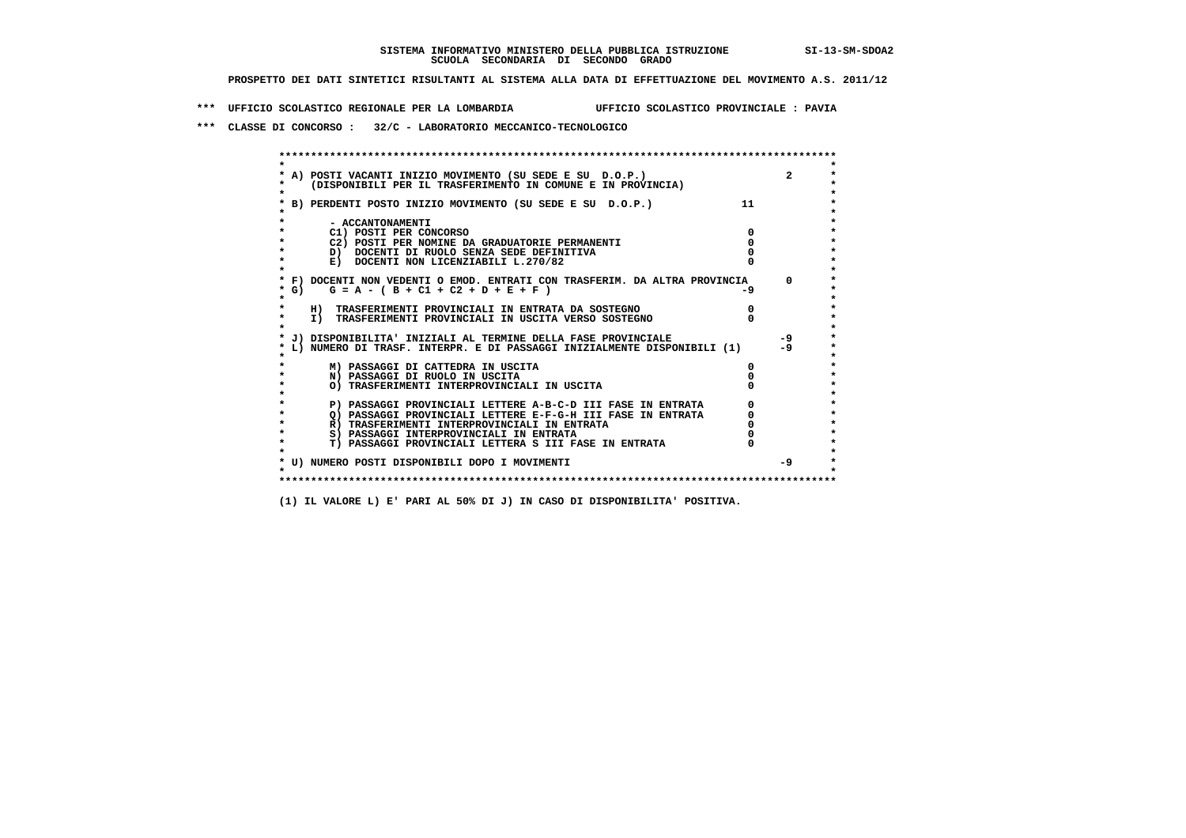**SISTEMA INFORMATIVO MINISTERO DELLA PUBBLICA ISTRUZIONE SI-13-SM-SDOA2**
**SCUOLA SECONDARIA DI SECONDO GRADO**

**PROSPETTO DEI DATI SINTETICI RISULTANTI AL SISTEMA ALLA DATA DI EFFETTUAZIONE DEL MOVIMENTO A.S. 2011/12**

**\*\*\* UFFICIO SCOLASTICO REGIONALE PER LA LOMBARDIA UFFICIO SCOLASTICO PROVINCIALE : PAVIA**

**\*\*\* CLASSE DI CONCORSO : 32/C - LABORATORIO MECCANICO-TECNOLOGICO**

| Voce | Valore | Totale |
|---|---|---|
| A) POSTI VACANTI INIZIO MOVIMENTO (SU SEDE E SU D.O.P.) (DISPONIBILI PER IL TRASFERIMENTO IN COMUNE E IN PROVINCIA) | | 2 |
| B) PERDENTI POSTO INIZIO MOVIMENTO (SU SEDE E SU D.O.P.) | 11 | |
| - ACCANTONAMENTI | | |
| C1) POSTI PER CONCORSO | 0 | |
| C2) POSTI PER NOMINE DA GRADUATORIE PERMANENTI | 0 | |
| D) DOCENTI DI RUOLO SENZA SEDE DEFINITIVA | 0 | |
| E) DOCENTI NON LICENZIABILI L.270/82 | 0 | |
| F) DOCENTI NON VEDENTI O EMOD. ENTRATI CON TRASFERIM. DA ALTRA PROVINCIA | | 0 |
| G) G = A - ( B + C1 + C2 + D + E + F ) | -9 | |
| H) TRASFERIMENTI PROVINCIALI IN ENTRATA DA SOSTEGNO | 0 | |
| I) TRASFERIMENTI PROVINCIALI IN USCITA VERSO SOSTEGNO | 0 | |
| J) DISPONIBILITA' INIZIALI AL TERMINE DELLA FASE PROVINCIALE | | -9 |
| L) NUMERO DI TRASF. INTERPR. E DI PASSAGGI INIZIALMENTE DISPONIBILI (1) | | -9 |
| M) PASSAGGI DI CATTEDRA IN USCITA | 0 | |
| N) PASSAGGI DI RUOLO IN USCITA | 0 | |
| O) TRASFERIMENTI INTERPROVINCIALI IN USCITA | 0 | |
| P) PASSAGGI PROVINCIALI LETTERE A-B-C-D III FASE IN ENTRATA | 0 | |
| Q) PASSAGGI PROVINCIALI LETTERE E-F-G-H III FASE IN ENTRATA | 0 | |
| R) TRASFERIMENTI INTERPROVINCIALI IN ENTRATA | 0 | |
| S) PASSAGGI INTERPROVINCIALI IN ENTRATA | 0 | |
| T) PASSAGGI PROVINCIALI LETTERA S III FASE IN ENTRATA | 0 | |
| U) NUMERO POSTI DISPONIBILI DOPO I MOVIMENTI | | -9 |

**(1) IL VALORE L) E' PARI AL 50% DI J) IN CASO DI DISPONIBILITA' POSITIVA.**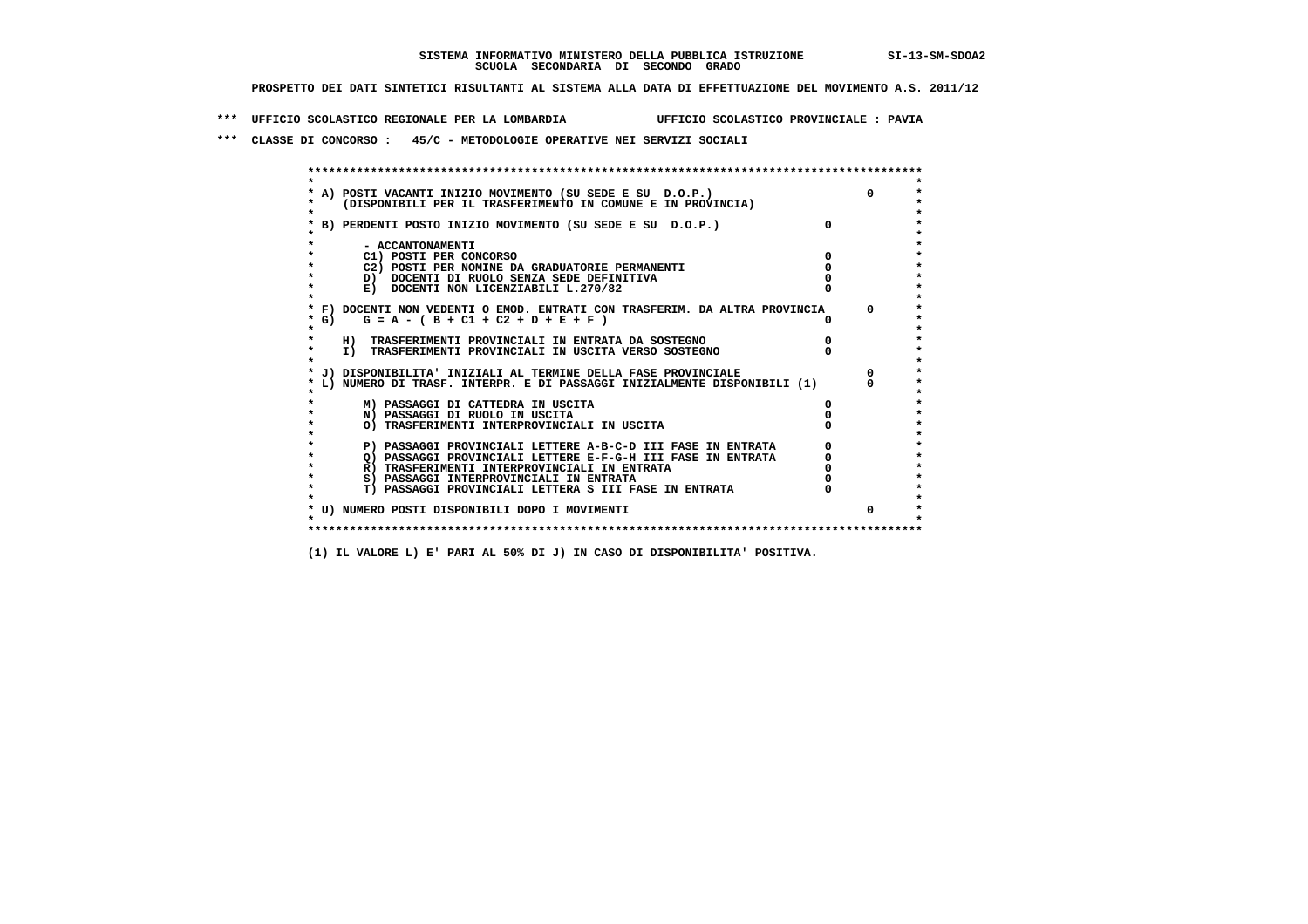**SISTEMA INFORMATIVO MINISTERO DELLA PUBBLICA ISTRUZIONE SI-13-SM-SDOA2**
**SCUOLA SECONDARIA DI SECONDO GRADO**

**PROSPETTO DEI DATI SINTETICI RISULTANTI AL SISTEMA ALLA DATA DI EFFETTUAZIONE DEL MOVIMENTO A.S. 2011/12**

**\*\*\* UFFICIO SCOLASTICO REGIONALE PER LA LOMBARDIA UFFICIO SCOLASTICO PROVINCIALE : PAVIA**

**\*\*\* CLASSE DI CONCORSO : 45/C - METODOLOGIE OPERATIVE NEI SERVIZI SOCIALI**

| Voce | | |
|---|---|---|
| A) POSTI VACANTI INIZIO MOVIMENTO (SU SEDE E SU D.O.P.) (DISPONIBILI PER IL TRASFERIMENTO IN COMUNE E IN PROVINCIA) | | 0 |
| B) PERDENTI POSTO INIZIO MOVIMENTO (SU SEDE E SU D.O.P.) | 0 | |
| - ACCANTONAMENTI | | |
| C1) POSTI PER CONCORSO | 0 | |
| C2) POSTI PER NOMINE DA GRADUATORIE PERMANENTI | 0 | |
| D) DOCENTI DI RUOLO SENZA SEDE DEFINITIVA | 0 | |
| E) DOCENTI NON LICENZIABILI L.270/82 | 0 | |
| F) DOCENTI NON VEDENTI O EMOD. ENTRATI CON TRASFERIM. DA ALTRA PROVINCIA | | 0 |
| G) G = A - ( B + C1 + C2 + D + E + F ) | 0 | |
| H) TRASFERIMENTI PROVINCIALI IN ENTRATA DA SOSTEGNO | 0 | |
| I) TRASFERIMENTI PROVINCIALI IN USCITA VERSO SOSTEGNO | 0 | |
| J) DISPONIBILITA' INIZIALI AL TERMINE DELLA FASE PROVINCIALE | | 0 |
| L) NUMERO DI TRASF. INTERPR. E DI PASSAGGI INIZIALMENTE DISPONIBILI (1) | | 0 |
| M) PASSAGGI DI CATTEDRA IN USCITA | 0 | |
| N) PASSAGGI DI RUOLO IN USCITA | 0 | |
| O) TRASFERIMENTI INTERPROVINCIALI IN USCITA | 0 | |
| P) PASSAGGI PROVINCIALI LETTERE A-B-C-D III FASE IN ENTRATA | 0 | |
| Q) PASSAGGI PROVINCIALI LETTERE E-F-G-H III FASE IN ENTRATA | 0 | |
| R) TRASFERIMENTI INTERPROVINCIALI IN ENTRATA | 0 | |
| S) PASSAGGI INTERPROVINCIALI IN ENTRATA | 0 | |
| T) PASSAGGI PROVINCIALI LETTERA S III FASE IN ENTRATA | 0 | |
| U) NUMERO POSTI DISPONIBILI DOPO I MOVIMENTI | | 0 |

**(1) IL VALORE L) E' PARI AL 50% DI J) IN CASO DI DISPONIBILITA' POSITIVA.**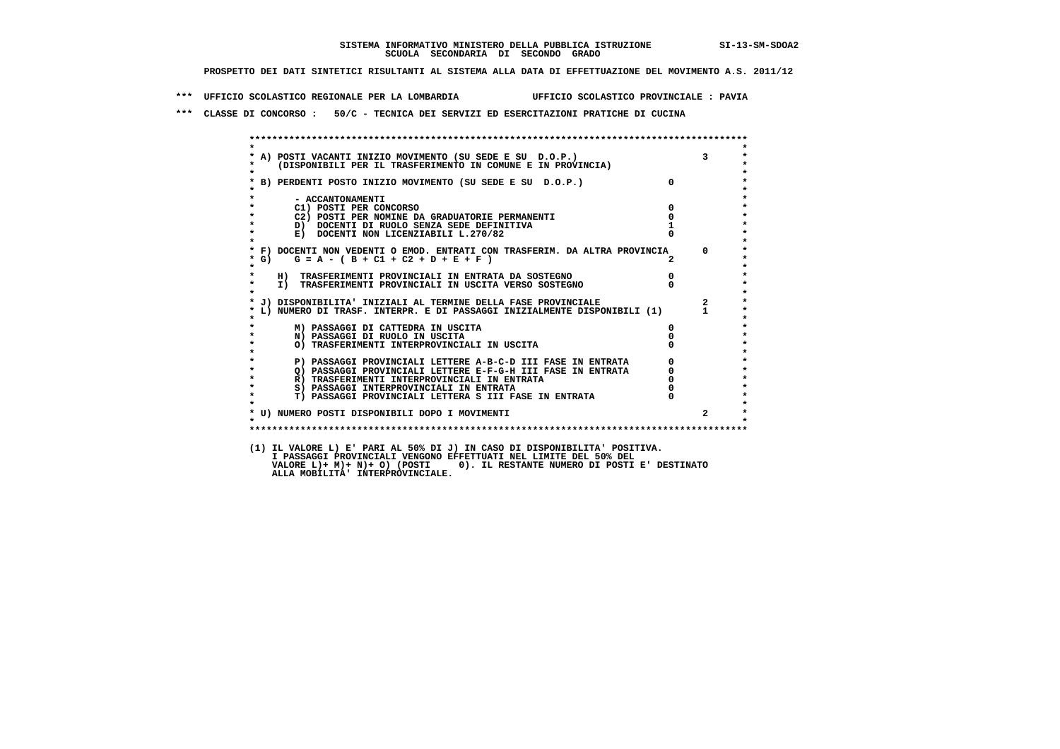**SISTEMA INFORMATIVO MINISTERO DELLA PUBBLICA ISTRUZIONE SI-13-SM-SDOA2**
**SCUOLA SECONDARIA DI SECONDO GRADO**

**PROSPETTO DEI DATI SINTETICI RISULTANTI AL SISTEMA ALLA DATA DI EFFETTUAZIONE DEL MOVIMENTO A.S. 2011/12**

**\*\*\* UFFICIO SCOLASTICO REGIONALE PER LA LOMBARDIA UFFICIO SCOLASTICO PROVINCIALE : PAVIA**

**\*\*\* CLASSE DI CONCORSO : 50/C - TECNICA DEI SERVIZI ED ESERCITAZIONI PRATICHE DI CUCINA**

| Voce | | |
|---|---|---|
| A) POSTI VACANTI INIZIO MOVIMENTO (SU SEDE E SU D.O.P.) (DISPONIBILI PER IL TRASFERIMENTO IN COMUNE E IN PROVINCIA) | | 3 |
| B) PERDENTI POSTO INIZIO MOVIMENTO (SU SEDE E SU D.O.P.) | 0 | |
| - ACCANTONAMENTI | | |
| C1) POSTI PER CONCORSO | 0 | |
| C2) POSTI PER NOMINE DA GRADUATORIE PERMANENTI | 0 | |
| D) DOCENTI DI RUOLO SENZA SEDE DEFINITIVA | 1 | |
| E) DOCENTI NON LICENZIABILI L.270/82 | 0 | |
| F) DOCENTI NON VEDENTI O EMOD. ENTRATI CON TRASFERIM. DA ALTRA PROVINCIA | | 0 |
| G) G = A - ( B + C1 + C2 + D + E + F ) | 2 | |
| H) TRASFERIMENTI PROVINCIALI IN ENTRATA DA SOSTEGNO | 0 | |
| I) TRASFERIMENTI PROVINCIALI IN USCITA VERSO SOSTEGNO | 0 | |
| J) DISPONIBILITA' INIZIALI AL TERMINE DELLA FASE PROVINCIALE | | 2 |
| L) NUMERO DI TRASF. INTERPR. E DI PASSAGGI INIZIALMENTE DISPONIBILI (1) | | 1 |
| M) PASSAGGI DI CATTEDRA IN USCITA | 0 | |
| N) PASSAGGI DI RUOLO IN USCITA | 0 | |
| O) TRASFERIMENTI INTERPROVINCIALI IN USCITA | 0 | |
| P) PASSAGGI PROVINCIALI LETTERE A-B-C-D III FASE IN ENTRATA | 0 | |
| Q) PASSAGGI PROVINCIALI LETTERE E-F-G-H III FASE IN ENTRATA | 0 | |
| R) TRASFERIMENTI INTERPROVINCIALI IN ENTRATA | 0 | |
| S) PASSAGGI INTERPROVINCIALI IN ENTRATA | 0 | |
| T) PASSAGGI PROVINCIALI LETTERA S III FASE IN ENTRATA | 0 | |
| U) NUMERO POSTI DISPONIBILI DOPO I MOVIMENTI | | 2 |

(1) IL VALORE L) E' PARI AL 50% DI J) IN CASO DI DISPONIBILITA' POSITIVA.
I PASSAGGI PROVINCIALI VENGONO EFFETTUATI NEL LIMITE DEL 50% DEL
VALORE L)+ M)+ N)+ O) (POSTI 0). IL RESTANTE NUMERO DI POSTI E' DESTINATO
ALLA MOBILITA' INTERPROVINCIALE.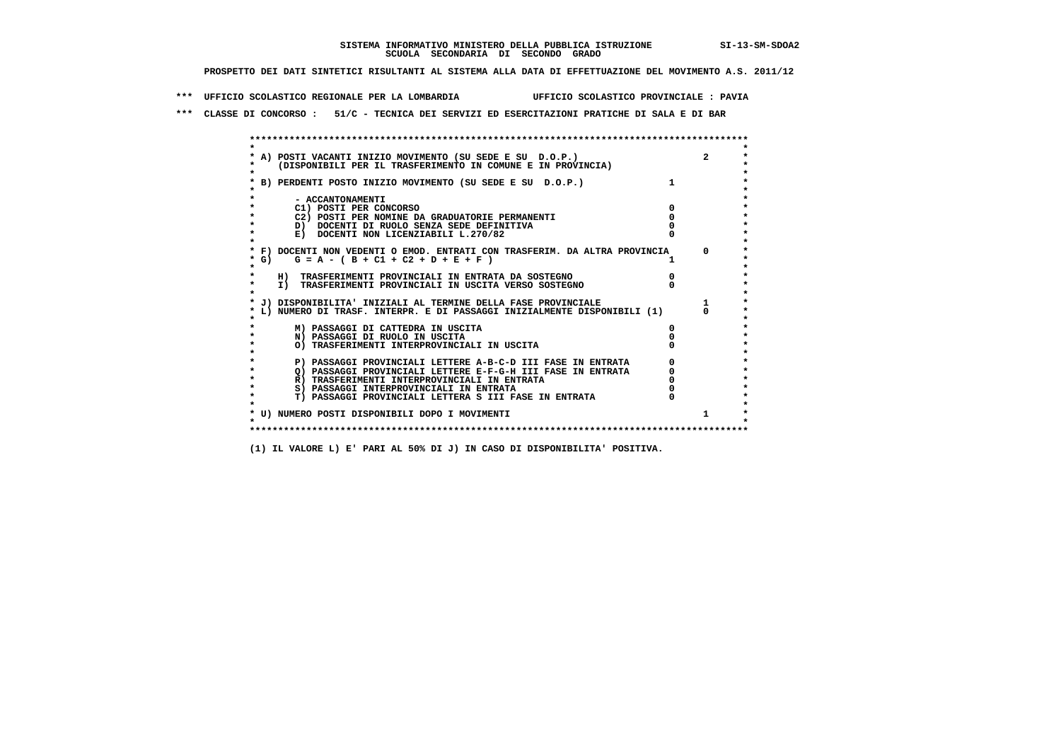**SISTEMA INFORMATIVO MINISTERO DELLA PUBBLICA ISTRUZIONE SI-13-SM-SDOA2**
**SCUOLA SECONDARIA DI SECONDO GRADO**

**PROSPETTO DEI DATI SINTETICI RISULTANTI AL SISTEMA ALLA DATA DI EFFETTUAZIONE DEL MOVIMENTO A.S. 2011/12**

**\*\*\* UFFICIO SCOLASTICO REGIONALE PER LA LOMBARDIA UFFICIO SCOLASTICO PROVINCIALE : PAVIA**

**\*\*\* CLASSE DI CONCORSO : 51/C - TECNICA DEI SERVIZI ED ESERCITAZIONI PRATICHE DI SALA E DI BAR**

| Voce | | |
|---|---|---|
| A) POSTI VACANTI INIZIO MOVIMENTO (SU SEDE E SU D.O.P.) (DISPONIBILI PER IL TRASFERIMENTO IN COMUNE E IN PROVINCIA) | | 2 |
| B) PERDENTI POSTO INIZIO MOVIMENTO (SU SEDE E SU D.O.P.) | 1 | |
| - ACCANTONAMENTI | | |
| C1) POSTI PER CONCORSO | 0 | |
| C2) POSTI PER NOMINE DA GRADUATORIE PERMANENTI | 0 | |
| D) DOCENTI DI RUOLO SENZA SEDE DEFINITIVA | 0 | |
| E) DOCENTI NON LICENZIABILI L.270/82 | 0 | |
| F) DOCENTI NON VEDENTI O EMOD. ENTRATI CON TRASFERIM. DA ALTRA PROVINCIA | | 0 |
| G) G = A - ( B + C1 + C2 + D + E + F ) | 1 | |
| H) TRASFERIMENTI PROVINCIALI IN ENTRATA DA SOSTEGNO | 0 | |
| I) TRASFERIMENTI PROVINCIALI IN USCITA VERSO SOSTEGNO | 0 | |
| J) DISPONIBILITA' INIZIALI AL TERMINE DELLA FASE PROVINCIALE | | 1 |
| L) NUMERO DI TRASF. INTERPR. E DI PASSAGGI INIZIALMENTE DISPONIBILI (1) | | 0 |
| M) PASSAGGI DI CATTEDRA IN USCITA | 0 | |
| N) PASSAGGI DI RUOLO IN USCITA | 0 | |
| O) TRASFERIMENTI INTERPROVINCIALI IN USCITA | 0 | |
| P) PASSAGGI PROVINCIALI LETTERE A-B-C-D III FASE IN ENTRATA | 0 | |
| Q) PASSAGGI PROVINCIALI LETTERE E-F-G-H III FASE IN ENTRATA | 0 | |
| R) TRASFERIMENTI INTERPROVINCIALI IN ENTRATA | 0 | |
| S) PASSAGGI INTERPROVINCIALI IN ENTRATA | 0 | |
| T) PASSAGGI PROVINCIALI LETTERA S III FASE IN ENTRATA | 0 | |
| U) NUMERO POSTI DISPONIBILI DOPO I MOVIMENTI | | 1 |

**(1) IL VALORE L) E' PARI AL 50% DI J) IN CASO DI DISPONIBILITA' POSITIVA.**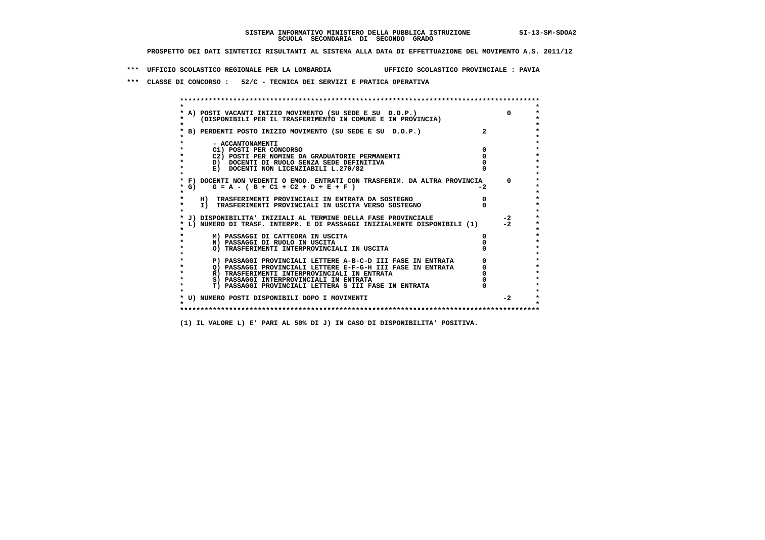**SISTEMA INFORMATIVO MINISTERO DELLA PUBBLICA ISTRUZIONE SI-13-SM-SDOA2**
**SCUOLA SECONDARIA DI SECONDO GRADO**

**PROSPETTO DEI DATI SINTETICI RISULTANTI AL SISTEMA ALLA DATA DI EFFETTUAZIONE DEL MOVIMENTO A.S. 2011/12**

**\*\*\* UFFICIO SCOLASTICO REGIONALE PER LA LOMBARDIA UFFICIO SCOLASTICO PROVINCIALE : PAVIA**

**\*\*\* CLASSE DI CONCORSO : 52/C - TECNICA DEI SERVIZI E PRATICA OPERATIVA**

```
******************************************************************************************
*                                                                                        *
* A) POSTI VACANTI INIZIO MOVIMENTO (SU SEDE E SU  D.O.P.)                      0       *
*     (DISPONIBILI PER IL TRASFERIMENTO IN COMUNE E IN PROVINCIA)                        *
*                                                                                        *
* B) PERDENTI POSTO INIZIO MOVIMENTO (SU SEDE E SU  D.O.P.)              2               *
*                                                                                        *
*        - ACCANTONAMENTI                                                                *
*        C1) POSTI PER CONCORSO                                          0               *
*        C2) POSTI PER NOMINE DA GRADUATORIE PERMANENTI                  0               *
*        D)  DOCENTI DI RUOLO SENZA SEDE DEFINITIVA                      0               *
*        E)  DOCENTI NON LICENZIABILI L.270/82                           0               *
*                                                                                        *
* F) DOCENTI NON VEDENTI O EMOD. ENTRATI CON TRASFERIM. DA ALTRA PROVINCIA      0       *
* G)    G = A - ( B + C1 + C2 + D + E + F )                             -2               *
*                                                                                        *
*     H)  TRASFERIMENTI PROVINCIALI IN ENTRATA DA SOSTEGNO               0               *
*     I)  TRASFERIMENTI PROVINCIALI IN USCITA VERSO SOSTEGNO             0               *
*                                                                                        *
* J) DISPONIBILITA' INIZIALI AL TERMINE DELLA FASE PROVINCIALE                 -2       *
* L) NUMERO DI TRASF. INTERPR. E DI PASSAGGI INIZIALMENTE DISPONIBILI (1)      -2       *
*                                                                                        *
*        M) PASSAGGI DI CATTEDRA IN USCITA                               0               *
*        N) PASSAGGI DI RUOLO IN USCITA                                  0               *
*        O) TRASFERIMENTI INTERPROVINCIALI IN USCITA                     0               *
*                                                                                        *
*        P) PASSAGGI PROVINCIALI LETTERE A-B-C-D III FASE IN ENTRATA     0               *
*        Q) PASSAGGI PROVINCIALI LETTERE E-F-G-H III FASE IN ENTRATA     0               *
*        R) TRASFERIMENTI INTERPROVINCIALI IN ENTRATA                    0               *
*        S) PASSAGGI INTERPROVINCIALI IN ENTRATA                         0               *
*        T) PASSAGGI PROVINCIALI LETTERA S III FASE IN ENTRATA           0               *
*                                                                                        *
* U) NUMERO POSTI DISPONIBILI DOPO I MOVIMENTI                                 -2       *
*                                                                                        *
******************************************************************************************
```

**(1) IL VALORE L) E' PARI AL 50% DI J) IN CASO DI DISPONIBILITA' POSITIVA.**